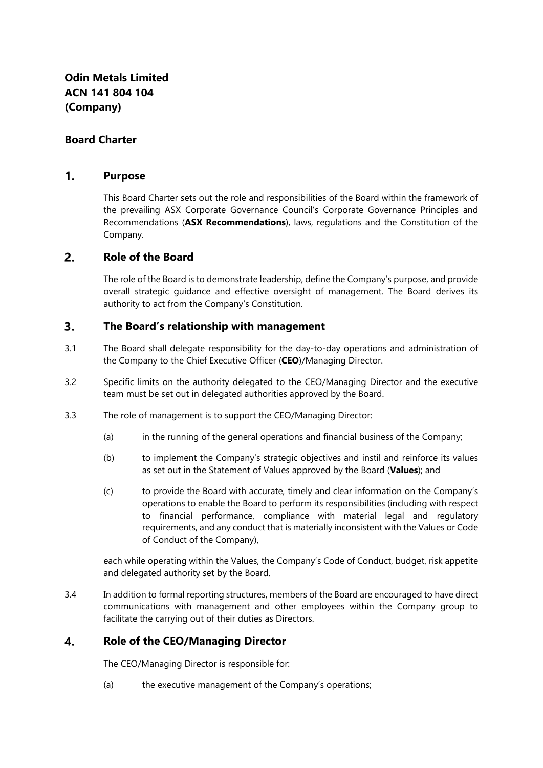**Odin Metals Limited**
**ACN 141 804 104**
**(Company)**

## Board Charter

## 1. Purpose

This Board Charter sets out the role and responsibilities of the Board within the framework of the prevailing ASX Corporate Governance Council's Corporate Governance Principles and Recommendations (**ASX Recommendations**), laws, regulations and the Constitution of the Company.

## 2. Role of the Board

The role of the Board is to demonstrate leadership, define the Company's purpose, and provide overall strategic guidance and effective oversight of management. The Board derives its authority to act from the Company's Constitution.

## 3. The Board's relationship with management

3.1 The Board shall delegate responsibility for the day-to-day operations and administration of the Company to the Chief Executive Officer (**CEO**)/Managing Director.

3.2 Specific limits on the authority delegated to the CEO/Managing Director and the executive team must be set out in delegated authorities approved by the Board.

3.3 The role of management is to support the CEO/Managing Director:

(a) in the running of the general operations and financial business of the Company;

(b) to implement the Company's strategic objectives and instil and reinforce its values as set out in the Statement of Values approved by the Board (**Values**); and

(c) to provide the Board with accurate, timely and clear information on the Company's operations to enable the Board to perform its responsibilities (including with respect to financial performance, compliance with material legal and regulatory requirements, and any conduct that is materially inconsistent with the Values or Code of Conduct of the Company),

each while operating within the Values, the Company's Code of Conduct, budget, risk appetite and delegated authority set by the Board.

3.4 In addition to formal reporting structures, members of the Board are encouraged to have direct communications with management and other employees within the Company group to facilitate the carrying out of their duties as Directors.

## 4. Role of the CEO/Managing Director

The CEO/Managing Director is responsible for:

(a) the executive management of the Company's operations;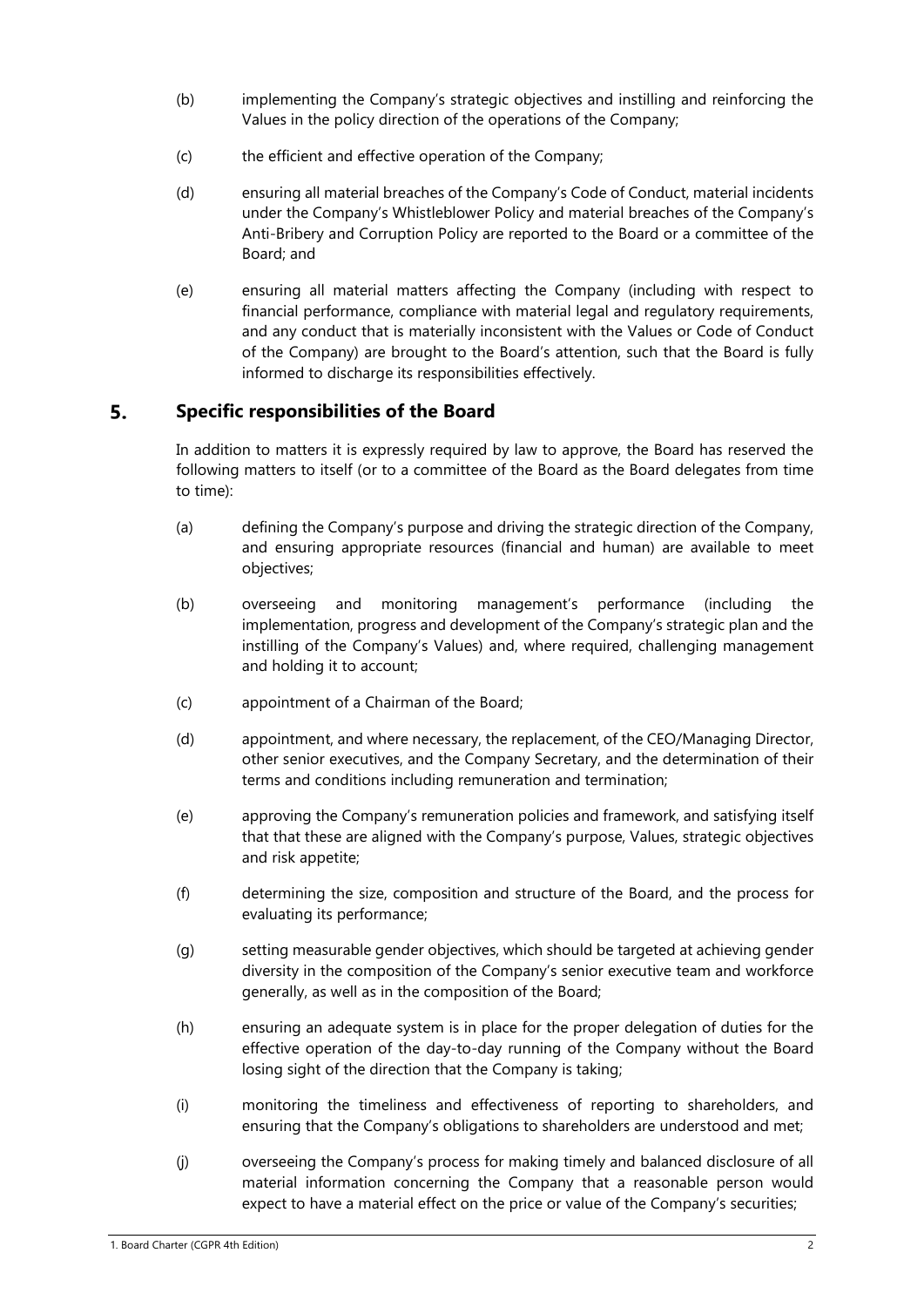(b) implementing the Company's strategic objectives and instilling and reinforcing the Values in the policy direction of the operations of the Company;

(c) the efficient and effective operation of the Company;

(d) ensuring all material breaches of the Company's Code of Conduct, material incidents under the Company's Whistleblower Policy and material breaches of the Company's Anti-Bribery and Corruption Policy are reported to the Board or a committee of the Board; and

(e) ensuring all material matters affecting the Company (including with respect to financial performance, compliance with material legal and regulatory requirements, and any conduct that is materially inconsistent with the Values or Code of Conduct of the Company) are brought to the Board's attention, such that the Board is fully informed to discharge its responsibilities effectively.

## 5. Specific responsibilities of the Board

In addition to matters it is expressly required by law to approve, the Board has reserved the following matters to itself (or to a committee of the Board as the Board delegates from time to time):

(a) defining the Company's purpose and driving the strategic direction of the Company, and ensuring appropriate resources (financial and human) are available to meet objectives;

(b) overseeing and monitoring management's performance (including the implementation, progress and development of the Company's strategic plan and the instilling of the Company's Values) and, where required, challenging management and holding it to account;

(c) appointment of a Chairman of the Board;

(d) appointment, and where necessary, the replacement, of the CEO/Managing Director, other senior executives, and the Company Secretary, and the determination of their terms and conditions including remuneration and termination;

(e) approving the Company's remuneration policies and framework, and satisfying itself that that these are aligned with the Company's purpose, Values, strategic objectives and risk appetite;

(f) determining the size, composition and structure of the Board, and the process for evaluating its performance;

(g) setting measurable gender objectives, which should be targeted at achieving gender diversity in the composition of the Company's senior executive team and workforce generally, as well as in the composition of the Board;

(h) ensuring an adequate system is in place for the proper delegation of duties for the effective operation of the day-to-day running of the Company without the Board losing sight of the direction that the Company is taking;

(i) monitoring the timeliness and effectiveness of reporting to shareholders, and ensuring that the Company's obligations to shareholders are understood and met;

(j) overseeing the Company's process for making timely and balanced disclosure of all material information concerning the Company that a reasonable person would expect to have a material effect on the price or value of the Company's securities;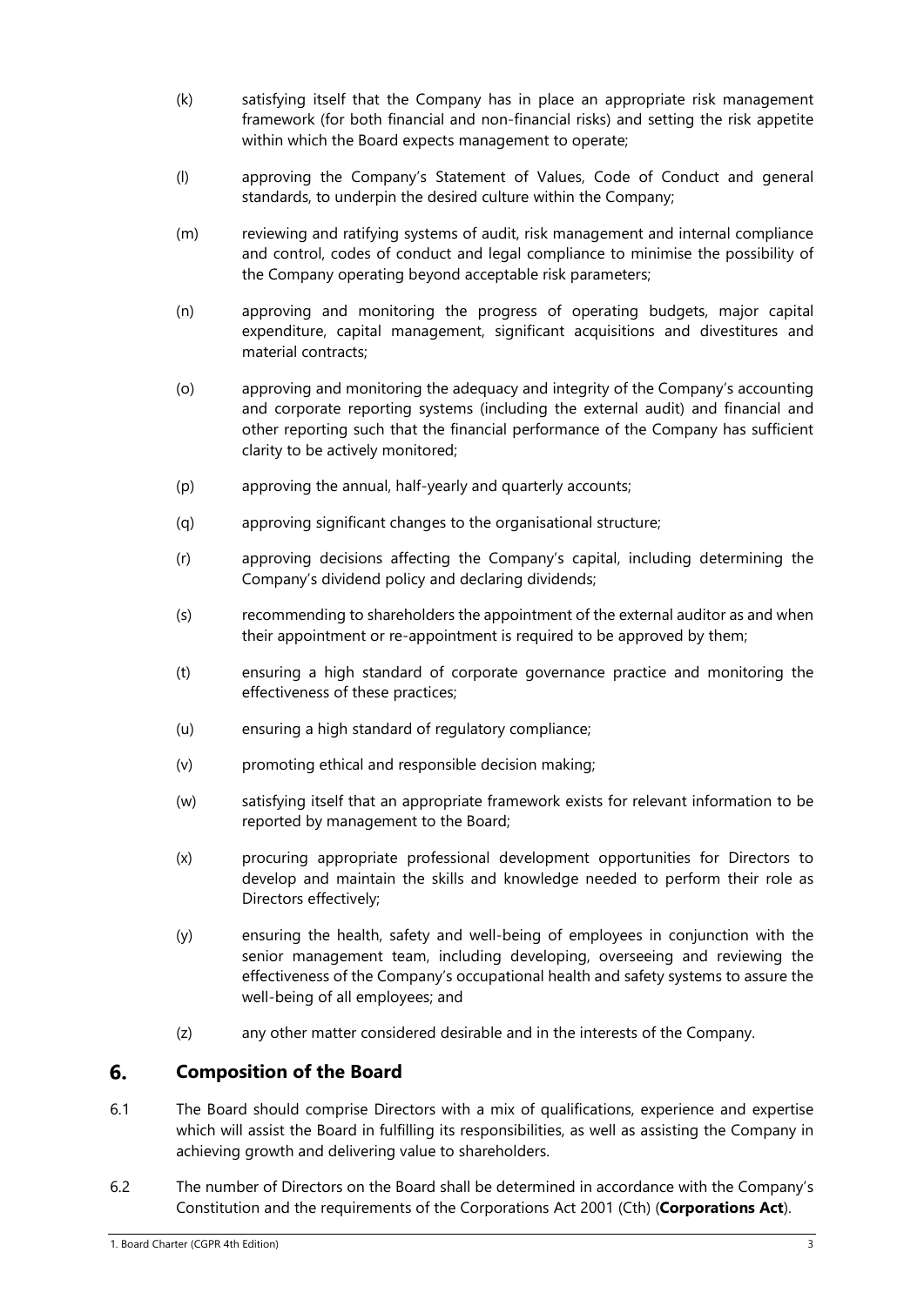(k) satisfying itself that the Company has in place an appropriate risk management framework (for both financial and non-financial risks) and setting the risk appetite within which the Board expects management to operate;

(l) approving the Company's Statement of Values, Code of Conduct and general standards, to underpin the desired culture within the Company;

(m) reviewing and ratifying systems of audit, risk management and internal compliance and control, codes of conduct and legal compliance to minimise the possibility of the Company operating beyond acceptable risk parameters;

(n) approving and monitoring the progress of operating budgets, major capital expenditure, capital management, significant acquisitions and divestitures and material contracts;

(o) approving and monitoring the adequacy and integrity of the Company's accounting and corporate reporting systems (including the external audit) and financial and other reporting such that the financial performance of the Company has sufficient clarity to be actively monitored;

(p) approving the annual, half-yearly and quarterly accounts;

(q) approving significant changes to the organisational structure;

(r) approving decisions affecting the Company's capital, including determining the Company's dividend policy and declaring dividends;

(s) recommending to shareholders the appointment of the external auditor as and when their appointment or re-appointment is required to be approved by them;

(t) ensuring a high standard of corporate governance practice and monitoring the effectiveness of these practices;

(u) ensuring a high standard of regulatory compliance;

(v) promoting ethical and responsible decision making;

(w) satisfying itself that an appropriate framework exists for relevant information to be reported by management to the Board;

(x) procuring appropriate professional development opportunities for Directors to develop and maintain the skills and knowledge needed to perform their role as Directors effectively;

(y) ensuring the health, safety and well-being of employees in conjunction with the senior management team, including developing, overseeing and reviewing the effectiveness of the Company's occupational health and safety systems to assure the well-being of all employees; and

(z) any other matter considered desirable and in the interests of the Company.

## 6. Composition of the Board

6.1 The Board should comprise Directors with a mix of qualifications, experience and expertise which will assist the Board in fulfilling its responsibilities, as well as assisting the Company in achieving growth and delivering value to shareholders.

6.2 The number of Directors on the Board shall be determined in accordance with the Company's Constitution and the requirements of the Corporations Act 2001 (Cth) (**Corporations Act**).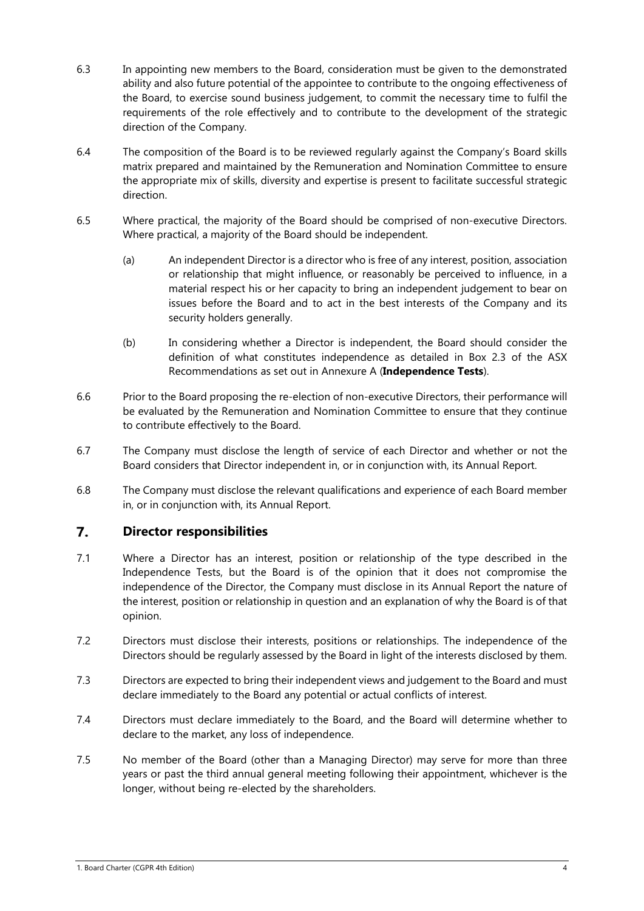6.3 In appointing new members to the Board, consideration must be given to the demonstrated ability and also future potential of the appointee to contribute to the ongoing effectiveness of the Board, to exercise sound business judgement, to commit the necessary time to fulfil the requirements of the role effectively and to contribute to the development of the strategic direction of the Company.

6.4 The composition of the Board is to be reviewed regularly against the Company's Board skills matrix prepared and maintained by the Remuneration and Nomination Committee to ensure the appropriate mix of skills, diversity and expertise is present to facilitate successful strategic direction.

6.5 Where practical, the majority of the Board should be comprised of non-executive Directors. Where practical, a majority of the Board should be independent.

(a) An independent Director is a director who is free of any interest, position, association or relationship that might influence, or reasonably be perceived to influence, in a material respect his or her capacity to bring an independent judgement to bear on issues before the Board and to act in the best interests of the Company and its security holders generally.

(b) In considering whether a Director is independent, the Board should consider the definition of what constitutes independence as detailed in Box 2.3 of the ASX Recommendations as set out in Annexure A (**Independence Tests**).

6.6 Prior to the Board proposing the re-election of non-executive Directors, their performance will be evaluated by the Remuneration and Nomination Committee to ensure that they continue to contribute effectively to the Board.

6.7 The Company must disclose the length of service of each Director and whether or not the Board considers that Director independent in, or in conjunction with, its Annual Report.

6.8 The Company must disclose the relevant qualifications and experience of each Board member in, or in conjunction with, its Annual Report.

## 7. Director responsibilities

7.1 Where a Director has an interest, position or relationship of the type described in the Independence Tests, but the Board is of the opinion that it does not compromise the independence of the Director, the Company must disclose in its Annual Report the nature of the interest, position or relationship in question and an explanation of why the Board is of that opinion.

7.2 Directors must disclose their interests, positions or relationships. The independence of the Directors should be regularly assessed by the Board in light of the interests disclosed by them.

7.3 Directors are expected to bring their independent views and judgement to the Board and must declare immediately to the Board any potential or actual conflicts of interest.

7.4 Directors must declare immediately to the Board, and the Board will determine whether to declare to the market, any loss of independence.

7.5 No member of the Board (other than a Managing Director) may serve for more than three years or past the third annual general meeting following their appointment, whichever is the longer, without being re-elected by the shareholders.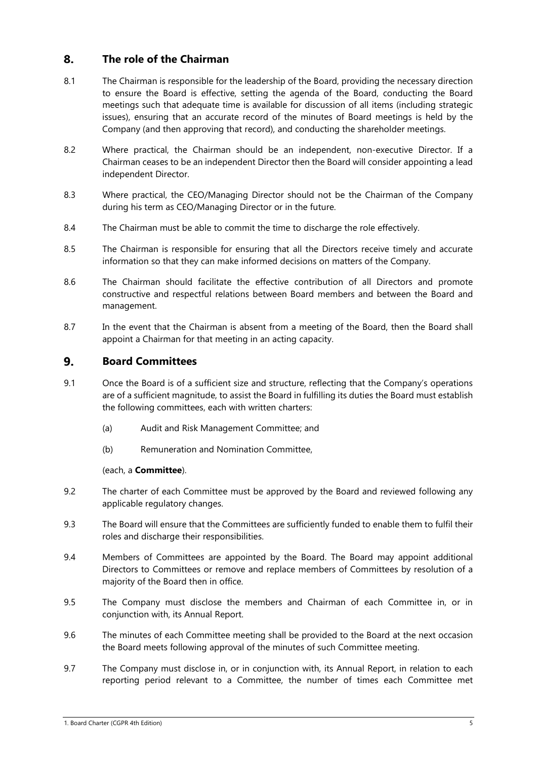## 8. The role of the Chairman

8.1 The Chairman is responsible for the leadership of the Board, providing the necessary direction to ensure the Board is effective, setting the agenda of the Board, conducting the Board meetings such that adequate time is available for discussion of all items (including strategic issues), ensuring that an accurate record of the minutes of Board meetings is held by the Company (and then approving that record), and conducting the shareholder meetings.

8.2 Where practical, the Chairman should be an independent, non-executive Director. If a Chairman ceases to be an independent Director then the Board will consider appointing a lead independent Director.

8.3 Where practical, the CEO/Managing Director should not be the Chairman of the Company during his term as CEO/Managing Director or in the future.

8.4 The Chairman must be able to commit the time to discharge the role effectively.

8.5 The Chairman is responsible for ensuring that all the Directors receive timely and accurate information so that they can make informed decisions on matters of the Company.

8.6 The Chairman should facilitate the effective contribution of all Directors and promote constructive and respectful relations between Board members and between the Board and management.

8.7 In the event that the Chairman is absent from a meeting of the Board, then the Board shall appoint a Chairman for that meeting in an acting capacity.

## 9. Board Committees

9.1 Once the Board is of a sufficient size and structure, reflecting that the Company's operations are of a sufficient magnitude, to assist the Board in fulfilling its duties the Board must establish the following committees, each with written charters:

(a) Audit and Risk Management Committee; and

(b) Remuneration and Nomination Committee,

(each, a **Committee**).

9.2 The charter of each Committee must be approved by the Board and reviewed following any applicable regulatory changes.

9.3 The Board will ensure that the Committees are sufficiently funded to enable them to fulfil their roles and discharge their responsibilities.

9.4 Members of Committees are appointed by the Board. The Board may appoint additional Directors to Committees or remove and replace members of Committees by resolution of a majority of the Board then in office.

9.5 The Company must disclose the members and Chairman of each Committee in, or in conjunction with, its Annual Report.

9.6 The minutes of each Committee meeting shall be provided to the Board at the next occasion the Board meets following approval of the minutes of such Committee meeting.

9.7 The Company must disclose in, or in conjunction with, its Annual Report, in relation to each reporting period relevant to a Committee, the number of times each Committee met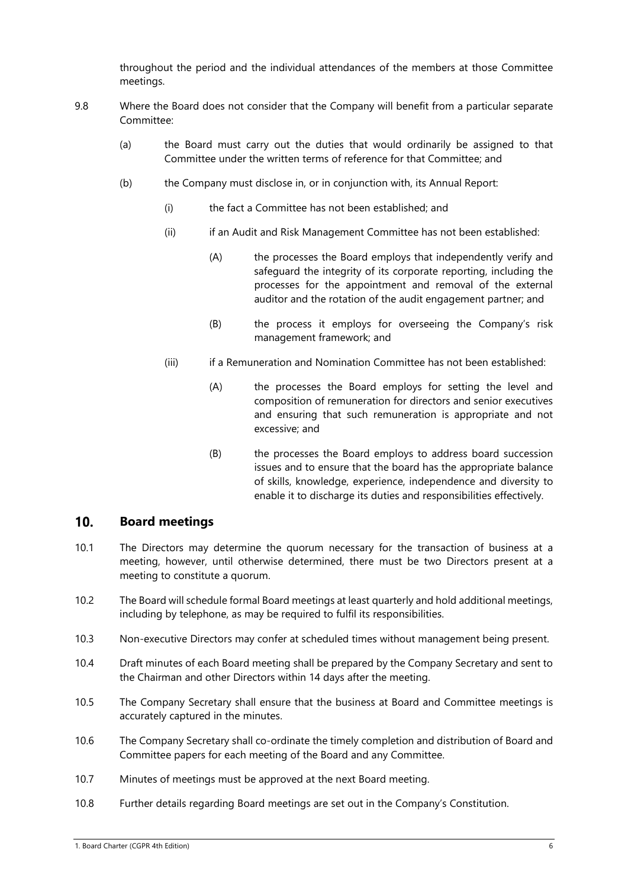throughout the period and the individual attendances of the members at those Committee meetings.

9.8 Where the Board does not consider that the Company will benefit from a particular separate Committee:

(a) the Board must carry out the duties that would ordinarily be assigned to that Committee under the written terms of reference for that Committee; and

(b) the Company must disclose in, or in conjunction with, its Annual Report:

(i) the fact a Committee has not been established; and

(ii) if an Audit and Risk Management Committee has not been established:

(A) the processes the Board employs that independently verify and safeguard the integrity of its corporate reporting, including the processes for the appointment and removal of the external auditor and the rotation of the audit engagement partner; and

(B) the process it employs for overseeing the Company's risk management framework; and

(iii) if a Remuneration and Nomination Committee has not been established:

(A) the processes the Board employs for setting the level and composition of remuneration for directors and senior executives and ensuring that such remuneration is appropriate and not excessive; and

(B) the processes the Board employs to address board succession issues and to ensure that the board has the appropriate balance of skills, knowledge, experience, independence and diversity to enable it to discharge its duties and responsibilities effectively.

## 10. Board meetings

10.1 The Directors may determine the quorum necessary for the transaction of business at a meeting, however, until otherwise determined, there must be two Directors present at a meeting to constitute a quorum.

10.2 The Board will schedule formal Board meetings at least quarterly and hold additional meetings, including by telephone, as may be required to fulfil its responsibilities.

10.3 Non-executive Directors may confer at scheduled times without management being present.

10.4 Draft minutes of each Board meeting shall be prepared by the Company Secretary and sent to the Chairman and other Directors within 14 days after the meeting.

10.5 The Company Secretary shall ensure that the business at Board and Committee meetings is accurately captured in the minutes.

10.6 The Company Secretary shall co-ordinate the timely completion and distribution of Board and Committee papers for each meeting of the Board and any Committee.

10.7 Minutes of meetings must be approved at the next Board meeting.

10.8 Further details regarding Board meetings are set out in the Company's Constitution.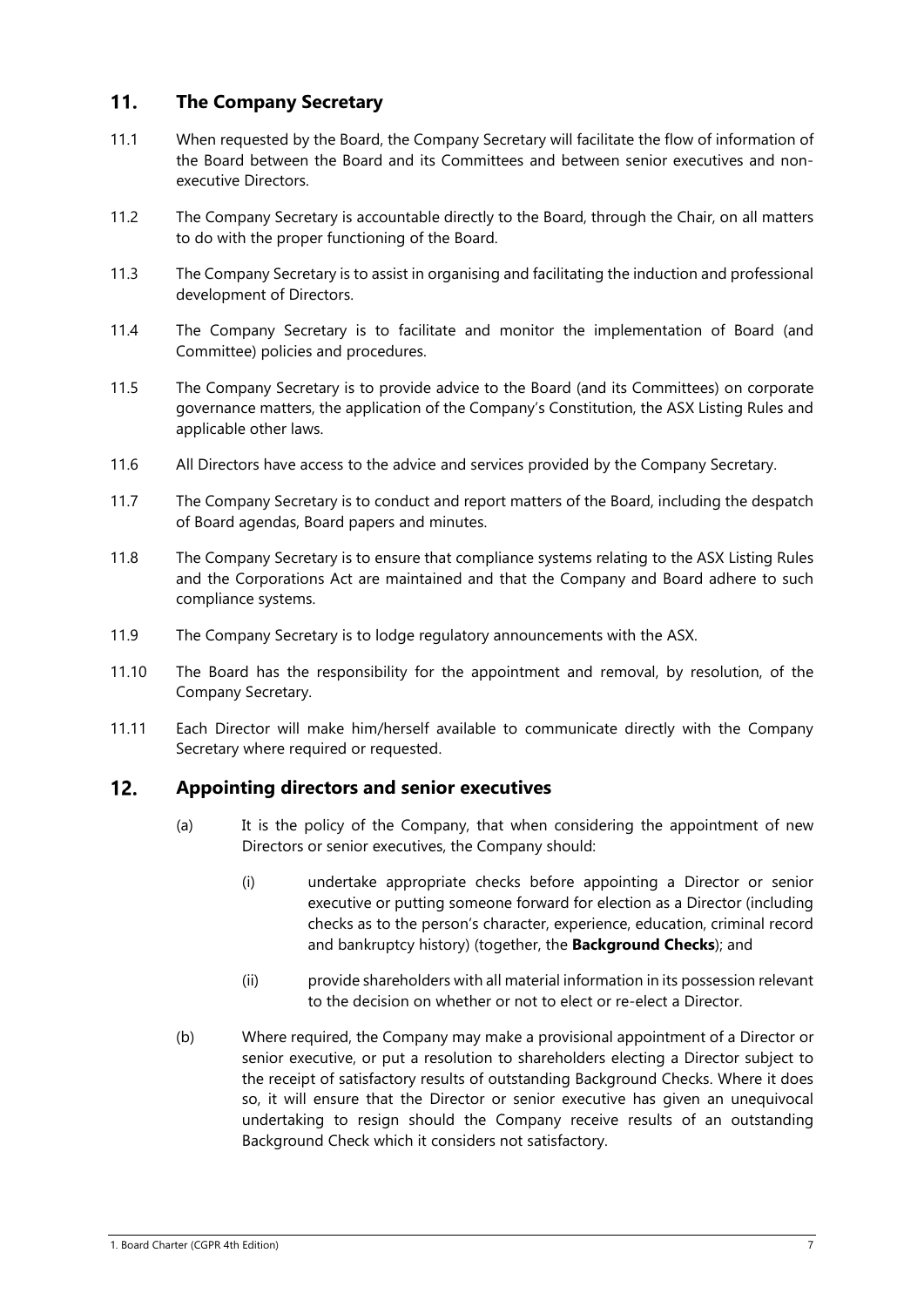## 11. The Company Secretary

11.1 When requested by the Board, the Company Secretary will facilitate the flow of information of the Board between the Board and its Committees and between senior executives and non-executive Directors.

11.2 The Company Secretary is accountable directly to the Board, through the Chair, on all matters to do with the proper functioning of the Board.

11.3 The Company Secretary is to assist in organising and facilitating the induction and professional development of Directors.

11.4 The Company Secretary is to facilitate and monitor the implementation of Board (and Committee) policies and procedures.

11.5 The Company Secretary is to provide advice to the Board (and its Committees) on corporate governance matters, the application of the Company's Constitution, the ASX Listing Rules and applicable other laws.

11.6 All Directors have access to the advice and services provided by the Company Secretary.

11.7 The Company Secretary is to conduct and report matters of the Board, including the despatch of Board agendas, Board papers and minutes.

11.8 The Company Secretary is to ensure that compliance systems relating to the ASX Listing Rules and the Corporations Act are maintained and that the Company and Board adhere to such compliance systems.

11.9 The Company Secretary is to lodge regulatory announcements with the ASX.

11.10 The Board has the responsibility for the appointment and removal, by resolution, of the Company Secretary.

11.11 Each Director will make him/herself available to communicate directly with the Company Secretary where required or requested.

## 12. Appointing directors and senior executives

(a) It is the policy of the Company, that when considering the appointment of new Directors or senior executives, the Company should:

(i) undertake appropriate checks before appointing a Director or senior executive or putting someone forward for election as a Director (including checks as to the person's character, experience, education, criminal record and bankruptcy history) (together, the **Background Checks**); and

(ii) provide shareholders with all material information in its possession relevant to the decision on whether or not to elect or re-elect a Director.

(b) Where required, the Company may make a provisional appointment of a Director or senior executive, or put a resolution to shareholders electing a Director subject to the receipt of satisfactory results of outstanding Background Checks. Where it does so, it will ensure that the Director or senior executive has given an unequivocal undertaking to resign should the Company receive results of an outstanding Background Check which it considers not satisfactory.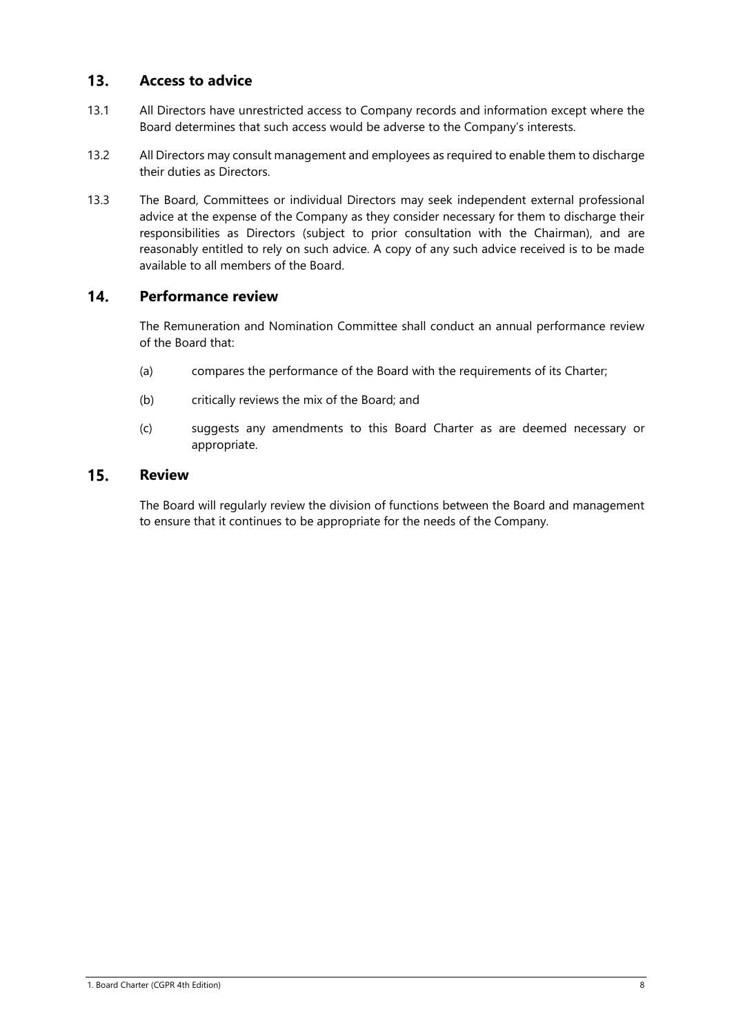## 13. Access to advice

13.1 All Directors have unrestricted access to Company records and information except where the Board determines that such access would be adverse to the Company's interests.

13.2 All Directors may consult management and employees as required to enable them to discharge their duties as Directors.

13.3 The Board, Committees or individual Directors may seek independent external professional advice at the expense of the Company as they consider necessary for them to discharge their responsibilities as Directors (subject to prior consultation with the Chairman), and are reasonably entitled to rely on such advice. A copy of any such advice received is to be made available to all members of the Board.

## 14. Performance review

The Remuneration and Nomination Committee shall conduct an annual performance review of the Board that:

(a) compares the performance of the Board with the requirements of its Charter;

(b) critically reviews the mix of the Board; and

(c) suggests any amendments to this Board Charter as are deemed necessary or appropriate.

## 15. Review

The Board will regularly review the division of functions between the Board and management to ensure that it continues to be appropriate for the needs of the Company.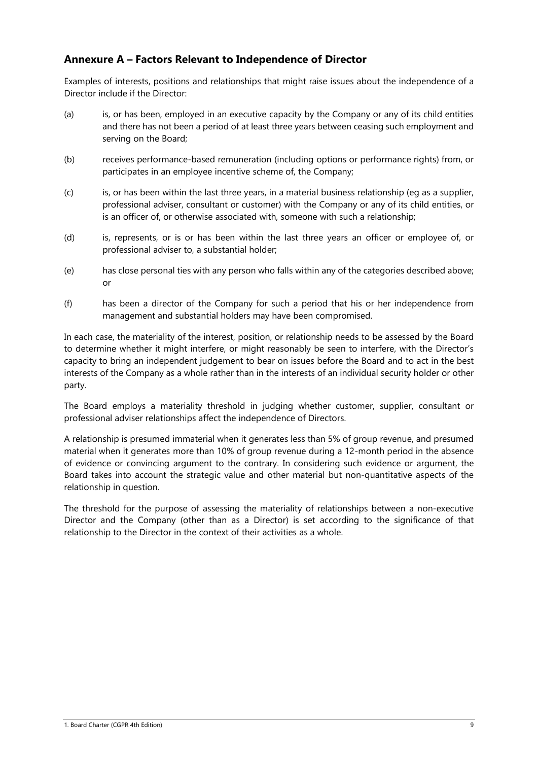## Annexure A – Factors Relevant to Independence of Director

Examples of interests, positions and relationships that might raise issues about the independence of a Director include if the Director:

(a) is, or has been, employed in an executive capacity by the Company or any of its child entities and there has not been a period of at least three years between ceasing such employment and serving on the Board;

(b) receives performance-based remuneration (including options or performance rights) from, or participates in an employee incentive scheme of, the Company;

(c) is, or has been within the last three years, in a material business relationship (eg as a supplier, professional adviser, consultant or customer) with the Company or any of its child entities, or is an officer of, or otherwise associated with, someone with such a relationship;

(d) is, represents, or is or has been within the last three years an officer or employee of, or professional adviser to, a substantial holder;

(e) has close personal ties with any person who falls within any of the categories described above; or

(f) has been a director of the Company for such a period that his or her independence from management and substantial holders may have been compromised.

In each case, the materiality of the interest, position, or relationship needs to be assessed by the Board to determine whether it might interfere, or might reasonably be seen to interfere, with the Director's capacity to bring an independent judgement to bear on issues before the Board and to act in the best interests of the Company as a whole rather than in the interests of an individual security holder or other party.

The Board employs a materiality threshold in judging whether customer, supplier, consultant or professional adviser relationships affect the independence of Directors.

A relationship is presumed immaterial when it generates less than 5% of group revenue, and presumed material when it generates more than 10% of group revenue during a 12-month period in the absence of evidence or convincing argument to the contrary. In considering such evidence or argument, the Board takes into account the strategic value and other material but non-quantitative aspects of the relationship in question.

The threshold for the purpose of assessing the materiality of relationships between a non-executive Director and the Company (other than as a Director) is set according to the significance of that relationship to the Director in the context of their activities as a whole.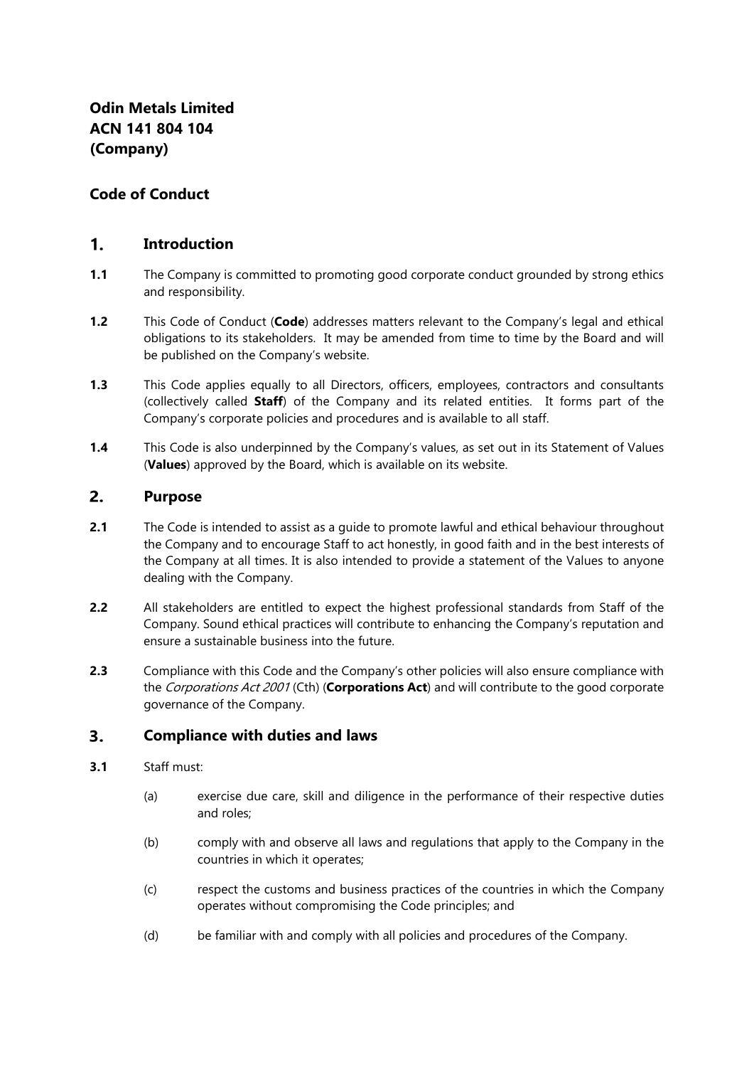**Odin Metals Limited**
**ACN 141 804 104**
**(Company)**

## Code of Conduct

## 1. Introduction

**1.1** The Company is committed to promoting good corporate conduct grounded by strong ethics and responsibility.

**1.2** This Code of Conduct (**Code**) addresses matters relevant to the Company's legal and ethical obligations to its stakeholders. It may be amended from time to time by the Board and will be published on the Company's website.

**1.3** This Code applies equally to all Directors, officers, employees, contractors and consultants (collectively called **Staff**) of the Company and its related entities. It forms part of the Company's corporate policies and procedures and is available to all staff.

**1.4** This Code is also underpinned by the Company's values, as set out in its Statement of Values (**Values**) approved by the Board, which is available on its website.

## 2. Purpose

**2.1** The Code is intended to assist as a guide to promote lawful and ethical behaviour throughout the Company and to encourage Staff to act honestly, in good faith and in the best interests of the Company at all times. It is also intended to provide a statement of the Values to anyone dealing with the Company.

**2.2** All stakeholders are entitled to expect the highest professional standards from Staff of the Company. Sound ethical practices will contribute to enhancing the Company's reputation and ensure a sustainable business into the future.

**2.3** Compliance with this Code and the Company's other policies will also ensure compliance with the *Corporations Act 2001* (Cth) (**Corporations Act**) and will contribute to the good corporate governance of the Company.

## 3. Compliance with duties and laws

**3.1** Staff must:

(a) exercise due care, skill and diligence in the performance of their respective duties and roles;

(b) comply with and observe all laws and regulations that apply to the Company in the countries in which it operates;

(c) respect the customs and business practices of the countries in which the Company operates without compromising the Code principles; and

(d) be familiar with and comply with all policies and procedures of the Company.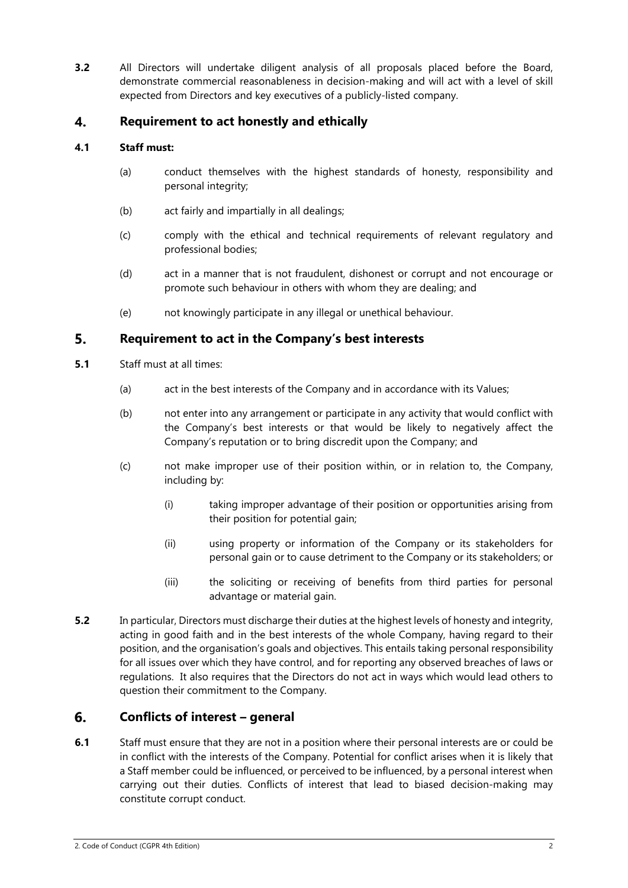**3.2** All Directors will undertake diligent analysis of all proposals placed before the Board, demonstrate commercial reasonableness in decision-making and will act with a level of skill expected from Directors and key executives of a publicly-listed company.

## 4. Requirement to act honestly and ethically

**4.1 Staff must:**

(a) conduct themselves with the highest standards of honesty, responsibility and personal integrity;

(b) act fairly and impartially in all dealings;

(c) comply with the ethical and technical requirements of relevant regulatory and professional bodies;

(d) act in a manner that is not fraudulent, dishonest or corrupt and not encourage or promote such behaviour in others with whom they are dealing; and

(e) not knowingly participate in any illegal or unethical behaviour.

## 5. Requirement to act in the Company's best interests

**5.1** Staff must at all times:

(a) act in the best interests of the Company and in accordance with its Values;

(b) not enter into any arrangement or participate in any activity that would conflict with the Company's best interests or that would be likely to negatively affect the Company's reputation or to bring discredit upon the Company; and

(c) not make improper use of their position within, or in relation to, the Company, including by:

(i) taking improper advantage of their position or opportunities arising from their position for potential gain;

(ii) using property or information of the Company or its stakeholders for personal gain or to cause detriment to the Company or its stakeholders; or

(iii) the soliciting or receiving of benefits from third parties for personal advantage or material gain.

**5.2** In particular, Directors must discharge their duties at the highest levels of honesty and integrity, acting in good faith and in the best interests of the whole Company, having regard to their position, and the organisation's goals and objectives. This entails taking personal responsibility for all issues over which they have control, and for reporting any observed breaches of laws or regulations. It also requires that the Directors do not act in ways which would lead others to question their commitment to the Company.

## 6. Conflicts of interest – general

**6.1** Staff must ensure that they are not in a position where their personal interests are or could be in conflict with the interests of the Company. Potential for conflict arises when it is likely that a Staff member could be influenced, or perceived to be influenced, by a personal interest when carrying out their duties. Conflicts of interest that lead to biased decision-making may constitute corrupt conduct.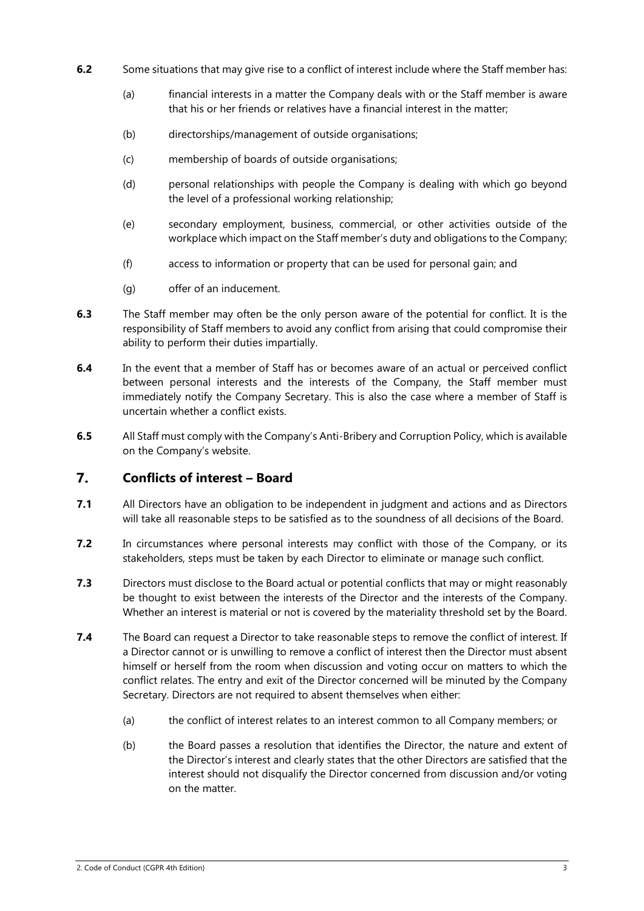**6.2** Some situations that may give rise to a conflict of interest include where the Staff member has:

(a) financial interests in a matter the Company deals with or the Staff member is aware that his or her friends or relatives have a financial interest in the matter;

(b) directorships/management of outside organisations;

(c) membership of boards of outside organisations;

(d) personal relationships with people the Company is dealing with which go beyond the level of a professional working relationship;

(e) secondary employment, business, commercial, or other activities outside of the workplace which impact on the Staff member's duty and obligations to the Company;

(f) access to information or property that can be used for personal gain; and

(g) offer of an inducement.

**6.3** The Staff member may often be the only person aware of the potential for conflict. It is the responsibility of Staff members to avoid any conflict from arising that could compromise their ability to perform their duties impartially.

**6.4** In the event that a member of Staff has or becomes aware of an actual or perceived conflict between personal interests and the interests of the Company, the Staff member must immediately notify the Company Secretary. This is also the case where a member of Staff is uncertain whether a conflict exists.

**6.5** All Staff must comply with the Company's Anti-Bribery and Corruption Policy, which is available on the Company's website.

## 7. Conflicts of interest – Board

**7.1** All Directors have an obligation to be independent in judgment and actions and as Directors will take all reasonable steps to be satisfied as to the soundness of all decisions of the Board.

**7.2** In circumstances where personal interests may conflict with those of the Company, or its stakeholders, steps must be taken by each Director to eliminate or manage such conflict.

**7.3** Directors must disclose to the Board actual or potential conflicts that may or might reasonably be thought to exist between the interests of the Director and the interests of the Company. Whether an interest is material or not is covered by the materiality threshold set by the Board.

**7.4** The Board can request a Director to take reasonable steps to remove the conflict of interest. If a Director cannot or is unwilling to remove a conflict of interest then the Director must absent himself or herself from the room when discussion and voting occur on matters to which the conflict relates. The entry and exit of the Director concerned will be minuted by the Company Secretary. Directors are not required to absent themselves when either:

(a) the conflict of interest relates to an interest common to all Company members; or

(b) the Board passes a resolution that identifies the Director, the nature and extent of the Director's interest and clearly states that the other Directors are satisfied that the interest should not disqualify the Director concerned from discussion and/or voting on the matter.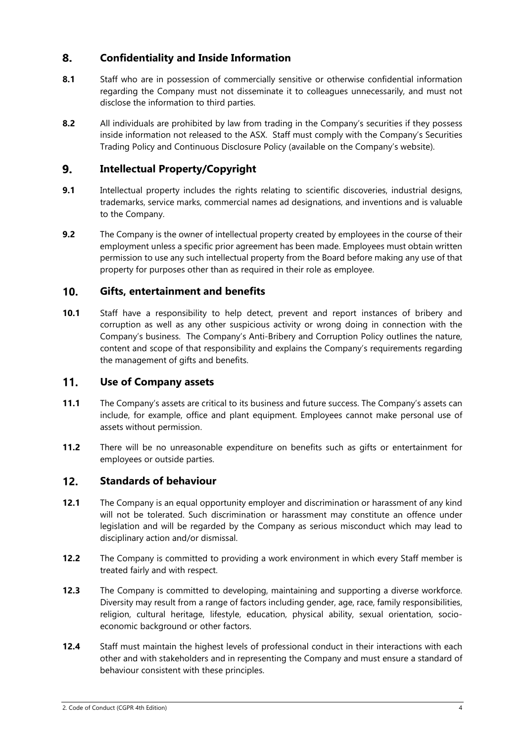## 8. Confidentiality and Inside Information

**8.1** Staff who are in possession of commercially sensitive or otherwise confidential information regarding the Company must not disseminate it to colleagues unnecessarily, and must not disclose the information to third parties.

**8.2** All individuals are prohibited by law from trading in the Company's securities if they possess inside information not released to the ASX. Staff must comply with the Company's Securities Trading Policy and Continuous Disclosure Policy (available on the Company's website).

## 9. Intellectual Property/Copyright

**9.1** Intellectual property includes the rights relating to scientific discoveries, industrial designs, trademarks, service marks, commercial names ad designations, and inventions and is valuable to the Company.

**9.2** The Company is the owner of intellectual property created by employees in the course of their employment unless a specific prior agreement has been made. Employees must obtain written permission to use any such intellectual property from the Board before making any use of that property for purposes other than as required in their role as employee.

## 10. Gifts, entertainment and benefits

**10.1** Staff have a responsibility to help detect, prevent and report instances of bribery and corruption as well as any other suspicious activity or wrong doing in connection with the Company's business. The Company's Anti-Bribery and Corruption Policy outlines the nature, content and scope of that responsibility and explains the Company's requirements regarding the management of gifts and benefits.

## 11. Use of Company assets

**11.1** The Company's assets are critical to its business and future success. The Company's assets can include, for example, office and plant equipment. Employees cannot make personal use of assets without permission.

**11.2** There will be no unreasonable expenditure on benefits such as gifts or entertainment for employees or outside parties.

## 12. Standards of behaviour

**12.1** The Company is an equal opportunity employer and discrimination or harassment of any kind will not be tolerated. Such discrimination or harassment may constitute an offence under legislation and will be regarded by the Company as serious misconduct which may lead to disciplinary action and/or dismissal.

**12.2** The Company is committed to providing a work environment in which every Staff member is treated fairly and with respect.

**12.3** The Company is committed to developing, maintaining and supporting a diverse workforce. Diversity may result from a range of factors including gender, age, race, family responsibilities, religion, cultural heritage, lifestyle, education, physical ability, sexual orientation, socio-economic background or other factors.

**12.4** Staff must maintain the highest levels of professional conduct in their interactions with each other and with stakeholders and in representing the Company and must ensure a standard of behaviour consistent with these principles.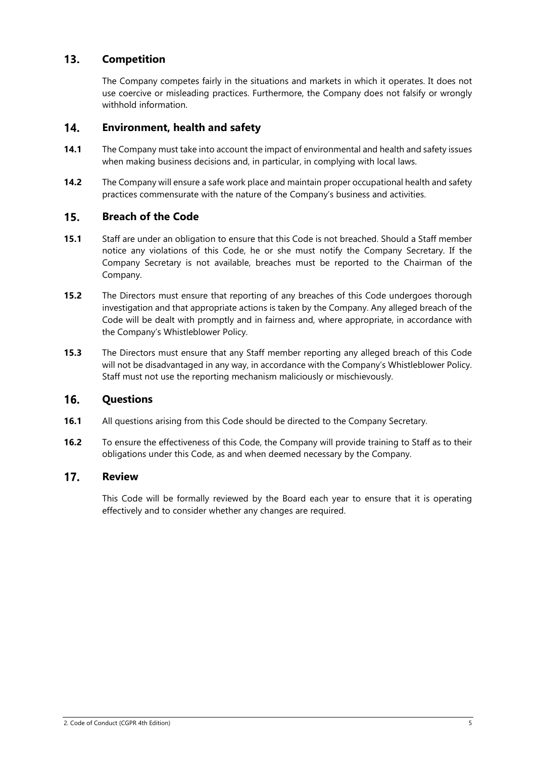## 13. Competition

The Company competes fairly in the situations and markets in which it operates. It does not use coercive or misleading practices. Furthermore, the Company does not falsify or wrongly withhold information.

## 14. Environment, health and safety

**14.1** The Company must take into account the impact of environmental and health and safety issues when making business decisions and, in particular, in complying with local laws.

**14.2** The Company will ensure a safe work place and maintain proper occupational health and safety practices commensurate with the nature of the Company's business and activities.

## 15. Breach of the Code

**15.1** Staff are under an obligation to ensure that this Code is not breached. Should a Staff member notice any violations of this Code, he or she must notify the Company Secretary. If the Company Secretary is not available, breaches must be reported to the Chairman of the Company.

**15.2** The Directors must ensure that reporting of any breaches of this Code undergoes thorough investigation and that appropriate actions is taken by the Company. Any alleged breach of the Code will be dealt with promptly and in fairness and, where appropriate, in accordance with the Company's Whistleblower Policy.

**15.3** The Directors must ensure that any Staff member reporting any alleged breach of this Code will not be disadvantaged in any way, in accordance with the Company's Whistleblower Policy. Staff must not use the reporting mechanism maliciously or mischievously.

## 16. Questions

**16.1** All questions arising from this Code should be directed to the Company Secretary.

**16.2** To ensure the effectiveness of this Code, the Company will provide training to Staff as to their obligations under this Code, as and when deemed necessary by the Company.

## 17. Review

This Code will be formally reviewed by the Board each year to ensure that it is operating effectively and to consider whether any changes are required.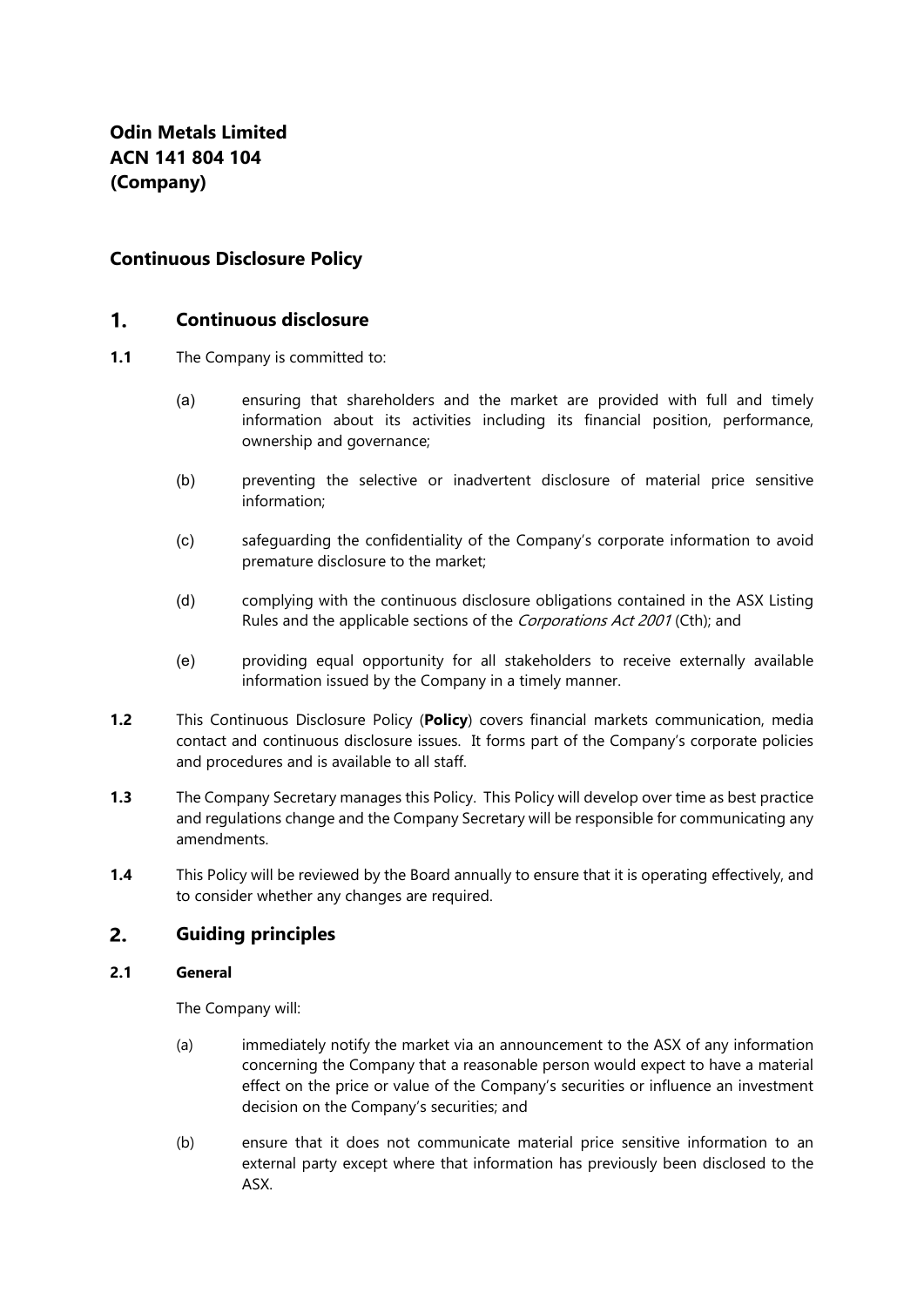**Odin Metals Limited**
**ACN 141 804 104**
**(Company)**

## Continuous Disclosure Policy

## 1. Continuous disclosure

**1.1** The Company is committed to:

(a) ensuring that shareholders and the market are provided with full and timely information about its activities including its financial position, performance, ownership and governance;

(b) preventing the selective or inadvertent disclosure of material price sensitive information;

(c) safeguarding the confidentiality of the Company's corporate information to avoid premature disclosure to the market;

(d) complying with the continuous disclosure obligations contained in the ASX Listing Rules and the applicable sections of the *Corporations Act 2001* (Cth); and

(e) providing equal opportunity for all stakeholders to receive externally available information issued by the Company in a timely manner.

**1.2** This Continuous Disclosure Policy (**Policy**) covers financial markets communication, media contact and continuous disclosure issues. It forms part of the Company's corporate policies and procedures and is available to all staff.

**1.3** The Company Secretary manages this Policy. This Policy will develop over time as best practice and regulations change and the Company Secretary will be responsible for communicating any amendments.

**1.4** This Policy will be reviewed by the Board annually to ensure that it is operating effectively, and to consider whether any changes are required.

## 2. Guiding principles

### 2.1 General

The Company will:

(a) immediately notify the market via an announcement to the ASX of any information concerning the Company that a reasonable person would expect to have a material effect on the price or value of the Company's securities or influence an investment decision on the Company's securities; and

(b) ensure that it does not communicate material price sensitive information to an external party except where that information has previously been disclosed to the ASX.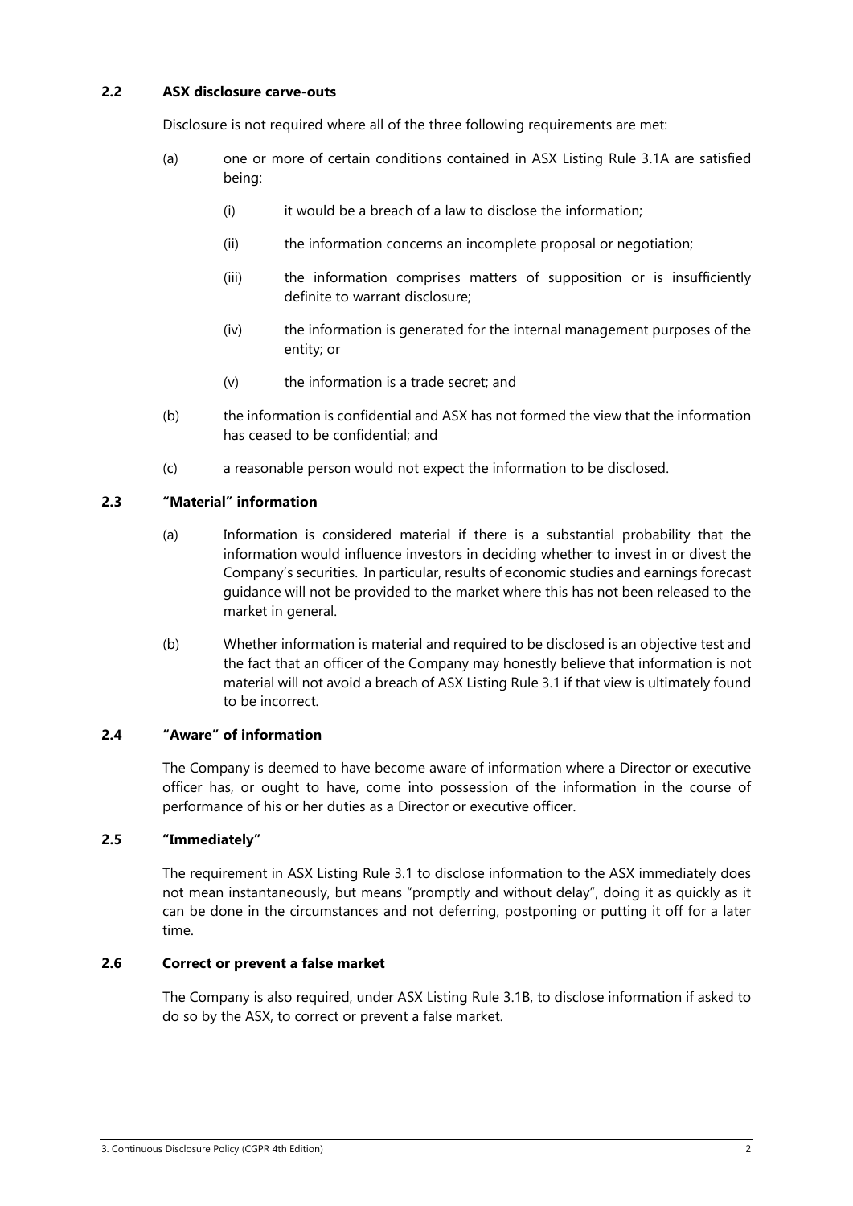### 2.2 ASX disclosure carve-outs

Disclosure is not required where all of the three following requirements are met:

(a) one or more of certain conditions contained in ASX Listing Rule 3.1A are satisfied being:

   (i) it would be a breach of a law to disclose the information;

   (ii) the information concerns an incomplete proposal or negotiation;

   (iii) the information comprises matters of supposition or is insufficiently definite to warrant disclosure;

   (iv) the information is generated for the internal management purposes of the entity; or

   (v) the information is a trade secret; and

(b) the information is confidential and ASX has not formed the view that the information has ceased to be confidential; and

(c) a reasonable person would not expect the information to be disclosed.

### 2.3 "Material" information

(a) Information is considered material if there is a substantial probability that the information would influence investors in deciding whether to invest in or divest the Company's securities. In particular, results of economic studies and earnings forecast guidance will not be provided to the market where this has not been released to the market in general.

(b) Whether information is material and required to be disclosed is an objective test and the fact that an officer of the Company may honestly believe that information is not material will not avoid a breach of ASX Listing Rule 3.1 if that view is ultimately found to be incorrect.

### 2.4 "Aware" of information

The Company is deemed to have become aware of information where a Director or executive officer has, or ought to have, come into possession of the information in the course of performance of his or her duties as a Director or executive officer.

### 2.5 "Immediately"

The requirement in ASX Listing Rule 3.1 to disclose information to the ASX immediately does not mean instantaneously, but means "promptly and without delay", doing it as quickly as it can be done in the circumstances and not deferring, postponing or putting it off for a later time.

### 2.6 Correct or prevent a false market

The Company is also required, under ASX Listing Rule 3.1B, to disclose information if asked to do so by the ASX, to correct or prevent a false market.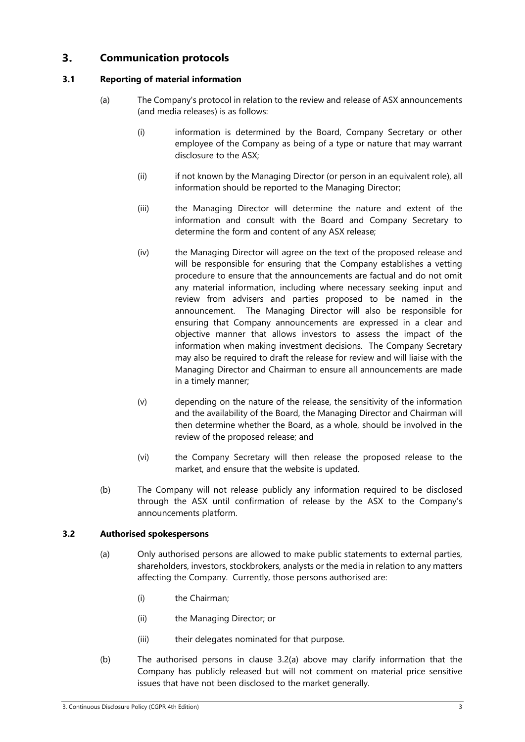# 3. Communication protocols

## 3.1 Reporting of material information

(a) The Company's protocol in relation to the review and release of ASX announcements (and media releases) is as follows:

(i) information is determined by the Board, Company Secretary or other employee of the Company as being of a type or nature that may warrant disclosure to the ASX;

(ii) if not known by the Managing Director (or person in an equivalent role), all information should be reported to the Managing Director;

(iii) the Managing Director will determine the nature and extent of the information and consult with the Board and Company Secretary to determine the form and content of any ASX release;

(iv) the Managing Director will agree on the text of the proposed release and will be responsible for ensuring that the Company establishes a vetting procedure to ensure that the announcements are factual and do not omit any material information, including where necessary seeking input and review from advisers and parties proposed to be named in the announcement. The Managing Director will also be responsible for ensuring that Company announcements are expressed in a clear and objective manner that allows investors to assess the impact of the information when making investment decisions. The Company Secretary may also be required to draft the release for review and will liaise with the Managing Director and Chairman to ensure all announcements are made in a timely manner;

(v) depending on the nature of the release, the sensitivity of the information and the availability of the Board, the Managing Director and Chairman will then determine whether the Board, as a whole, should be involved in the review of the proposed release; and

(vi) the Company Secretary will then release the proposed release to the market, and ensure that the website is updated.

(b) The Company will not release publicly any information required to be disclosed through the ASX until confirmation of release by the ASX to the Company's announcements platform.

## 3.2 Authorised spokespersons

(a) Only authorised persons are allowed to make public statements to external parties, shareholders, investors, stockbrokers, analysts or the media in relation to any matters affecting the Company. Currently, those persons authorised are:

(i) the Chairman;

(ii) the Managing Director; or

(iii) their delegates nominated for that purpose.

(b) The authorised persons in clause 3.2(a) above may clarify information that the Company has publicly released but will not comment on material price sensitive issues that have not been disclosed to the market generally.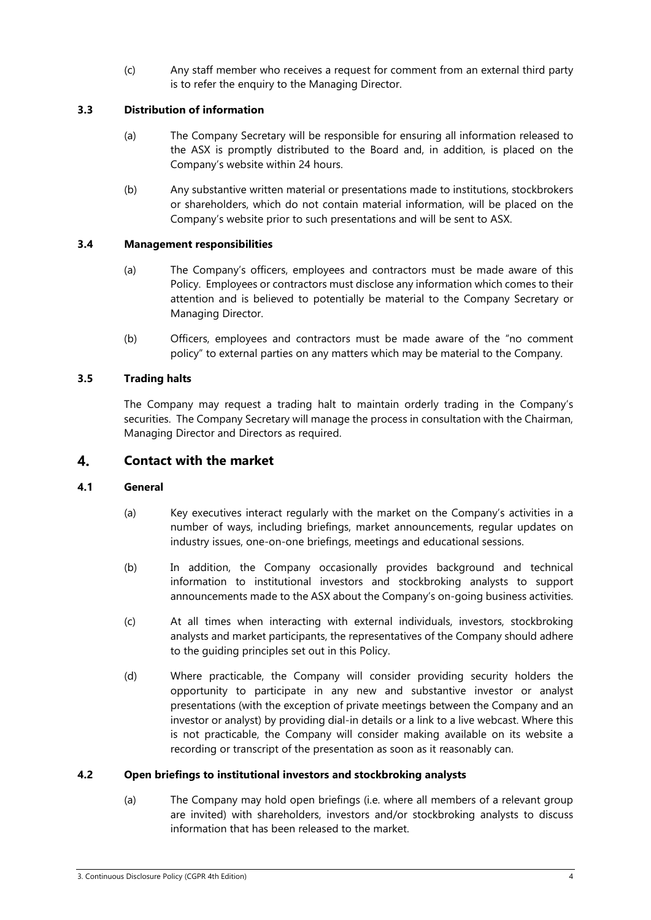(c) Any staff member who receives a request for comment from an external third party is to refer the enquiry to the Managing Director.

### 3.3 Distribution of information

(a) The Company Secretary will be responsible for ensuring all information released to the ASX is promptly distributed to the Board and, in addition, is placed on the Company's website within 24 hours.

(b) Any substantive written material or presentations made to institutions, stockbrokers or shareholders, which do not contain material information, will be placed on the Company's website prior to such presentations and will be sent to ASX.

### 3.4 Management responsibilities

(a) The Company's officers, employees and contractors must be made aware of this Policy. Employees or contractors must disclose any information which comes to their attention and is believed to potentially be material to the Company Secretary or Managing Director.

(b) Officers, employees and contractors must be made aware of the "no comment policy" to external parties on any matters which may be material to the Company.

### 3.5 Trading halts

The Company may request a trading halt to maintain orderly trading in the Company's securities. The Company Secretary will manage the process in consultation with the Chairman, Managing Director and Directors as required.

## 4. Contact with the market

### 4.1 General

(a) Key executives interact regularly with the market on the Company's activities in a number of ways, including briefings, market announcements, regular updates on industry issues, one-on-one briefings, meetings and educational sessions.

(b) In addition, the Company occasionally provides background and technical information to institutional investors and stockbroking analysts to support announcements made to the ASX about the Company's on-going business activities.

(c) At all times when interacting with external individuals, investors, stockbroking analysts and market participants, the representatives of the Company should adhere to the guiding principles set out in this Policy.

(d) Where practicable, the Company will consider providing security holders the opportunity to participate in any new and substantive investor or analyst presentations (with the exception of private meetings between the Company and an investor or analyst) by providing dial-in details or a link to a live webcast. Where this is not practicable, the Company will consider making available on its website a recording or transcript of the presentation as soon as it reasonably can.

### 4.2 Open briefings to institutional investors and stockbroking analysts

(a) The Company may hold open briefings (i.e. where all members of a relevant group are invited) with shareholders, investors and/or stockbroking analysts to discuss information that has been released to the market.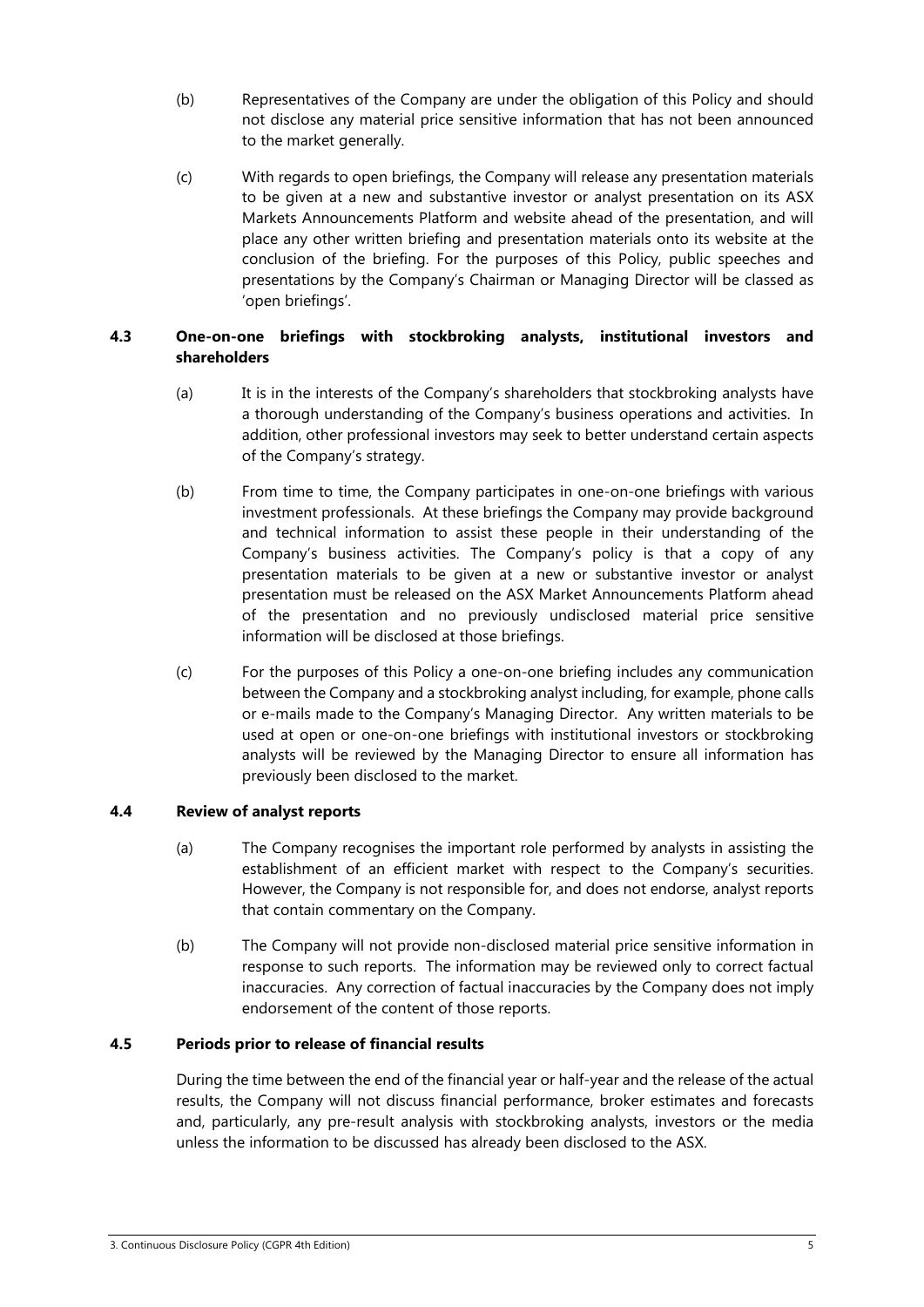(b) Representatives of the Company are under the obligation of this Policy and should not disclose any material price sensitive information that has not been announced to the market generally.

(c) With regards to open briefings, the Company will release any presentation materials to be given at a new and substantive investor or analyst presentation on its ASX Markets Announcements Platform and website ahead of the presentation, and will place any other written briefing and presentation materials onto its website at the conclusion of the briefing. For the purposes of this Policy, public speeches and presentations by the Company's Chairman or Managing Director will be classed as 'open briefings'.

### 4.3 One-on-one briefings with stockbroking analysts, institutional investors and shareholders

(a) It is in the interests of the Company's shareholders that stockbroking analysts have a thorough understanding of the Company's business operations and activities. In addition, other professional investors may seek to better understand certain aspects of the Company's strategy.

(b) From time to time, the Company participates in one-on-one briefings with various investment professionals. At these briefings the Company may provide background and technical information to assist these people in their understanding of the Company's business activities. The Company's policy is that a copy of any presentation materials to be given at a new or substantive investor or analyst presentation must be released on the ASX Market Announcements Platform ahead of the presentation and no previously undisclosed material price sensitive information will be disclosed at those briefings.

(c) For the purposes of this Policy a one-on-one briefing includes any communication between the Company and a stockbroking analyst including, for example, phone calls or e-mails made to the Company's Managing Director. Any written materials to be used at open or one-on-one briefings with institutional investors or stockbroking analysts will be reviewed by the Managing Director to ensure all information has previously been disclosed to the market.

### 4.4 Review of analyst reports

(a) The Company recognises the important role performed by analysts in assisting the establishment of an efficient market with respect to the Company's securities. However, the Company is not responsible for, and does not endorse, analyst reports that contain commentary on the Company.

(b) The Company will not provide non-disclosed material price sensitive information in response to such reports. The information may be reviewed only to correct factual inaccuracies. Any correction of factual inaccuracies by the Company does not imply endorsement of the content of those reports.

### 4.5 Periods prior to release of financial results

During the time between the end of the financial year or half-year and the release of the actual results, the Company will not discuss financial performance, broker estimates and forecasts and, particularly, any pre-result analysis with stockbroking analysts, investors or the media unless the information to be discussed has already been disclosed to the ASX.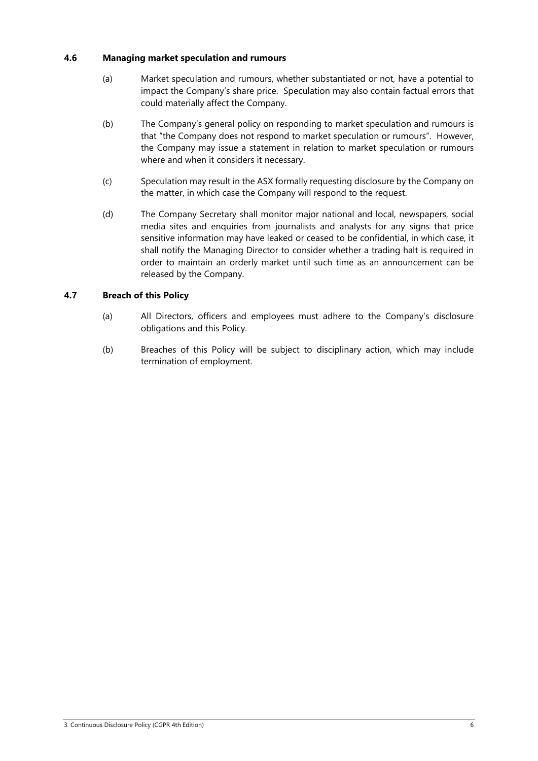### 4.6 Managing market speculation and rumours

(a) Market speculation and rumours, whether substantiated or not, have a potential to impact the Company's share price. Speculation may also contain factual errors that could materially affect the Company.

(b) The Company's general policy on responding to market speculation and rumours is that "the Company does not respond to market speculation or rumours". However, the Company may issue a statement in relation to market speculation or rumours where and when it considers it necessary.

(c) Speculation may result in the ASX formally requesting disclosure by the Company on the matter, in which case the Company will respond to the request.

(d) The Company Secretary shall monitor major national and local, newspapers, social media sites and enquiries from journalists and analysts for any signs that price sensitive information may have leaked or ceased to be confidential, in which case, it shall notify the Managing Director to consider whether a trading halt is required in order to maintain an orderly market until such time as an announcement can be released by the Company.

### 4.7 Breach of this Policy

(a) All Directors, officers and employees must adhere to the Company's disclosure obligations and this Policy.

(b) Breaches of this Policy will be subject to disciplinary action, which may include termination of employment.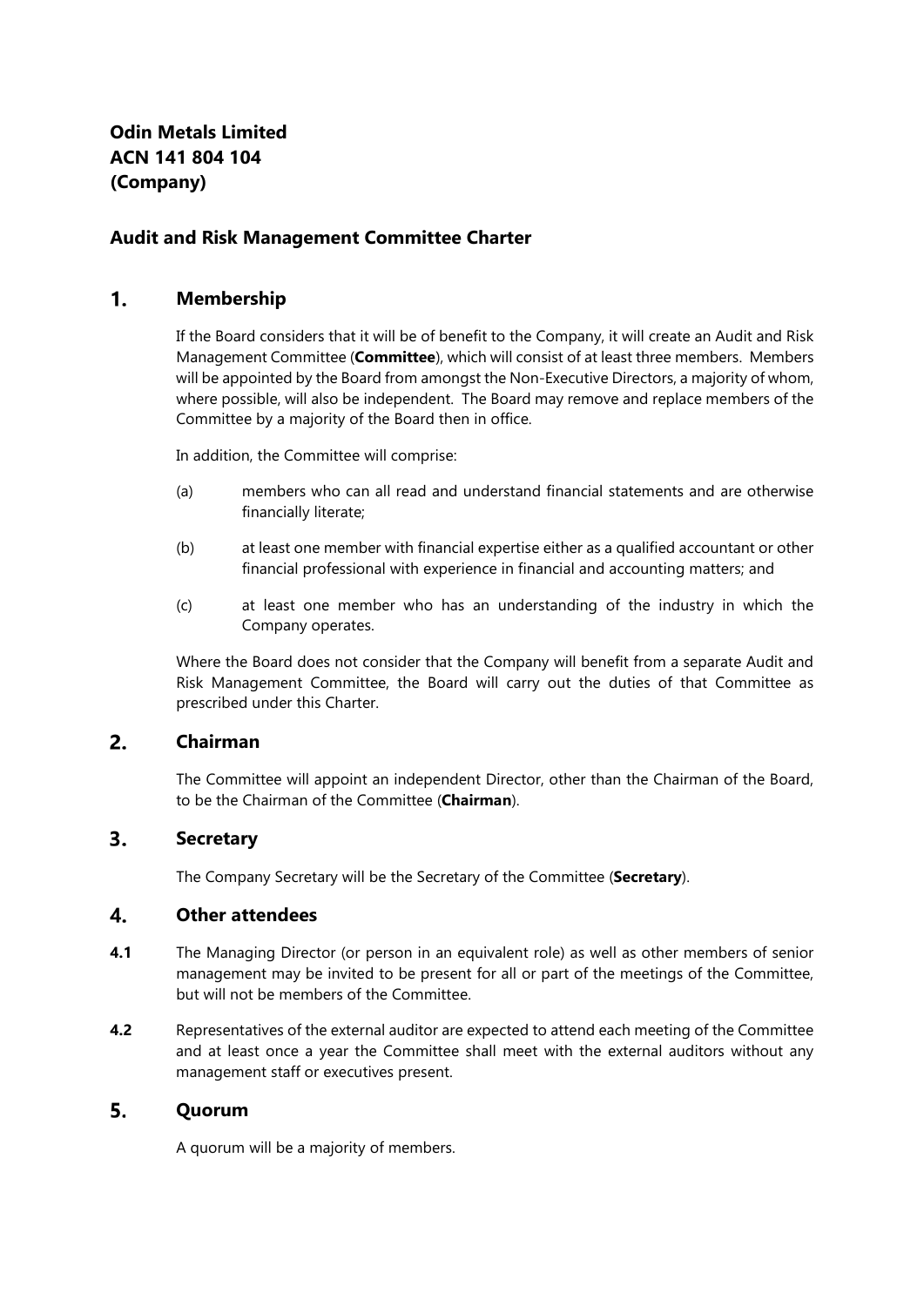**Odin Metals Limited**
**ACN 141 804 104**
**(Company)**

## Audit and Risk Management Committee Charter

## 1. Membership

If the Board considers that it will be of benefit to the Company, it will create an Audit and Risk Management Committee (**Committee**), which will consist of at least three members. Members will be appointed by the Board from amongst the Non-Executive Directors, a majority of whom, where possible, will also be independent. The Board may remove and replace members of the Committee by a majority of the Board then in office.

In addition, the Committee will comprise:

(a) members who can all read and understand financial statements and are otherwise financially literate;

(b) at least one member with financial expertise either as a qualified accountant or other financial professional with experience in financial and accounting matters; and

(c) at least one member who has an understanding of the industry in which the Company operates.

Where the Board does not consider that the Company will benefit from a separate Audit and Risk Management Committee, the Board will carry out the duties of that Committee as prescribed under this Charter.

## 2. Chairman

The Committee will appoint an independent Director, other than the Chairman of the Board, to be the Chairman of the Committee (**Chairman**).

## 3. Secretary

The Company Secretary will be the Secretary of the Committee (**Secretary**).

## 4. Other attendees

**4.1** The Managing Director (or person in an equivalent role) as well as other members of senior management may be invited to be present for all or part of the meetings of the Committee, but will not be members of the Committee.

**4.2** Representatives of the external auditor are expected to attend each meeting of the Committee and at least once a year the Committee shall meet with the external auditors without any management staff or executives present.

## 5. Quorum

A quorum will be a majority of members.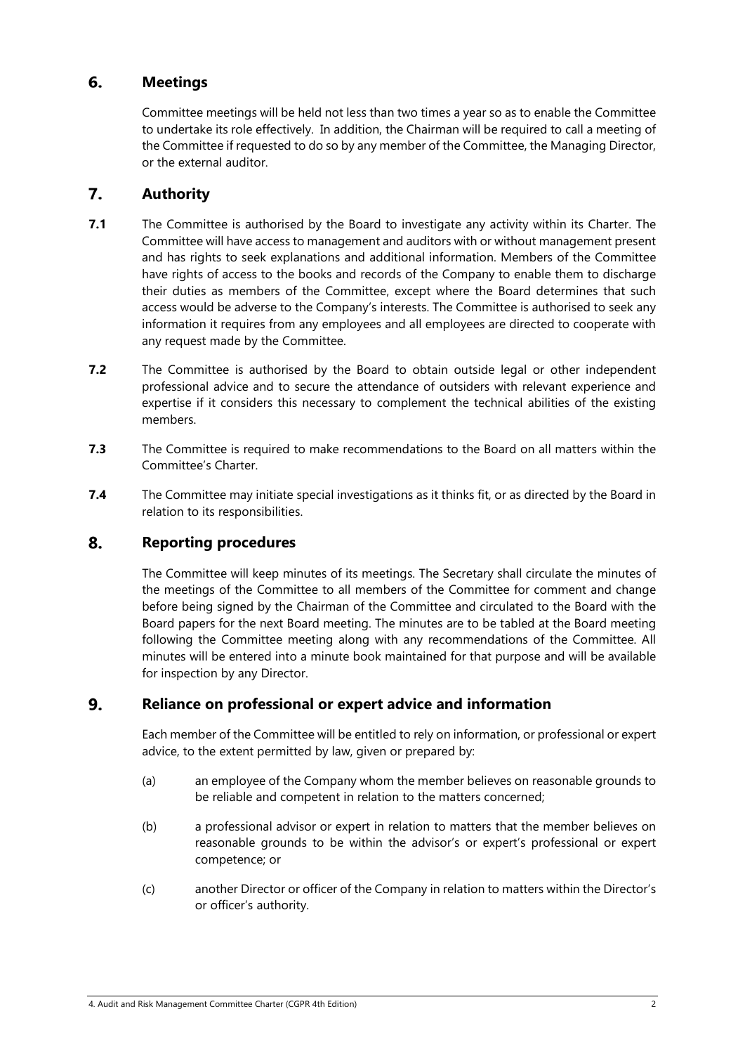## 6. Meetings

Committee meetings will be held not less than two times a year so as to enable the Committee to undertake its role effectively. In addition, the Chairman will be required to call a meeting of the Committee if requested to do so by any member of the Committee, the Managing Director, or the external auditor.

## 7. Authority

**7.1** The Committee is authorised by the Board to investigate any activity within its Charter. The Committee will have access to management and auditors with or without management present and has rights to seek explanations and additional information. Members of the Committee have rights of access to the books and records of the Company to enable them to discharge their duties as members of the Committee, except where the Board determines that such access would be adverse to the Company's interests. The Committee is authorised to seek any information it requires from any employees and all employees are directed to cooperate with any request made by the Committee.

**7.2** The Committee is authorised by the Board to obtain outside legal or other independent professional advice and to secure the attendance of outsiders with relevant experience and expertise if it considers this necessary to complement the technical abilities of the existing members.

**7.3** The Committee is required to make recommendations to the Board on all matters within the Committee's Charter.

**7.4** The Committee may initiate special investigations as it thinks fit, or as directed by the Board in relation to its responsibilities.

## 8. Reporting procedures

The Committee will keep minutes of its meetings. The Secretary shall circulate the minutes of the meetings of the Committee to all members of the Committee for comment and change before being signed by the Chairman of the Committee and circulated to the Board with the Board papers for the next Board meeting. The minutes are to be tabled at the Board meeting following the Committee meeting along with any recommendations of the Committee. All minutes will be entered into a minute book maintained for that purpose and will be available for inspection by any Director.

## 9. Reliance on professional or expert advice and information

Each member of the Committee will be entitled to rely on information, or professional or expert advice, to the extent permitted by law, given or prepared by:

(a) an employee of the Company whom the member believes on reasonable grounds to be reliable and competent in relation to the matters concerned;

(b) a professional advisor or expert in relation to matters that the member believes on reasonable grounds to be within the advisor's or expert's professional or expert competence; or

(c) another Director or officer of the Company in relation to matters within the Director's or officer's authority.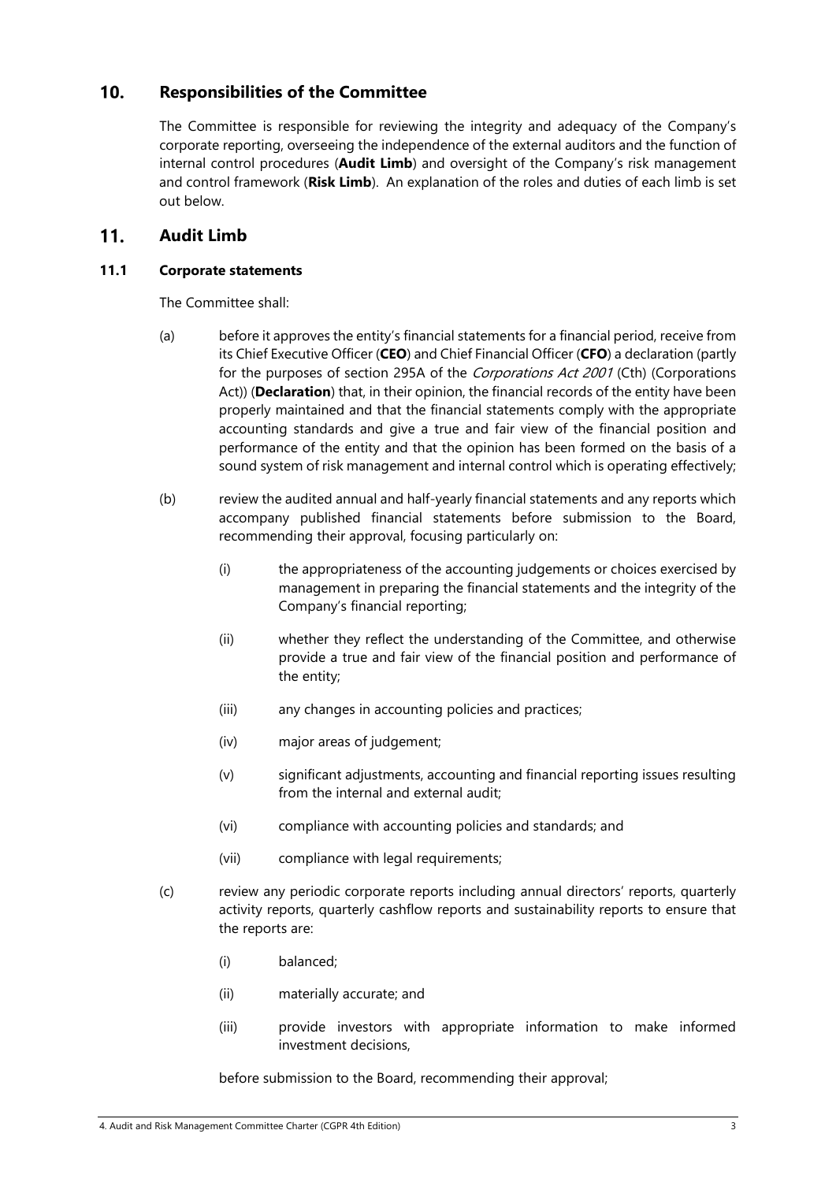## 10. Responsibilities of the Committee

The Committee is responsible for reviewing the integrity and adequacy of the Company's corporate reporting, overseeing the independence of the external auditors and the function of internal control procedures (**Audit Limb**) and oversight of the Company's risk management and control framework (**Risk Limb**). An explanation of the roles and duties of each limb is set out below.

## 11. Audit Limb

### 11.1 Corporate statements

The Committee shall:

(a) before it approves the entity's financial statements for a financial period, receive from its Chief Executive Officer (**CEO**) and Chief Financial Officer (**CFO**) a declaration (partly for the purposes of section 295A of the *Corporations Act 2001* (Cth) (Corporations Act)) (**Declaration**) that, in their opinion, the financial records of the entity have been properly maintained and that the financial statements comply with the appropriate accounting standards and give a true and fair view of the financial position and performance of the entity and that the opinion has been formed on the basis of a sound system of risk management and internal control which is operating effectively;

(b) review the audited annual and half-yearly financial statements and any reports which accompany published financial statements before submission to the Board, recommending their approval, focusing particularly on:

   (i) the appropriateness of the accounting judgements or choices exercised by management in preparing the financial statements and the integrity of the Company's financial reporting;

   (ii) whether they reflect the understanding of the Committee, and otherwise provide a true and fair view of the financial position and performance of the entity;

   (iii) any changes in accounting policies and practices;

   (iv) major areas of judgement;

   (v) significant adjustments, accounting and financial reporting issues resulting from the internal and external audit;

   (vi) compliance with accounting policies and standards; and

   (vii) compliance with legal requirements;

(c) review any periodic corporate reports including annual directors' reports, quarterly activity reports, quarterly cashflow reports and sustainability reports to ensure that the reports are:

   (i) balanced;

   (ii) materially accurate; and

   (iii) provide investors with appropriate information to make informed investment decisions,

   before submission to the Board, recommending their approval;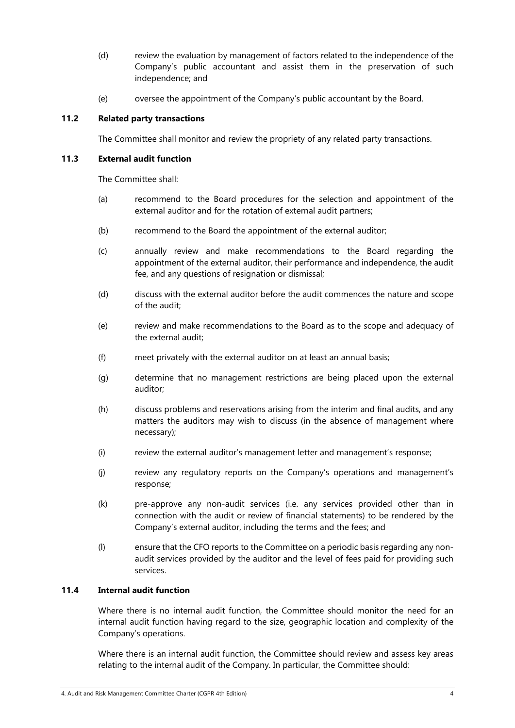(d) review the evaluation by management of factors related to the independence of the Company's public accountant and assist them in the preservation of such independence; and

(e) oversee the appointment of the Company's public accountant by the Board.

### 11.2 Related party transactions

The Committee shall monitor and review the propriety of any related party transactions.

### 11.3 External audit function

The Committee shall:

(a) recommend to the Board procedures for the selection and appointment of the external auditor and for the rotation of external audit partners;

(b) recommend to the Board the appointment of the external auditor;

(c) annually review and make recommendations to the Board regarding the appointment of the external auditor, their performance and independence, the audit fee, and any questions of resignation or dismissal;

(d) discuss with the external auditor before the audit commences the nature and scope of the audit;

(e) review and make recommendations to the Board as to the scope and adequacy of the external audit;

(f) meet privately with the external auditor on at least an annual basis;

(g) determine that no management restrictions are being placed upon the external auditor;

(h) discuss problems and reservations arising from the interim and final audits, and any matters the auditors may wish to discuss (in the absence of management where necessary);

(i) review the external auditor's management letter and management's response;

(j) review any regulatory reports on the Company's operations and management's response;

(k) pre-approve any non-audit services (i.e. any services provided other than in connection with the audit or review of financial statements) to be rendered by the Company's external auditor, including the terms and the fees; and

(l) ensure that the CFO reports to the Committee on a periodic basis regarding any non-audit services provided by the auditor and the level of fees paid for providing such services.

### 11.4 Internal audit function

Where there is no internal audit function, the Committee should monitor the need for an internal audit function having regard to the size, geographic location and complexity of the Company's operations.

Where there is an internal audit function, the Committee should review and assess key areas relating to the internal audit of the Company. In particular, the Committee should: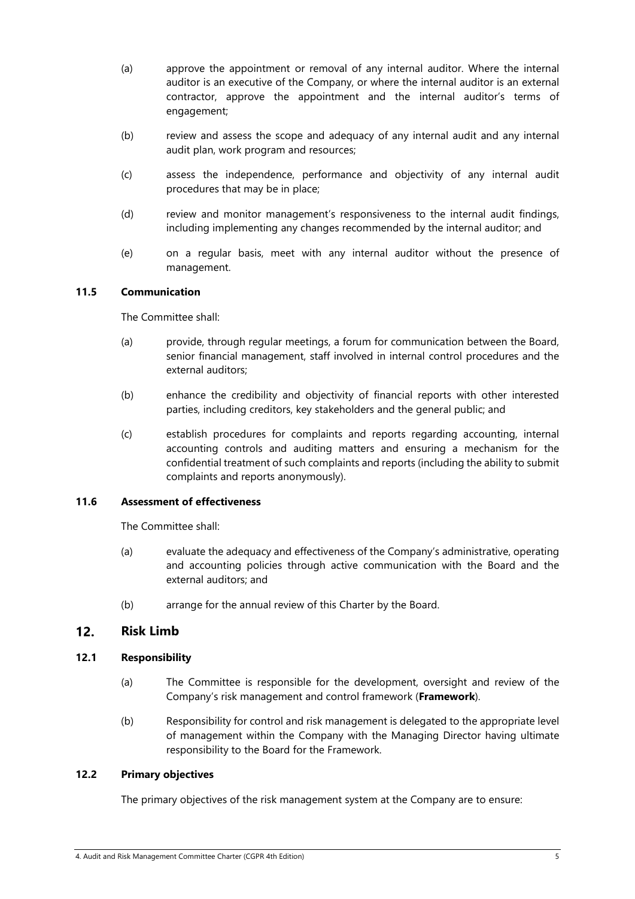(a) approve the appointment or removal of any internal auditor. Where the internal auditor is an executive of the Company, or where the internal auditor is an external contractor, approve the appointment and the internal auditor's terms of engagement;

(b) review and assess the scope and adequacy of any internal audit and any internal audit plan, work program and resources;

(c) assess the independence, performance and objectivity of any internal audit procedures that may be in place;

(d) review and monitor management's responsiveness to the internal audit findings, including implementing any changes recommended by the internal auditor; and

(e) on a regular basis, meet with any internal auditor without the presence of management.

### 11.5 Communication

The Committee shall:

(a) provide, through regular meetings, a forum for communication between the Board, senior financial management, staff involved in internal control procedures and the external auditors;

(b) enhance the credibility and objectivity of financial reports with other interested parties, including creditors, key stakeholders and the general public; and

(c) establish procedures for complaints and reports regarding accounting, internal accounting controls and auditing matters and ensuring a mechanism for the confidential treatment of such complaints and reports (including the ability to submit complaints and reports anonymously).

### 11.6 Assessment of effectiveness

The Committee shall:

(a) evaluate the adequacy and effectiveness of the Company's administrative, operating and accounting policies through active communication with the Board and the external auditors; and

(b) arrange for the annual review of this Charter by the Board.

## 12. Risk Limb

### 12.1 Responsibility

(a) The Committee is responsible for the development, oversight and review of the Company's risk management and control framework (**Framework**).

(b) Responsibility for control and risk management is delegated to the appropriate level of management within the Company with the Managing Director having ultimate responsibility to the Board for the Framework.

### 12.2 Primary objectives

The primary objectives of the risk management system at the Company are to ensure: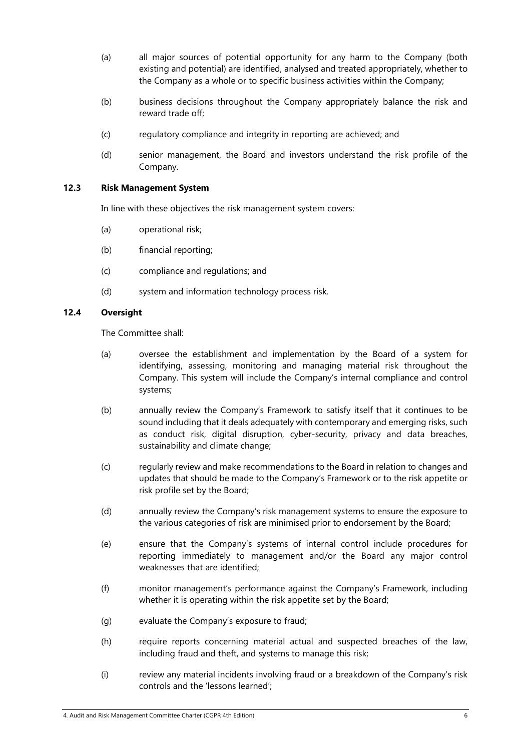(a) all major sources of potential opportunity for any harm to the Company (both existing and potential) are identified, analysed and treated appropriately, whether to the Company as a whole or to specific business activities within the Company;

(b) business decisions throughout the Company appropriately balance the risk and reward trade off;

(c) regulatory compliance and integrity in reporting are achieved; and

(d) senior management, the Board and investors understand the risk profile of the Company.

### 12.3 Risk Management System

In line with these objectives the risk management system covers:

(a) operational risk;

(b) financial reporting;

(c) compliance and regulations; and

(d) system and information technology process risk.

### 12.4 Oversight

The Committee shall:

(a) oversee the establishment and implementation by the Board of a system for identifying, assessing, monitoring and managing material risk throughout the Company. This system will include the Company's internal compliance and control systems;

(b) annually review the Company's Framework to satisfy itself that it continues to be sound including that it deals adequately with contemporary and emerging risks, such as conduct risk, digital disruption, cyber-security, privacy and data breaches, sustainability and climate change;

(c) regularly review and make recommendations to the Board in relation to changes and updates that should be made to the Company's Framework or to the risk appetite or risk profile set by the Board;

(d) annually review the Company's risk management systems to ensure the exposure to the various categories of risk are minimised prior to endorsement by the Board;

(e) ensure that the Company's systems of internal control include procedures for reporting immediately to management and/or the Board any major control weaknesses that are identified;

(f) monitor management's performance against the Company's Framework, including whether it is operating within the risk appetite set by the Board;

(g) evaluate the Company's exposure to fraud;

(h) require reports concerning material actual and suspected breaches of the law, including fraud and theft, and systems to manage this risk;

(i) review any material incidents involving fraud or a breakdown of the Company's risk controls and the 'lessons learned';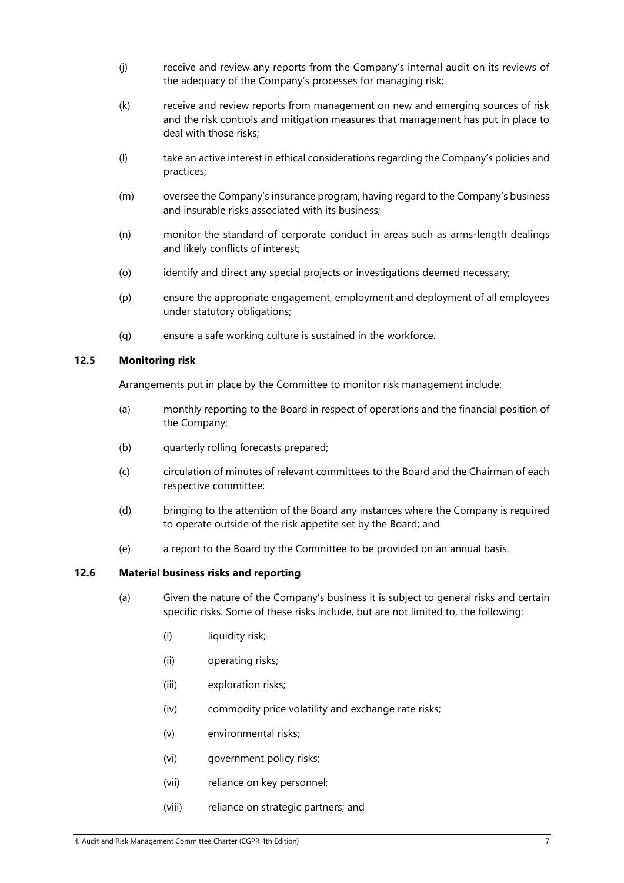(j) receive and review any reports from the Company's internal audit on its reviews of the adequacy of the Company's processes for managing risk;

(k) receive and review reports from management on new and emerging sources of risk and the risk controls and mitigation measures that management has put in place to deal with those risks;

(l) take an active interest in ethical considerations regarding the Company's policies and practices;

(m) oversee the Company's insurance program, having regard to the Company's business and insurable risks associated with its business;

(n) monitor the standard of corporate conduct in areas such as arms-length dealings and likely conflicts of interest;

(o) identify and direct any special projects or investigations deemed necessary;

(p) ensure the appropriate engagement, employment and deployment of all employees under statutory obligations;

(q) ensure a safe working culture is sustained in the workforce.

### 12.5 Monitoring risk

Arrangements put in place by the Committee to monitor risk management include:

(a) monthly reporting to the Board in respect of operations and the financial position of the Company;

(b) quarterly rolling forecasts prepared;

(c) circulation of minutes of relevant committees to the Board and the Chairman of each respective committee;

(d) bringing to the attention of the Board any instances where the Company is required to operate outside of the risk appetite set by the Board; and

(e) a report to the Board by the Committee to be provided on an annual basis.

### 12.6 Material business risks and reporting

(a) Given the nature of the Company's business it is subject to general risks and certain specific risks. Some of these risks include, but are not limited to, the following:

(i) liquidity risk;

(ii) operating risks;

(iii) exploration risks;

(iv) commodity price volatility and exchange rate risks;

(v) environmental risks;

(vi) government policy risks;

(vii) reliance on key personnel;

(viii) reliance on strategic partners; and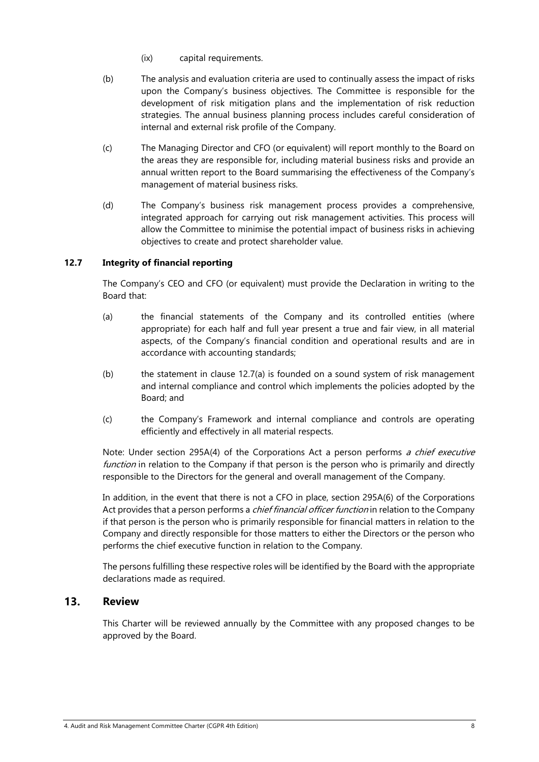(ix) capital requirements.

(b) The analysis and evaluation criteria are used to continually assess the impact of risks upon the Company's business objectives. The Committee is responsible for the development of risk mitigation plans and the implementation of risk reduction strategies. The annual business planning process includes careful consideration of internal and external risk profile of the Company.

(c) The Managing Director and CFO (or equivalent) will report monthly to the Board on the areas they are responsible for, including material business risks and provide an annual written report to the Board summarising the effectiveness of the Company's management of material business risks.

(d) The Company's business risk management process provides a comprehensive, integrated approach for carrying out risk management activities. This process will allow the Committee to minimise the potential impact of business risks in achieving objectives to create and protect shareholder value.

### 12.7 Integrity of financial reporting

The Company's CEO and CFO (or equivalent) must provide the Declaration in writing to the Board that:

(a) the financial statements of the Company and its controlled entities (where appropriate) for each half and full year present a true and fair view, in all material aspects, of the Company's financial condition and operational results and are in accordance with accounting standards;

(b) the statement in clause 12.7(a) is founded on a sound system of risk management and internal compliance and control which implements the policies adopted by the Board; and

(c) the Company's Framework and internal compliance and controls are operating efficiently and effectively in all material respects.

Note: Under section 295A(4) of the Corporations Act a person performs *a chief executive function* in relation to the Company if that person is the person who is primarily and directly responsible to the Directors for the general and overall management of the Company.

In addition, in the event that there is not a CFO in place, section 295A(6) of the Corporations Act provides that a person performs a *chief financial officer function* in relation to the Company if that person is the person who is primarily responsible for financial matters in relation to the Company and directly responsible for those matters to either the Directors or the person who performs the chief executive function in relation to the Company.

The persons fulfilling these respective roles will be identified by the Board with the appropriate declarations made as required.

## 13. Review

This Charter will be reviewed annually by the Committee with any proposed changes to be approved by the Board.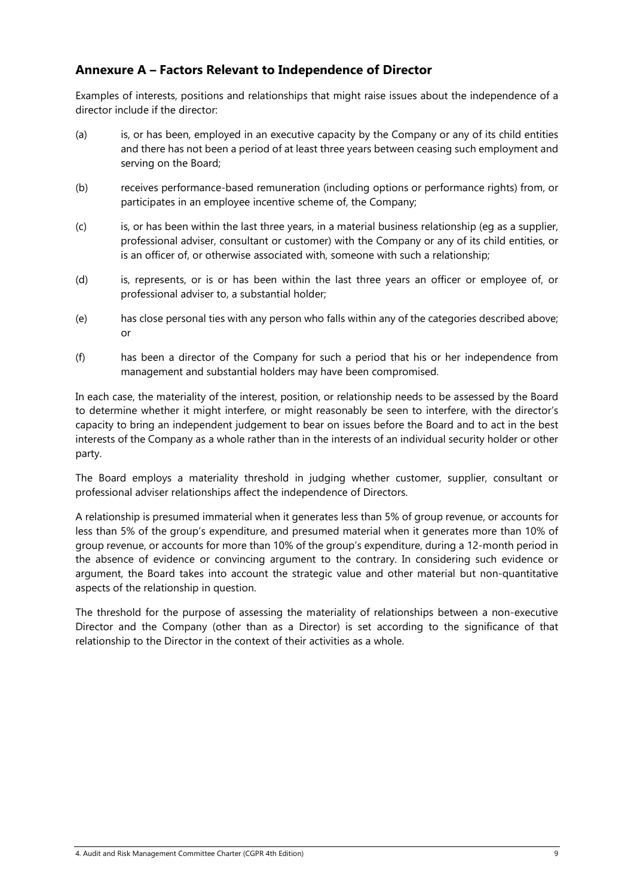## Annexure A – Factors Relevant to Independence of Director

Examples of interests, positions and relationships that might raise issues about the independence of a director include if the director:

(a) is, or has been, employed in an executive capacity by the Company or any of its child entities and there has not been a period of at least three years between ceasing such employment and serving on the Board;

(b) receives performance-based remuneration (including options or performance rights) from, or participates in an employee incentive scheme of, the Company;

(c) is, or has been within the last three years, in a material business relationship (eg as a supplier, professional adviser, consultant or customer) with the Company or any of its child entities, or is an officer of, or otherwise associated with, someone with such a relationship;

(d) is, represents, or is or has been within the last three years an officer or employee of, or professional adviser to, a substantial holder;

(e) has close personal ties with any person who falls within any of the categories described above; or

(f) has been a director of the Company for such a period that his or her independence from management and substantial holders may have been compromised.

In each case, the materiality of the interest, position, or relationship needs to be assessed by the Board to determine whether it might interfere, or might reasonably be seen to interfere, with the director's capacity to bring an independent judgement to bear on issues before the Board and to act in the best interests of the Company as a whole rather than in the interests of an individual security holder or other party.

The Board employs a materiality threshold in judging whether customer, supplier, consultant or professional adviser relationships affect the independence of Directors.

A relationship is presumed immaterial when it generates less than 5% of group revenue, or accounts for less than 5% of the group's expenditure, and presumed material when it generates more than 10% of group revenue, or accounts for more than 10% of the group's expenditure, during a 12-month period in the absence of evidence or convincing argument to the contrary. In considering such evidence or argument, the Board takes into account the strategic value and other material but non-quantitative aspects of the relationship in question.

The threshold for the purpose of assessing the materiality of relationships between a non-executive Director and the Company (other than as a Director) is set according to the significance of that relationship to the Director in the context of their activities as a whole.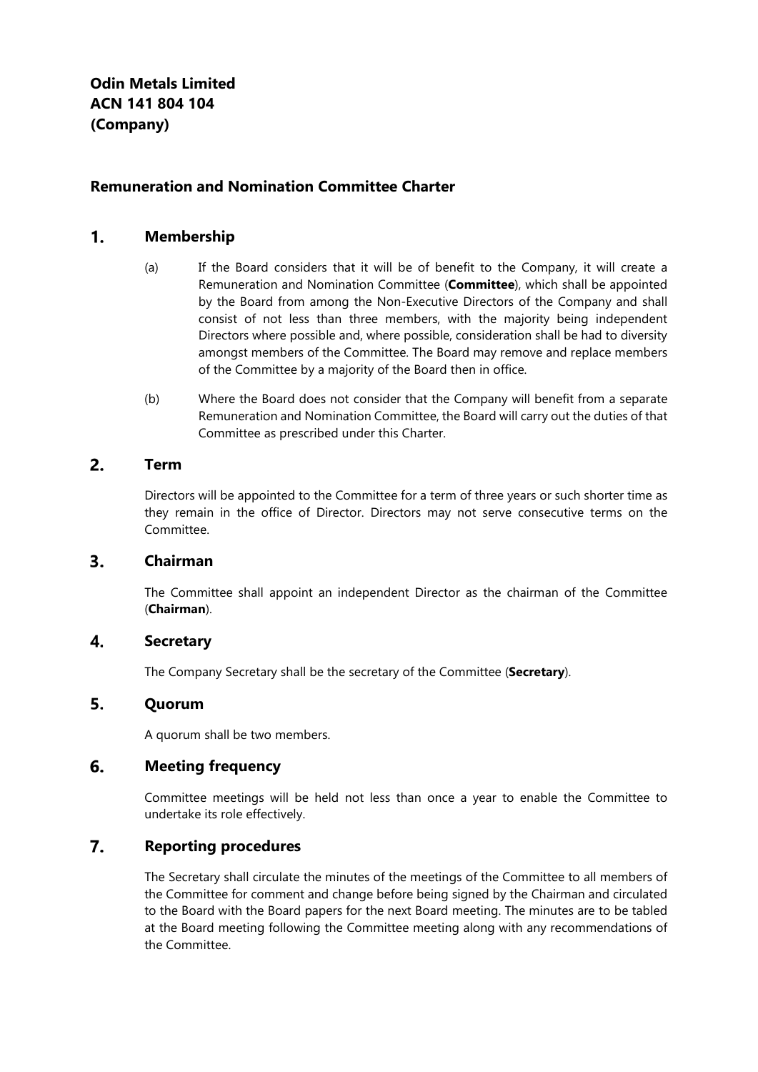**Odin Metals Limited**
**ACN 141 804 104**
**(Company)**

## Remuneration and Nomination Committee Charter

### 1. Membership

(a) If the Board considers that it will be of benefit to the Company, it will create a Remuneration and Nomination Committee (**Committee**), which shall be appointed by the Board from among the Non-Executive Directors of the Company and shall consist of not less than three members, with the majority being independent Directors where possible and, where possible, consideration shall be had to diversity amongst members of the Committee. The Board may remove and replace members of the Committee by a majority of the Board then in office.

(b) Where the Board does not consider that the Company will benefit from a separate Remuneration and Nomination Committee, the Board will carry out the duties of that Committee as prescribed under this Charter.

### 2. Term

Directors will be appointed to the Committee for a term of three years or such shorter time as they remain in the office of Director. Directors may not serve consecutive terms on the Committee.

### 3. Chairman

The Committee shall appoint an independent Director as the chairman of the Committee (**Chairman**).

### 4. Secretary

The Company Secretary shall be the secretary of the Committee (**Secretary**).

### 5. Quorum

A quorum shall be two members.

### 6. Meeting frequency

Committee meetings will be held not less than once a year to enable the Committee to undertake its role effectively.

### 7. Reporting procedures

The Secretary shall circulate the minutes of the meetings of the Committee to all members of the Committee for comment and change before being signed by the Chairman and circulated to the Board with the Board papers for the next Board meeting. The minutes are to be tabled at the Board meeting following the Committee meeting along with any recommendations of the Committee.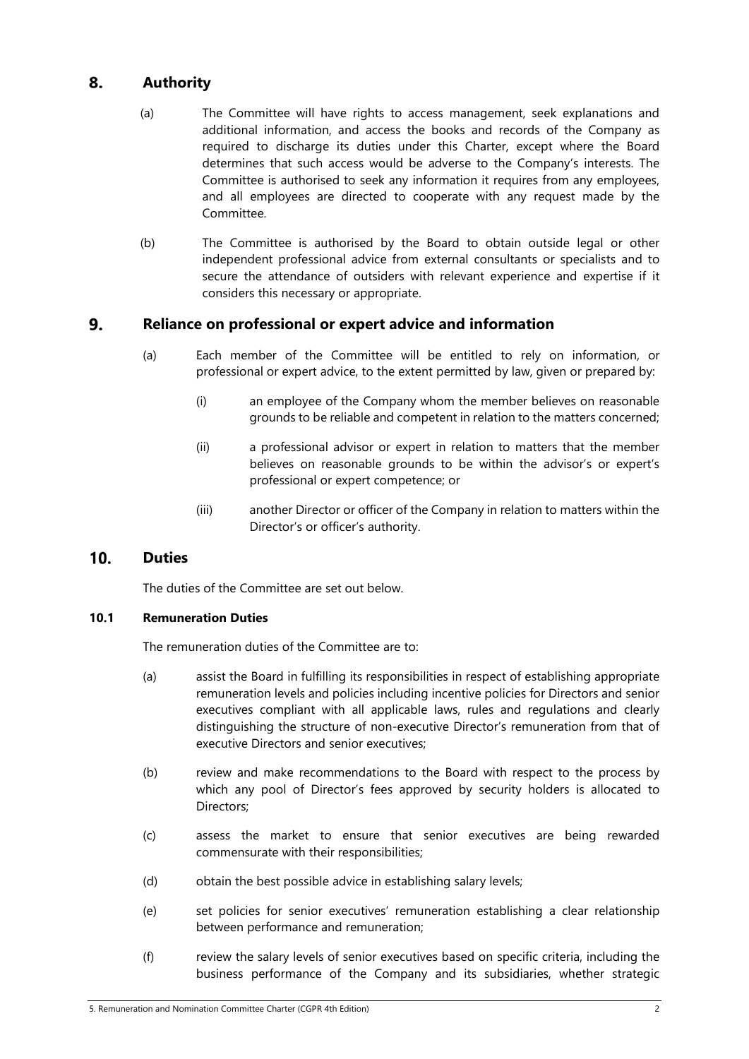## 8. Authority

(a) The Committee will have rights to access management, seek explanations and additional information, and access the books and records of the Company as required to discharge its duties under this Charter, except where the Board determines that such access would be adverse to the Company's interests. The Committee is authorised to seek any information it requires from any employees, and all employees are directed to cooperate with any request made by the Committee.

(b) The Committee is authorised by the Board to obtain outside legal or other independent professional advice from external consultants or specialists and to secure the attendance of outsiders with relevant experience and expertise if it considers this necessary or appropriate.

## 9. Reliance on professional or expert advice and information

(a) Each member of the Committee will be entitled to rely on information, or professional or expert advice, to the extent permitted by law, given or prepared by:

(i) an employee of the Company whom the member believes on reasonable grounds to be reliable and competent in relation to the matters concerned;

(ii) a professional advisor or expert in relation to matters that the member believes on reasonable grounds to be within the advisor's or expert's professional or expert competence; or

(iii) another Director or officer of the Company in relation to matters within the Director's or officer's authority.

## 10. Duties

The duties of the Committee are set out below.

### 10.1 Remuneration Duties

The remuneration duties of the Committee are to:

(a) assist the Board in fulfilling its responsibilities in respect of establishing appropriate remuneration levels and policies including incentive policies for Directors and senior executives compliant with all applicable laws, rules and regulations and clearly distinguishing the structure of non-executive Director's remuneration from that of executive Directors and senior executives;

(b) review and make recommendations to the Board with respect to the process by which any pool of Director's fees approved by security holders is allocated to Directors;

(c) assess the market to ensure that senior executives are being rewarded commensurate with their responsibilities;

(d) obtain the best possible advice in establishing salary levels;

(e) set policies for senior executives' remuneration establishing a clear relationship between performance and remuneration;

(f) review the salary levels of senior executives based on specific criteria, including the business performance of the Company and its subsidiaries, whether strategic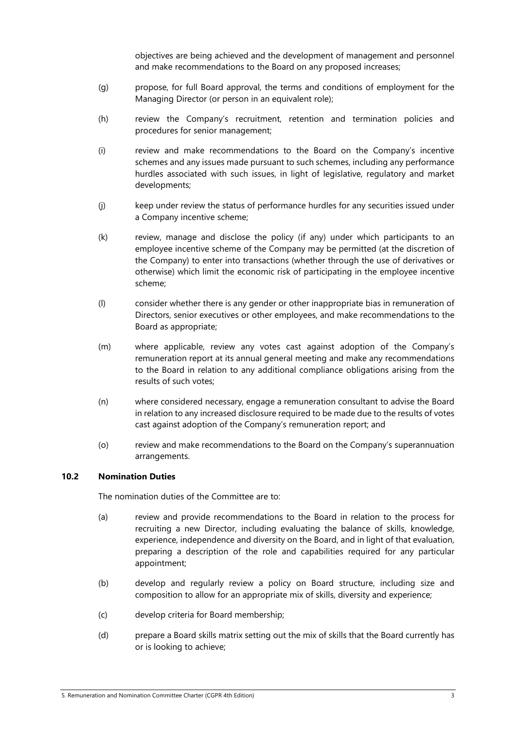objectives are being achieved and the development of management and personnel and make recommendations to the Board on any proposed increases;

(g) propose, for full Board approval, the terms and conditions of employment for the Managing Director (or person in an equivalent role);

(h) review the Company's recruitment, retention and termination policies and procedures for senior management;

(i) review and make recommendations to the Board on the Company's incentive schemes and any issues made pursuant to such schemes, including any performance hurdles associated with such issues, in light of legislative, regulatory and market developments;

(j) keep under review the status of performance hurdles for any securities issued under a Company incentive scheme;

(k) review, manage and disclose the policy (if any) under which participants to an employee incentive scheme of the Company may be permitted (at the discretion of the Company) to enter into transactions (whether through the use of derivatives or otherwise) which limit the economic risk of participating in the employee incentive scheme;

(l) consider whether there is any gender or other inappropriate bias in remuneration of Directors, senior executives or other employees, and make recommendations to the Board as appropriate;

(m) where applicable, review any votes cast against adoption of the Company's remuneration report at its annual general meeting and make any recommendations to the Board in relation to any additional compliance obligations arising from the results of such votes;

(n) where considered necessary, engage a remuneration consultant to advise the Board in relation to any increased disclosure required to be made due to the results of votes cast against adoption of the Company's remuneration report; and

(o) review and make recommendations to the Board on the Company's superannuation arrangements.

### 10.2 Nomination Duties

The nomination duties of the Committee are to:

(a) review and provide recommendations to the Board in relation to the process for recruiting a new Director, including evaluating the balance of skills, knowledge, experience, independence and diversity on the Board, and in light of that evaluation, preparing a description of the role and capabilities required for any particular appointment;

(b) develop and regularly review a policy on Board structure, including size and composition to allow for an appropriate mix of skills, diversity and experience;

(c) develop criteria for Board membership;

(d) prepare a Board skills matrix setting out the mix of skills that the Board currently has or is looking to achieve;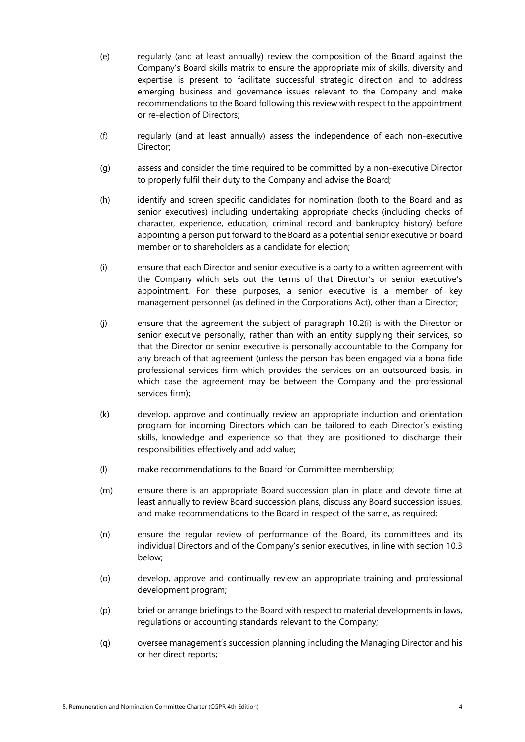(e) regularly (and at least annually) review the composition of the Board against the Company's Board skills matrix to ensure the appropriate mix of skills, diversity and expertise is present to facilitate successful strategic direction and to address emerging business and governance issues relevant to the Company and make recommendations to the Board following this review with respect to the appointment or re-election of Directors;

(f) regularly (and at least annually) assess the independence of each non-executive Director;

(g) assess and consider the time required to be committed by a non-executive Director to properly fulfil their duty to the Company and advise the Board;

(h) identify and screen specific candidates for nomination (both to the Board and as senior executives) including undertaking appropriate checks (including checks of character, experience, education, criminal record and bankruptcy history) before appointing a person put forward to the Board as a potential senior executive or board member or to shareholders as a candidate for election;

(i) ensure that each Director and senior executive is a party to a written agreement with the Company which sets out the terms of that Director's or senior executive's appointment. For these purposes, a senior executive is a member of key management personnel (as defined in the Corporations Act), other than a Director;

(j) ensure that the agreement the subject of paragraph 10.2(i) is with the Director or senior executive personally, rather than with an entity supplying their services, so that the Director or senior executive is personally accountable to the Company for any breach of that agreement (unless the person has been engaged via a bona fide professional services firm which provides the services on an outsourced basis, in which case the agreement may be between the Company and the professional services firm);

(k) develop, approve and continually review an appropriate induction and orientation program for incoming Directors which can be tailored to each Director's existing skills, knowledge and experience so that they are positioned to discharge their responsibilities effectively and add value;

(l) make recommendations to the Board for Committee membership;

(m) ensure there is an appropriate Board succession plan in place and devote time at least annually to review Board succession plans, discuss any Board succession issues, and make recommendations to the Board in respect of the same, as required;

(n) ensure the regular review of performance of the Board, its committees and its individual Directors and of the Company's senior executives, in line with section 10.3 below;

(o) develop, approve and continually review an appropriate training and professional development program;

(p) brief or arrange briefings to the Board with respect to material developments in laws, regulations or accounting standards relevant to the Company;

(q) oversee management's succession planning including the Managing Director and his or her direct reports;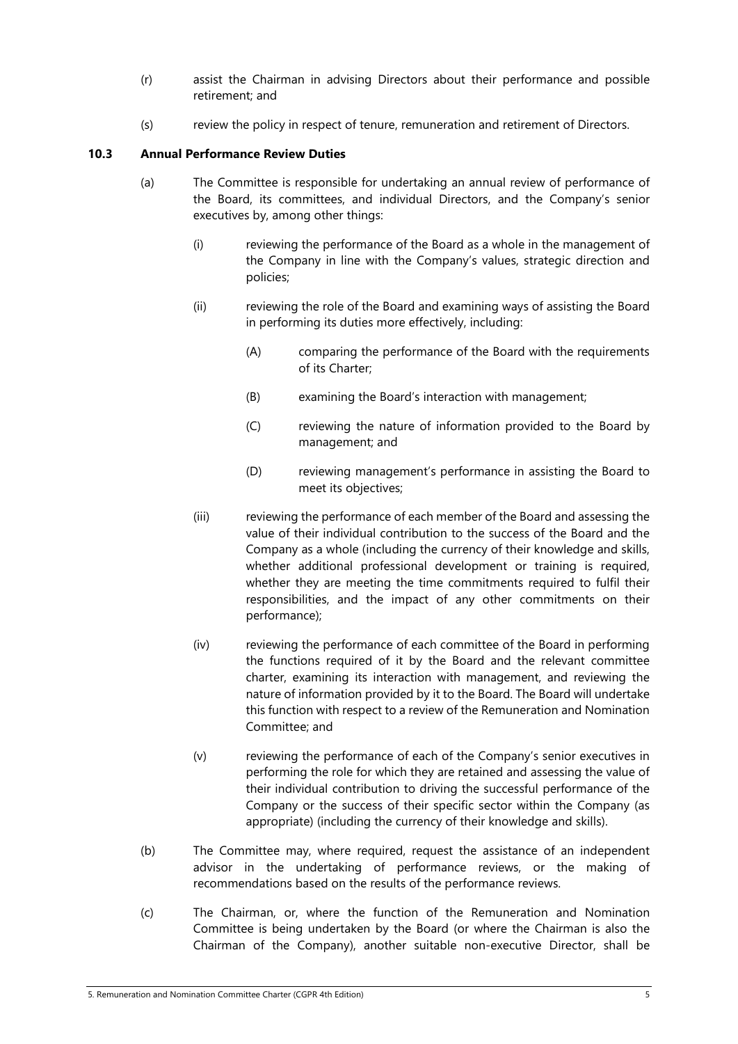(r) assist the Chairman in advising Directors about their performance and possible retirement; and

(s) review the policy in respect of tenure, remuneration and retirement of Directors.

### 10.3 Annual Performance Review Duties

(a) The Committee is responsible for undertaking an annual review of performance of the Board, its committees, and individual Directors, and the Company's senior executives by, among other things:

(i) reviewing the performance of the Board as a whole in the management of the Company in line with the Company's values, strategic direction and policies;

(ii) reviewing the role of the Board and examining ways of assisting the Board in performing its duties more effectively, including:

(A) comparing the performance of the Board with the requirements of its Charter;

(B) examining the Board's interaction with management;

(C) reviewing the nature of information provided to the Board by management; and

(D) reviewing management's performance in assisting the Board to meet its objectives;

(iii) reviewing the performance of each member of the Board and assessing the value of their individual contribution to the success of the Board and the Company as a whole (including the currency of their knowledge and skills, whether additional professional development or training is required, whether they are meeting the time commitments required to fulfil their responsibilities, and the impact of any other commitments on their performance);

(iv) reviewing the performance of each committee of the Board in performing the functions required of it by the Board and the relevant committee charter, examining its interaction with management, and reviewing the nature of information provided by it to the Board. The Board will undertake this function with respect to a review of the Remuneration and Nomination Committee; and

(v) reviewing the performance of each of the Company's senior executives in performing the role for which they are retained and assessing the value of their individual contribution to driving the successful performance of the Company or the success of their specific sector within the Company (as appropriate) (including the currency of their knowledge and skills).

(b) The Committee may, where required, request the assistance of an independent advisor in the undertaking of performance reviews, or the making of recommendations based on the results of the performance reviews.

(c) The Chairman, or, where the function of the Remuneration and Nomination Committee is being undertaken by the Board (or where the Chairman is also the Chairman of the Company), another suitable non-executive Director, shall be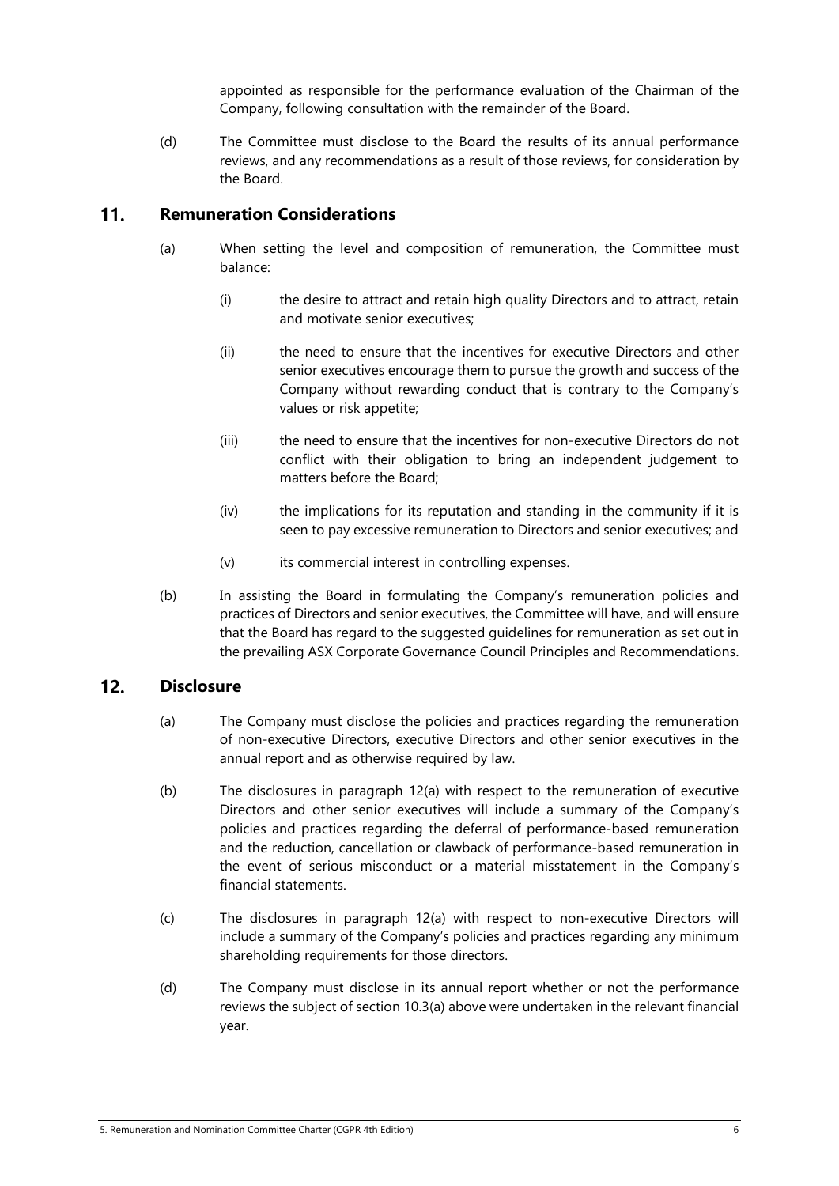appointed as responsible for the performance evaluation of the Chairman of the Company, following consultation with the remainder of the Board.

(d) The Committee must disclose to the Board the results of its annual performance reviews, and any recommendations as a result of those reviews, for consideration by the Board.

## 11. Remuneration Considerations

(a) When setting the level and composition of remuneration, the Committee must balance:

(i) the desire to attract and retain high quality Directors and to attract, retain and motivate senior executives;

(ii) the need to ensure that the incentives for executive Directors and other senior executives encourage them to pursue the growth and success of the Company without rewarding conduct that is contrary to the Company's values or risk appetite;

(iii) the need to ensure that the incentives for non-executive Directors do not conflict with their obligation to bring an independent judgement to matters before the Board;

(iv) the implications for its reputation and standing in the community if it is seen to pay excessive remuneration to Directors and senior executives; and

(v) its commercial interest in controlling expenses.

(b) In assisting the Board in formulating the Company's remuneration policies and practices of Directors and senior executives, the Committee will have, and will ensure that the Board has regard to the suggested guidelines for remuneration as set out in the prevailing ASX Corporate Governance Council Principles and Recommendations.

## 12. Disclosure

(a) The Company must disclose the policies and practices regarding the remuneration of non-executive Directors, executive Directors and other senior executives in the annual report and as otherwise required by law.

(b) The disclosures in paragraph 12(a) with respect to the remuneration of executive Directors and other senior executives will include a summary of the Company's policies and practices regarding the deferral of performance-based remuneration and the reduction, cancellation or clawback of performance-based remuneration in the event of serious misconduct or a material misstatement in the Company's financial statements.

(c) The disclosures in paragraph 12(a) with respect to non-executive Directors will include a summary of the Company's policies and practices regarding any minimum shareholding requirements for those directors.

(d) The Company must disclose in its annual report whether or not the performance reviews the subject of section 10.3(a) above were undertaken in the relevant financial year.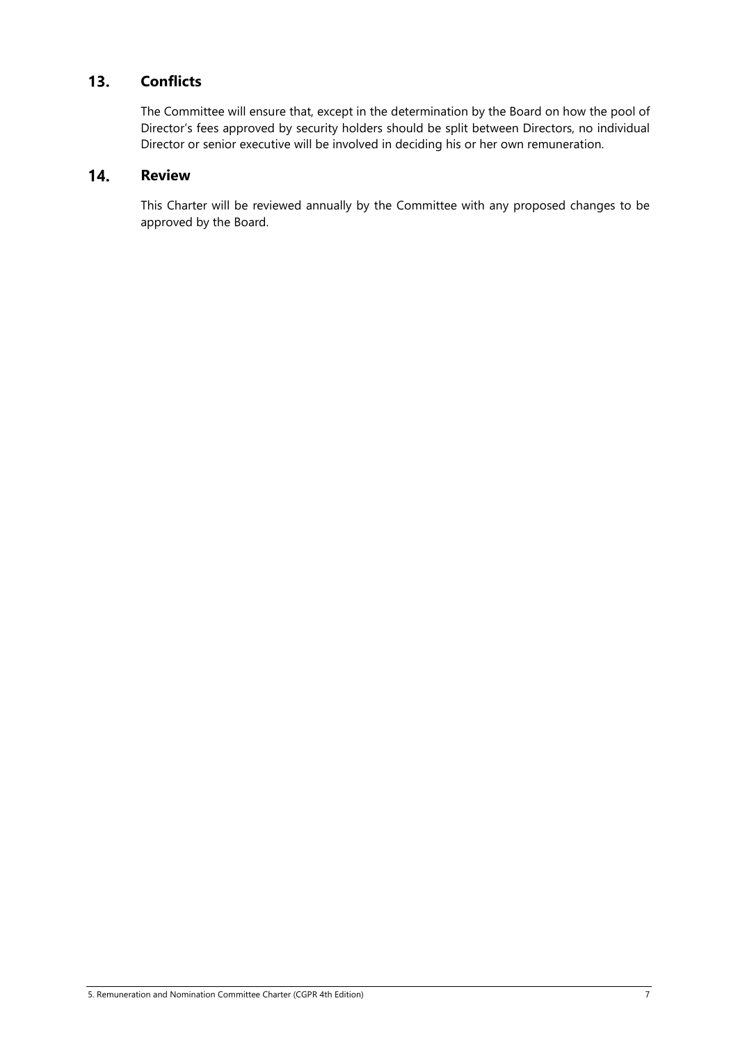## 13. Conflicts

The Committee will ensure that, except in the determination by the Board on how the pool of Director's fees approved by security holders should be split between Directors, no individual Director or senior executive will be involved in deciding his or her own remuneration.

## 14. Review

This Charter will be reviewed annually by the Committee with any proposed changes to be approved by the Board.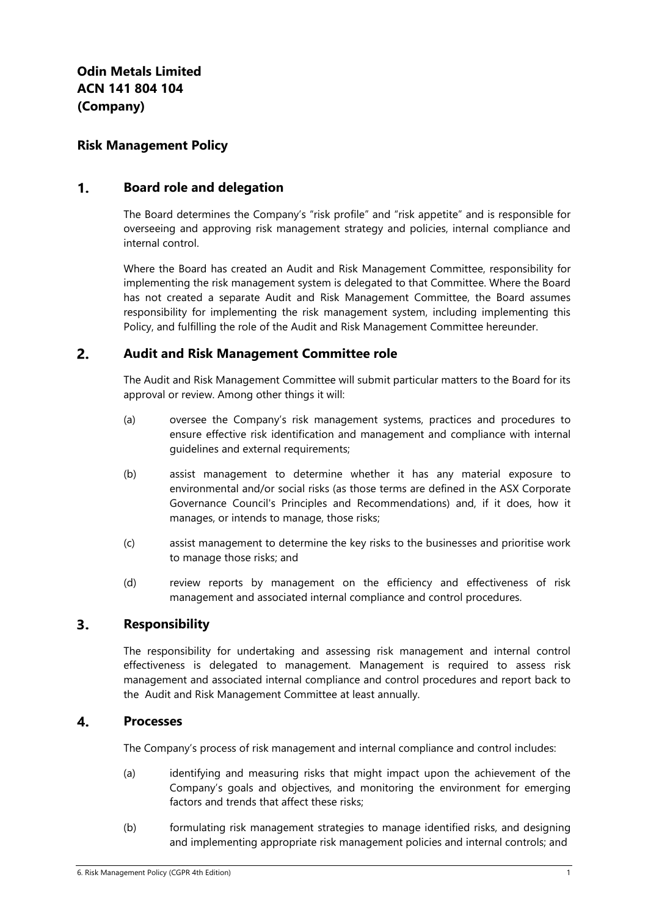**Odin Metals Limited**
**ACN 141 804 104**
**(Company)**

## Risk Management Policy

## 1. Board role and delegation

The Board determines the Company's "risk profile" and "risk appetite" and is responsible for overseeing and approving risk management strategy and policies, internal compliance and internal control.

Where the Board has created an Audit and Risk Management Committee, responsibility for implementing the risk management system is delegated to that Committee. Where the Board has not created a separate Audit and Risk Management Committee, the Board assumes responsibility for implementing the risk management system, including implementing this Policy, and fulfilling the role of the Audit and Risk Management Committee hereunder.

## 2. Audit and Risk Management Committee role

The Audit and Risk Management Committee will submit particular matters to the Board for its approval or review. Among other things it will:

(a) oversee the Company's risk management systems, practices and procedures to ensure effective risk identification and management and compliance with internal guidelines and external requirements;

(b) assist management to determine whether it has any material exposure to environmental and/or social risks (as those terms are defined in the ASX Corporate Governance Council's Principles and Recommendations) and, if it does, how it manages, or intends to manage, those risks;

(c) assist management to determine the key risks to the businesses and prioritise work to manage those risks; and

(d) review reports by management on the efficiency and effectiveness of risk management and associated internal compliance and control procedures.

## 3. Responsibility

The responsibility for undertaking and assessing risk management and internal control effectiveness is delegated to management. Management is required to assess risk management and associated internal compliance and control procedures and report back to the Audit and Risk Management Committee at least annually.

## 4. Processes

The Company's process of risk management and internal compliance and control includes:

(a) identifying and measuring risks that might impact upon the achievement of the Company's goals and objectives, and monitoring the environment for emerging factors and trends that affect these risks;

(b) formulating risk management strategies to manage identified risks, and designing and implementing appropriate risk management policies and internal controls; and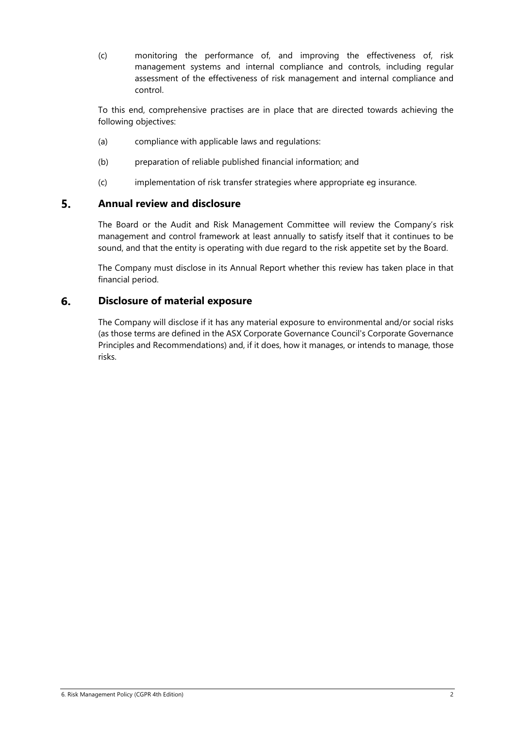(c) monitoring the performance of, and improving the effectiveness of, risk management systems and internal compliance and controls, including regular assessment of the effectiveness of risk management and internal compliance and control.

To this end, comprehensive practises are in place that are directed towards achieving the following objectives:

(a) compliance with applicable laws and regulations:

(b) preparation of reliable published financial information; and

(c) implementation of risk transfer strategies where appropriate eg insurance.

## 5. Annual review and disclosure

The Board or the Audit and Risk Management Committee will review the Company's risk management and control framework at least annually to satisfy itself that it continues to be sound, and that the entity is operating with due regard to the risk appetite set by the Board.

The Company must disclose in its Annual Report whether this review has taken place in that financial period.

## 6. Disclosure of material exposure

The Company will disclose if it has any material exposure to environmental and/or social risks (as those terms are defined in the ASX Corporate Governance Council's Corporate Governance Principles and Recommendations) and, if it does, how it manages, or intends to manage, those risks.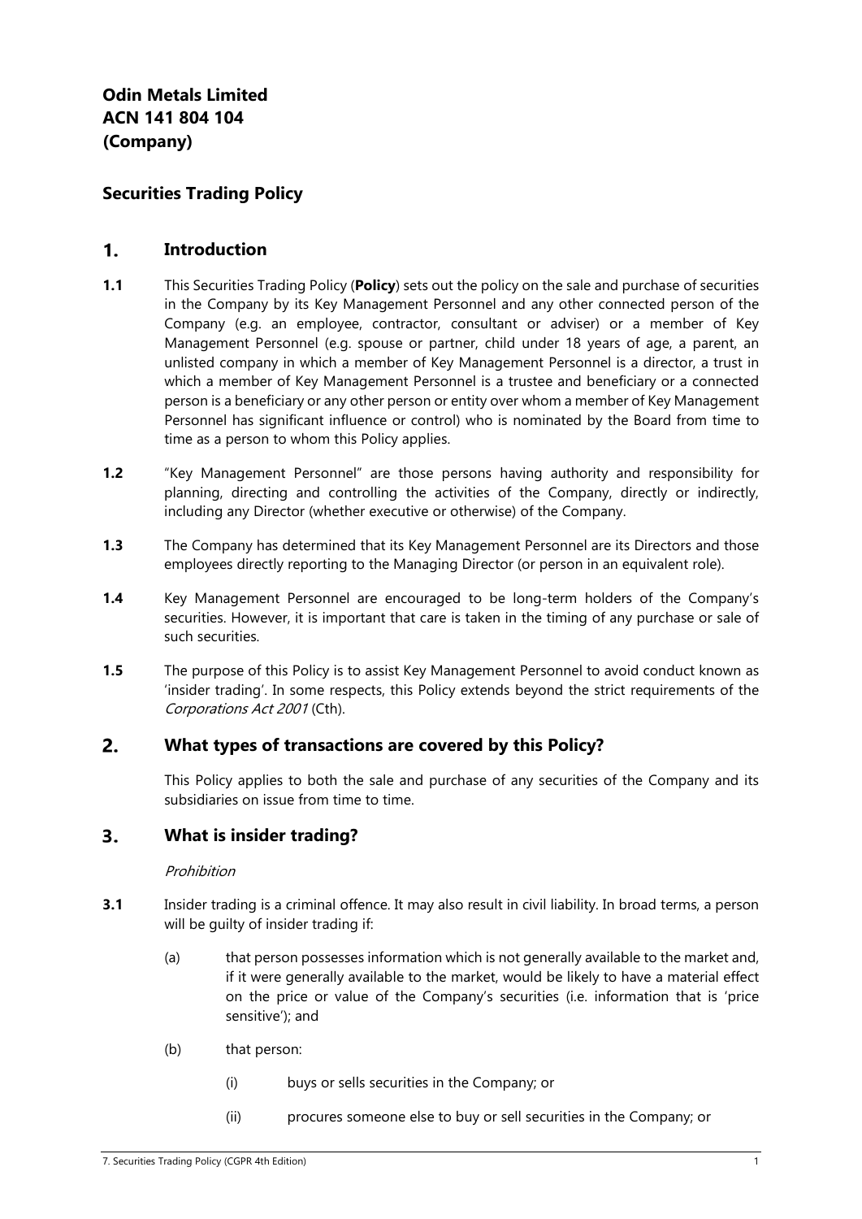**Odin Metals Limited**
**ACN 141 804 104**
**(Company)**

## Securities Trading Policy

## 1. Introduction

**1.1** This Securities Trading Policy (**Policy**) sets out the policy on the sale and purchase of securities in the Company by its Key Management Personnel and any other connected person of the Company (e.g. an employee, contractor, consultant or adviser) or a member of Key Management Personnel (e.g. spouse or partner, child under 18 years of age, a parent, an unlisted company in which a member of Key Management Personnel is a director, a trust in which a member of Key Management Personnel is a trustee and beneficiary or a connected person is a beneficiary or any other person or entity over whom a member of Key Management Personnel has significant influence or control) who is nominated by the Board from time to time as a person to whom this Policy applies.

**1.2** "Key Management Personnel" are those persons having authority and responsibility for planning, directing and controlling the activities of the Company, directly or indirectly, including any Director (whether executive or otherwise) of the Company.

**1.3** The Company has determined that its Key Management Personnel are its Directors and those employees directly reporting to the Managing Director (or person in an equivalent role).

**1.4** Key Management Personnel are encouraged to be long-term holders of the Company's securities. However, it is important that care is taken in the timing of any purchase or sale of such securities.

**1.5** The purpose of this Policy is to assist Key Management Personnel to avoid conduct known as 'insider trading'. In some respects, this Policy extends beyond the strict requirements of the *Corporations Act 2001* (Cth).

## 2. What types of transactions are covered by this Policy?

This Policy applies to both the sale and purchase of any securities of the Company and its subsidiaries on issue from time to time.

## 3. What is insider trading?

*Prohibition*

**3.1** Insider trading is a criminal offence. It may also result in civil liability. In broad terms, a person will be guilty of insider trading if:

(a) that person possesses information which is not generally available to the market and, if it were generally available to the market, would be likely to have a material effect on the price or value of the Company's securities (i.e. information that is 'price sensitive'); and

(b) that person:

(i) buys or sells securities in the Company; or

(ii) procures someone else to buy or sell securities in the Company; or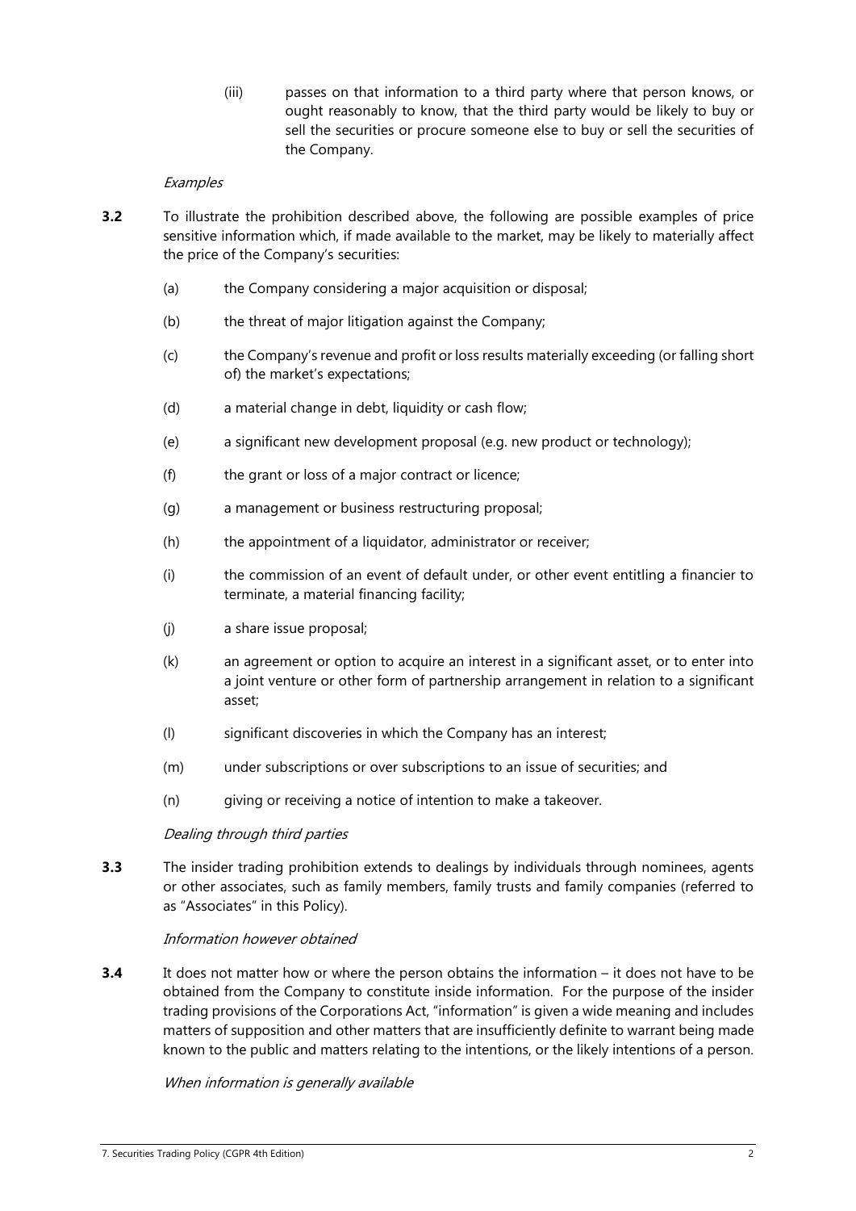(iii) passes on that information to a third party where that person knows, or ought reasonably to know, that the third party would be likely to buy or sell the securities or procure someone else to buy or sell the securities of the Company.

*Examples*

**3.2** To illustrate the prohibition described above, the following are possible examples of price sensitive information which, if made available to the market, may be likely to materially affect the price of the Company's securities:

(a) the Company considering a major acquisition or disposal;

(b) the threat of major litigation against the Company;

(c) the Company's revenue and profit or loss results materially exceeding (or falling short of) the market's expectations;

(d) a material change in debt, liquidity or cash flow;

(e) a significant new development proposal (e.g. new product or technology);

(f) the grant or loss of a major contract or licence;

(g) a management or business restructuring proposal;

(h) the appointment of a liquidator, administrator or receiver;

(i) the commission of an event of default under, or other event entitling a financier to terminate, a material financing facility;

(j) a share issue proposal;

(k) an agreement or option to acquire an interest in a significant asset, or to enter into a joint venture or other form of partnership arrangement in relation to a significant asset;

(l) significant discoveries in which the Company has an interest;

(m) under subscriptions or over subscriptions to an issue of securities; and

(n) giving or receiving a notice of intention to make a takeover.

*Dealing through third parties*

**3.3** The insider trading prohibition extends to dealings by individuals through nominees, agents or other associates, such as family members, family trusts and family companies (referred to as "Associates" in this Policy).

*Information however obtained*

**3.4** It does not matter how or where the person obtains the information – it does not have to be obtained from the Company to constitute inside information. For the purpose of the insider trading provisions of the Corporations Act, "information" is given a wide meaning and includes matters of supposition and other matters that are insufficiently definite to warrant being made known to the public and matters relating to the intentions, or the likely intentions of a person.

*When information is generally available*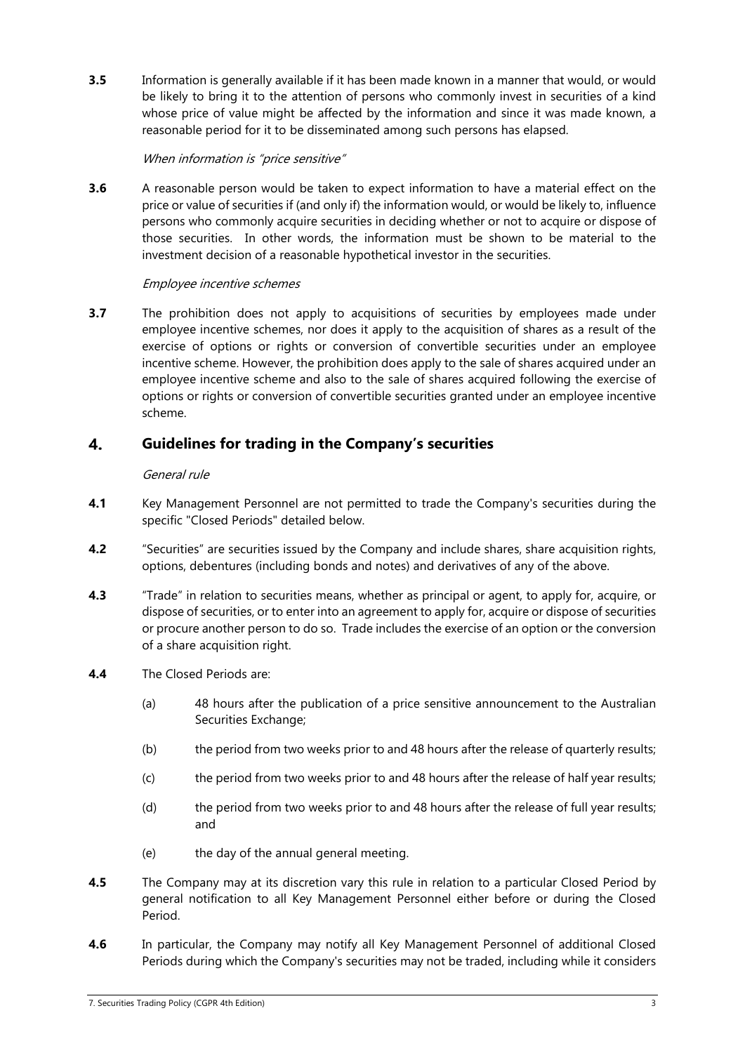**3.5** Information is generally available if it has been made known in a manner that would, or would be likely to bring it to the attention of persons who commonly invest in securities of a kind whose price of value might be affected by the information and since it was made known, a reasonable period for it to be disseminated among such persons has elapsed.

*When information is "price sensitive"*

**3.6** A reasonable person would be taken to expect information to have a material effect on the price or value of securities if (and only if) the information would, or would be likely to, influence persons who commonly acquire securities in deciding whether or not to acquire or dispose of those securities. In other words, the information must be shown to be material to the investment decision of a reasonable hypothetical investor in the securities.

*Employee incentive schemes*

**3.7** The prohibition does not apply to acquisitions of securities by employees made under employee incentive schemes, nor does it apply to the acquisition of shares as a result of the exercise of options or rights or conversion of convertible securities under an employee incentive scheme. However, the prohibition does apply to the sale of shares acquired under an employee incentive scheme and also to the sale of shares acquired following the exercise of options or rights or conversion of convertible securities granted under an employee incentive scheme.

## 4. Guidelines for trading in the Company's securities

*General rule*

**4.1** Key Management Personnel are not permitted to trade the Company's securities during the specific "Closed Periods" detailed below.

**4.2** "Securities" are securities issued by the Company and include shares, share acquisition rights, options, debentures (including bonds and notes) and derivatives of any of the above.

**4.3** "Trade" in relation to securities means, whether as principal or agent, to apply for, acquire, or dispose of securities, or to enter into an agreement to apply for, acquire or dispose of securities or procure another person to do so. Trade includes the exercise of an option or the conversion of a share acquisition right.

**4.4** The Closed Periods are:

(a) 48 hours after the publication of a price sensitive announcement to the Australian Securities Exchange;

(b) the period from two weeks prior to and 48 hours after the release of quarterly results;

(c) the period from two weeks prior to and 48 hours after the release of half year results;

(d) the period from two weeks prior to and 48 hours after the release of full year results; and

(e) the day of the annual general meeting.

**4.5** The Company may at its discretion vary this rule in relation to a particular Closed Period by general notification to all Key Management Personnel either before or during the Closed Period.

**4.6** In particular, the Company may notify all Key Management Personnel of additional Closed Periods during which the Company's securities may not be traded, including while it considers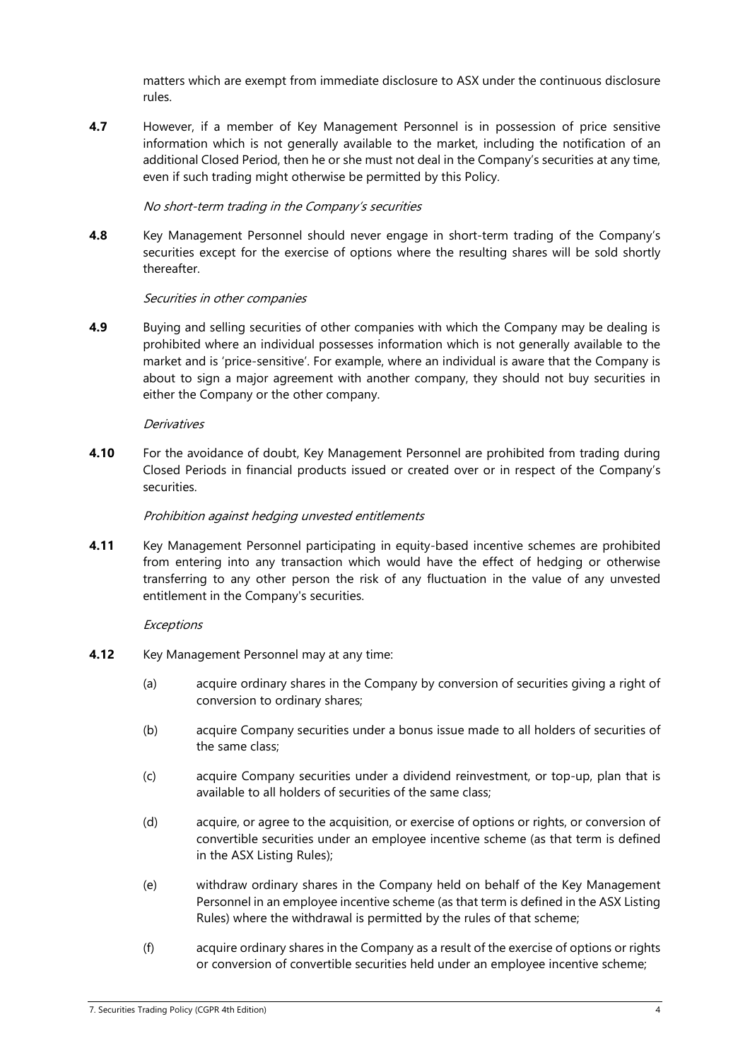matters which are exempt from immediate disclosure to ASX under the continuous disclosure rules.

**4.7** However, if a member of Key Management Personnel is in possession of price sensitive information which is not generally available to the market, including the notification of an additional Closed Period, then he or she must not deal in the Company's securities at any time, even if such trading might otherwise be permitted by this Policy.

*No short-term trading in the Company's securities*

**4.8** Key Management Personnel should never engage in short-term trading of the Company's securities except for the exercise of options where the resulting shares will be sold shortly thereafter.

*Securities in other companies*

**4.9** Buying and selling securities of other companies with which the Company may be dealing is prohibited where an individual possesses information which is not generally available to the market and is 'price-sensitive'. For example, where an individual is aware that the Company is about to sign a major agreement with another company, they should not buy securities in either the Company or the other company.

*Derivatives*

**4.10** For the avoidance of doubt, Key Management Personnel are prohibited from trading during Closed Periods in financial products issued or created over or in respect of the Company's securities.

*Prohibition against hedging unvested entitlements*

**4.11** Key Management Personnel participating in equity-based incentive schemes are prohibited from entering into any transaction which would have the effect of hedging or otherwise transferring to any other person the risk of any fluctuation in the value of any unvested entitlement in the Company's securities.

*Exceptions*

**4.12** Key Management Personnel may at any time:

(a) acquire ordinary shares in the Company by conversion of securities giving a right of conversion to ordinary shares;

(b) acquire Company securities under a bonus issue made to all holders of securities of the same class;

(c) acquire Company securities under a dividend reinvestment, or top-up, plan that is available to all holders of securities of the same class;

(d) acquire, or agree to the acquisition, or exercise of options or rights, or conversion of convertible securities under an employee incentive scheme (as that term is defined in the ASX Listing Rules);

(e) withdraw ordinary shares in the Company held on behalf of the Key Management Personnel in an employee incentive scheme (as that term is defined in the ASX Listing Rules) where the withdrawal is permitted by the rules of that scheme;

(f) acquire ordinary shares in the Company as a result of the exercise of options or rights or conversion of convertible securities held under an employee incentive scheme;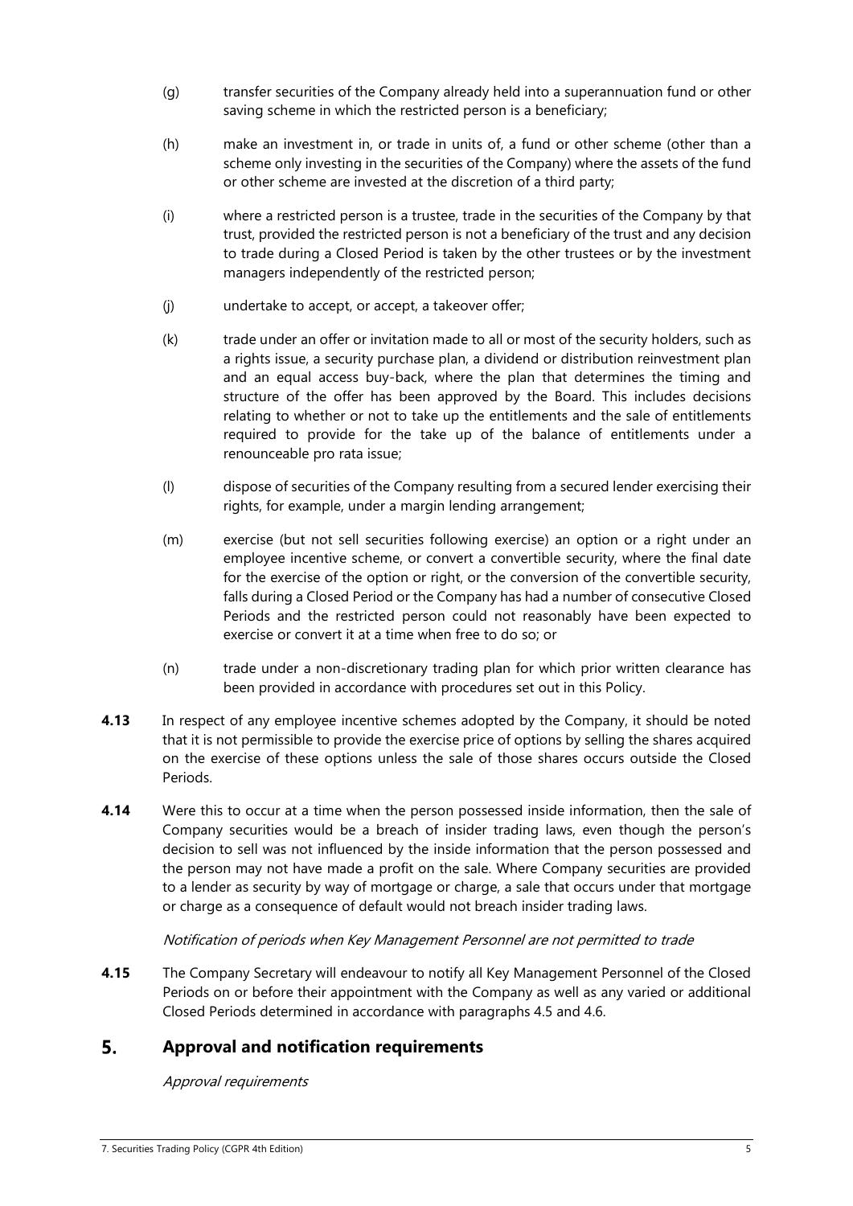(g) transfer securities of the Company already held into a superannuation fund or other saving scheme in which the restricted person is a beneficiary;

(h) make an investment in, or trade in units of, a fund or other scheme (other than a scheme only investing in the securities of the Company) where the assets of the fund or other scheme are invested at the discretion of a third party;

(i) where a restricted person is a trustee, trade in the securities of the Company by that trust, provided the restricted person is not a beneficiary of the trust and any decision to trade during a Closed Period is taken by the other trustees or by the investment managers independently of the restricted person;

(j) undertake to accept, or accept, a takeover offer;

(k) trade under an offer or invitation made to all or most of the security holders, such as a rights issue, a security purchase plan, a dividend or distribution reinvestment plan and an equal access buy-back, where the plan that determines the timing and structure of the offer has been approved by the Board. This includes decisions relating to whether or not to take up the entitlements and the sale of entitlements required to provide for the take up of the balance of entitlements under a renounceable pro rata issue;

(l) dispose of securities of the Company resulting from a secured lender exercising their rights, for example, under a margin lending arrangement;

(m) exercise (but not sell securities following exercise) an option or a right under an employee incentive scheme, or convert a convertible security, where the final date for the exercise of the option or right, or the conversion of the convertible security, falls during a Closed Period or the Company has had a number of consecutive Closed Periods and the restricted person could not reasonably have been expected to exercise or convert it at a time when free to do so; or

(n) trade under a non-discretionary trading plan for which prior written clearance has been provided in accordance with procedures set out in this Policy.

**4.13** In respect of any employee incentive schemes adopted by the Company, it should be noted that it is not permissible to provide the exercise price of options by selling the shares acquired on the exercise of these options unless the sale of those shares occurs outside the Closed Periods.

**4.14** Were this to occur at a time when the person possessed inside information, then the sale of Company securities would be a breach of insider trading laws, even though the person's decision to sell was not influenced by the inside information that the person possessed and the person may not have made a profit on the sale. Where Company securities are provided to a lender as security by way of mortgage or charge, a sale that occurs under that mortgage or charge as a consequence of default would not breach insider trading laws.

*Notification of periods when Key Management Personnel are not permitted to trade*

**4.15** The Company Secretary will endeavour to notify all Key Management Personnel of the Closed Periods on or before their appointment with the Company as well as any varied or additional Closed Periods determined in accordance with paragraphs 4.5 and 4.6.

## 5. Approval and notification requirements

*Approval requirements*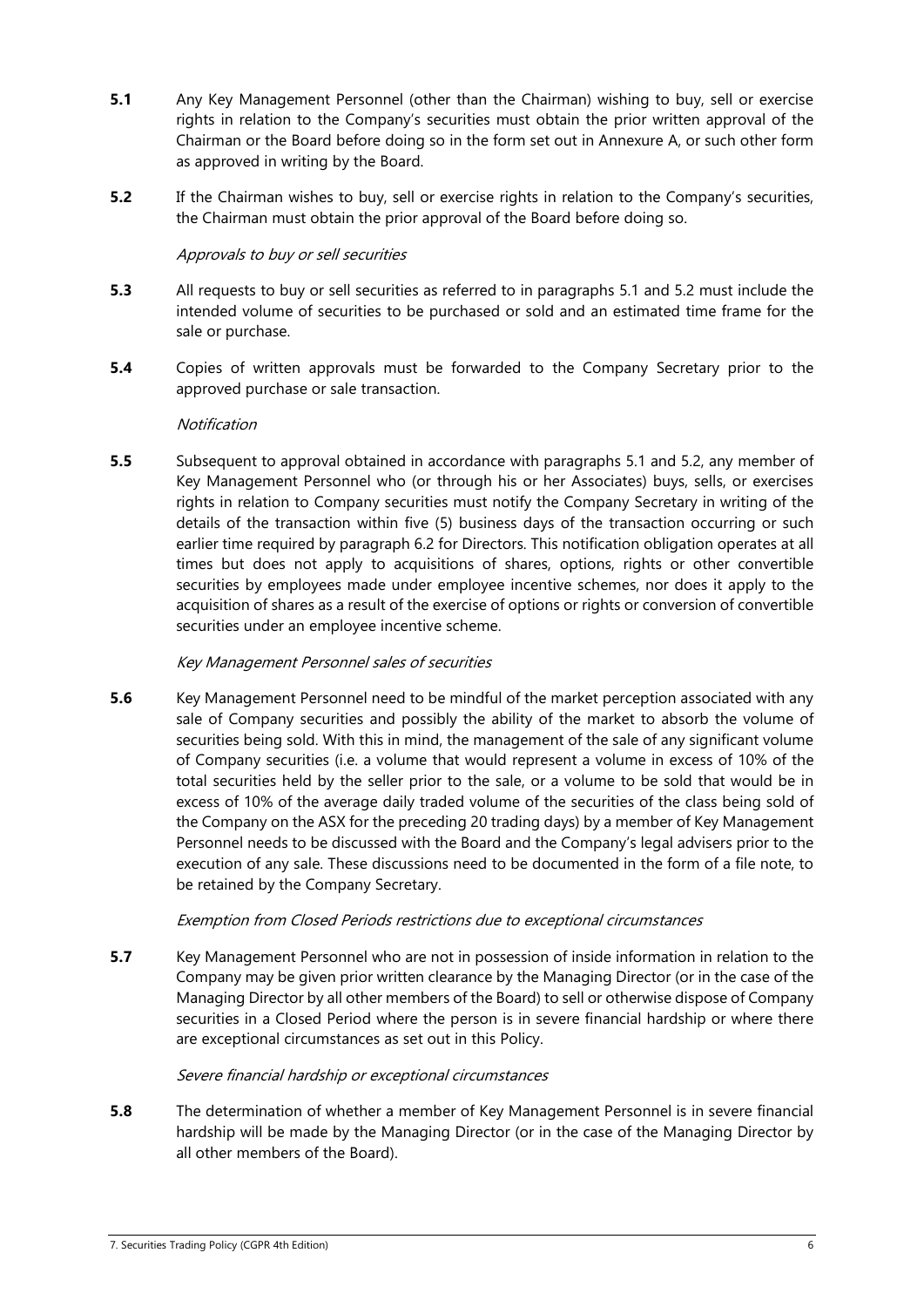**5.1** Any Key Management Personnel (other than the Chairman) wishing to buy, sell or exercise rights in relation to the Company's securities must obtain the prior written approval of the Chairman or the Board before doing so in the form set out in Annexure A, or such other form as approved in writing by the Board.

**5.2** If the Chairman wishes to buy, sell or exercise rights in relation to the Company's securities, the Chairman must obtain the prior approval of the Board before doing so.

*Approvals to buy or sell securities*

**5.3** All requests to buy or sell securities as referred to in paragraphs 5.1 and 5.2 must include the intended volume of securities to be purchased or sold and an estimated time frame for the sale or purchase.

**5.4** Copies of written approvals must be forwarded to the Company Secretary prior to the approved purchase or sale transaction.

*Notification*

**5.5** Subsequent to approval obtained in accordance with paragraphs 5.1 and 5.2, any member of Key Management Personnel who (or through his or her Associates) buys, sells, or exercises rights in relation to Company securities must notify the Company Secretary in writing of the details of the transaction within five (5) business days of the transaction occurring or such earlier time required by paragraph 6.2 for Directors. This notification obligation operates at all times but does not apply to acquisitions of shares, options, rights or other convertible securities by employees made under employee incentive schemes, nor does it apply to the acquisition of shares as a result of the exercise of options or rights or conversion of convertible securities under an employee incentive scheme.

*Key Management Personnel sales of securities*

**5.6** Key Management Personnel need to be mindful of the market perception associated with any sale of Company securities and possibly the ability of the market to absorb the volume of securities being sold. With this in mind, the management of the sale of any significant volume of Company securities (i.e. a volume that would represent a volume in excess of 10% of the total securities held by the seller prior to the sale, or a volume to be sold that would be in excess of 10% of the average daily traded volume of the securities of the class being sold of the Company on the ASX for the preceding 20 trading days) by a member of Key Management Personnel needs to be discussed with the Board and the Company's legal advisers prior to the execution of any sale. These discussions need to be documented in the form of a file note, to be retained by the Company Secretary.

*Exemption from Closed Periods restrictions due to exceptional circumstances*

**5.7** Key Management Personnel who are not in possession of inside information in relation to the Company may be given prior written clearance by the Managing Director (or in the case of the Managing Director by all other members of the Board) to sell or otherwise dispose of Company securities in a Closed Period where the person is in severe financial hardship or where there are exceptional circumstances as set out in this Policy.

*Severe financial hardship or exceptional circumstances*

**5.8** The determination of whether a member of Key Management Personnel is in severe financial hardship will be made by the Managing Director (or in the case of the Managing Director by all other members of the Board).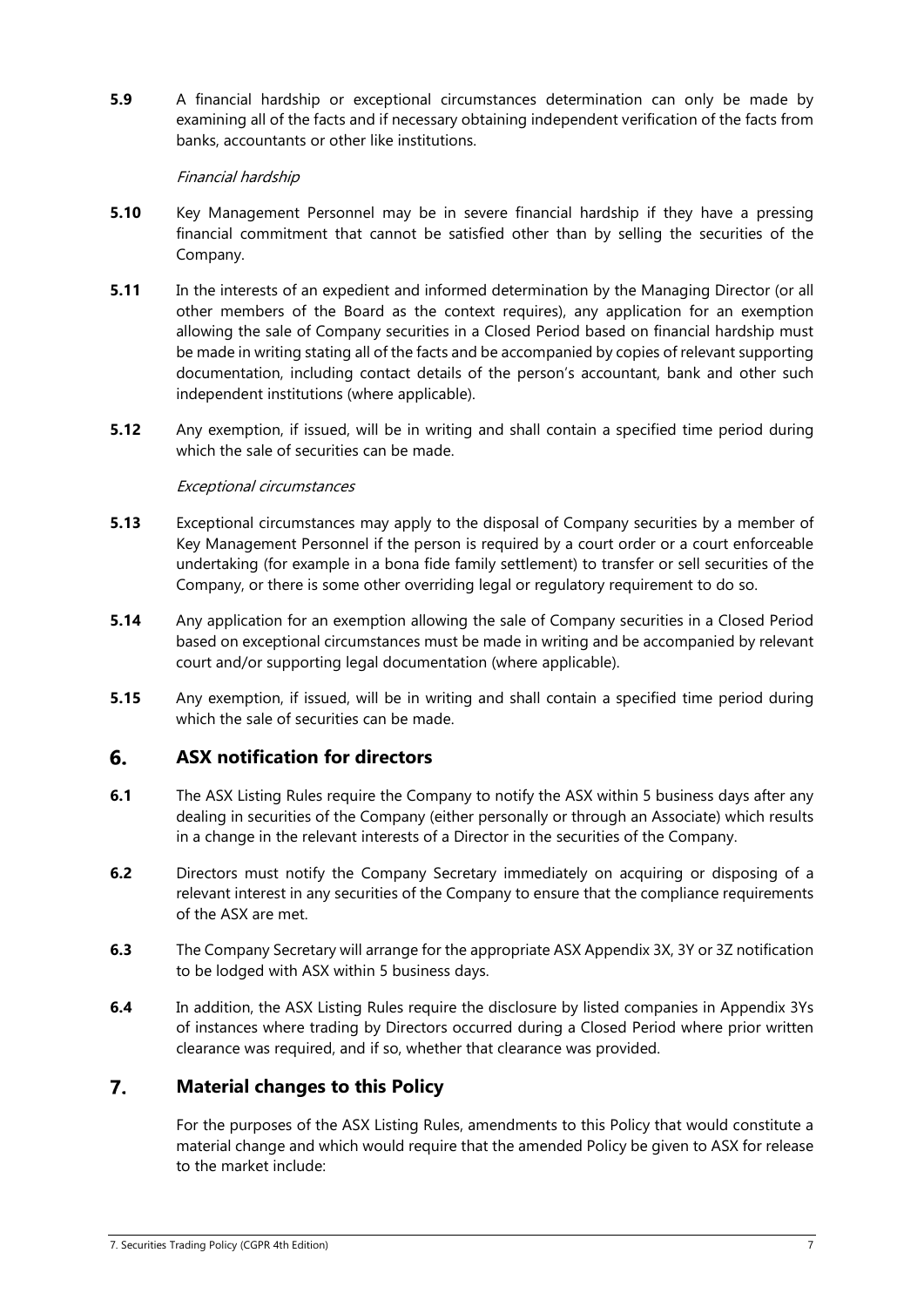**5.9** A financial hardship or exceptional circumstances determination can only be made by examining all of the facts and if necessary obtaining independent verification of the facts from banks, accountants or other like institutions.

*Financial hardship*

**5.10** Key Management Personnel may be in severe financial hardship if they have a pressing financial commitment that cannot be satisfied other than by selling the securities of the Company.

**5.11** In the interests of an expedient and informed determination by the Managing Director (or all other members of the Board as the context requires), any application for an exemption allowing the sale of Company securities in a Closed Period based on financial hardship must be made in writing stating all of the facts and be accompanied by copies of relevant supporting documentation, including contact details of the person's accountant, bank and other such independent institutions (where applicable).

**5.12** Any exemption, if issued, will be in writing and shall contain a specified time period during which the sale of securities can be made.

*Exceptional circumstances*

**5.13** Exceptional circumstances may apply to the disposal of Company securities by a member of Key Management Personnel if the person is required by a court order or a court enforceable undertaking (for example in a bona fide family settlement) to transfer or sell securities of the Company, or there is some other overriding legal or regulatory requirement to do so.

**5.14** Any application for an exemption allowing the sale of Company securities in a Closed Period based on exceptional circumstances must be made in writing and be accompanied by relevant court and/or supporting legal documentation (where applicable).

**5.15** Any exemption, if issued, will be in writing and shall contain a specified time period during which the sale of securities can be made.

## 6. ASX notification for directors

**6.1** The ASX Listing Rules require the Company to notify the ASX within 5 business days after any dealing in securities of the Company (either personally or through an Associate) which results in a change in the relevant interests of a Director in the securities of the Company.

**6.2** Directors must notify the Company Secretary immediately on acquiring or disposing of a relevant interest in any securities of the Company to ensure that the compliance requirements of the ASX are met.

**6.3** The Company Secretary will arrange for the appropriate ASX Appendix 3X, 3Y or 3Z notification to be lodged with ASX within 5 business days.

**6.4** In addition, the ASX Listing Rules require the disclosure by listed companies in Appendix 3Ys of instances where trading by Directors occurred during a Closed Period where prior written clearance was required, and if so, whether that clearance was provided.

## 7. Material changes to this Policy

For the purposes of the ASX Listing Rules, amendments to this Policy that would constitute a material change and which would require that the amended Policy be given to ASX for release to the market include: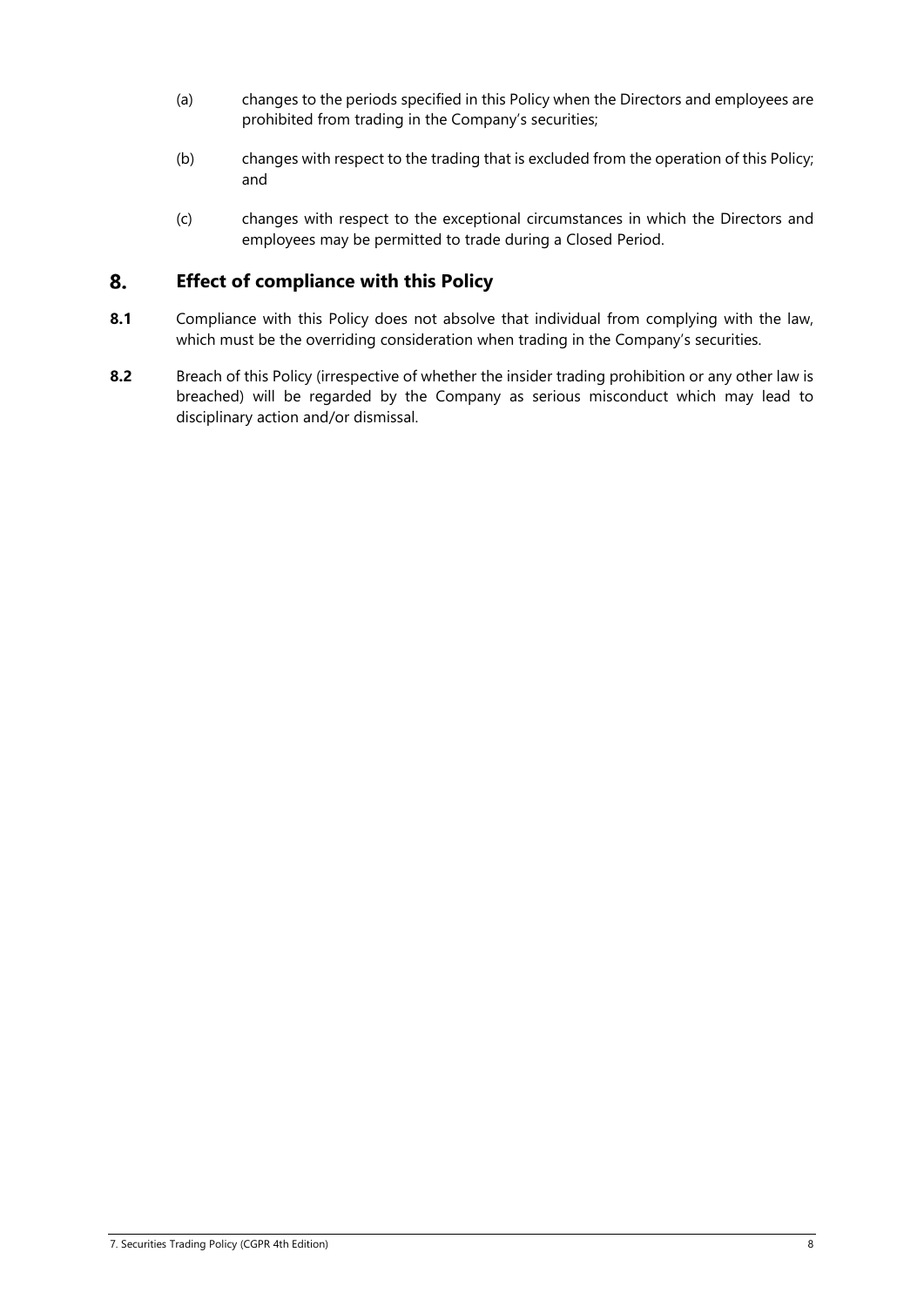(a) changes to the periods specified in this Policy when the Directors and employees are prohibited from trading in the Company's securities;

(b) changes with respect to the trading that is excluded from the operation of this Policy; and

(c) changes with respect to the exceptional circumstances in which the Directors and employees may be permitted to trade during a Closed Period.

## 8. Effect of compliance with this Policy

**8.1** Compliance with this Policy does not absolve that individual from complying with the law, which must be the overriding consideration when trading in the Company's securities.

**8.2** Breach of this Policy (irrespective of whether the insider trading prohibition or any other law is breached) will be regarded by the Company as serious misconduct which may lead to disciplinary action and/or dismissal.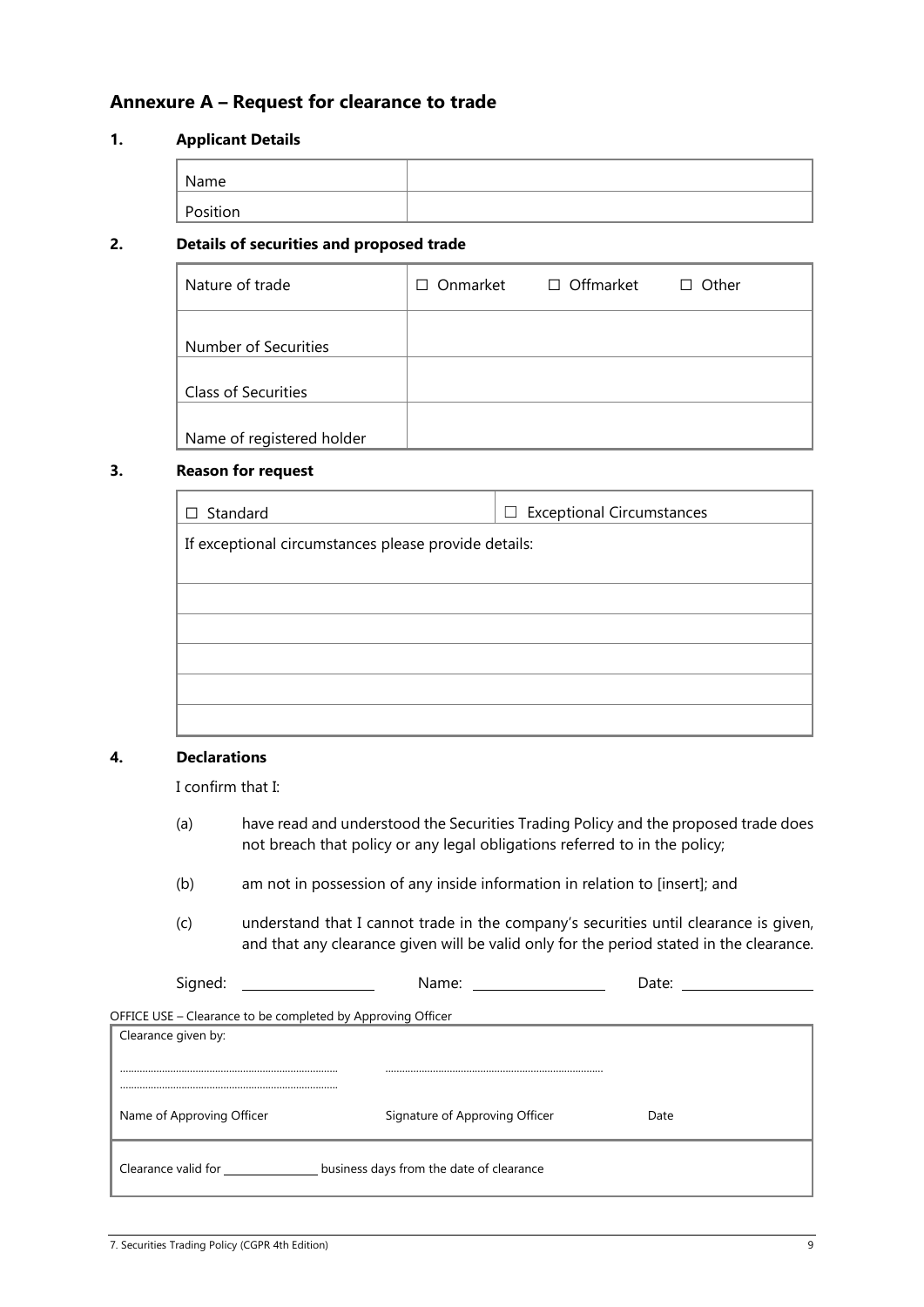## Annexure A – Request for clearance to trade

### 1. Applicant Details

| | |
|---|---|
| Name | |
| Position | |

### 2. Details of securities and proposed trade

| | |
|---|---|
| Nature of trade | ☐ Onmarket ☐ Offmarket ☐ Other |
| Number of Securities | |
| Class of Securities | |
| Name of registered holder | |

### 3. Reason for request

| | |
|---|---|
| ☐ Standard | ☐ Exceptional Circumstances |
| If exceptional circumstances please provide details: | |
| | |
| | |
| | |
| | |
| | |

### 4. Declarations

I confirm that I:

(a) have read and understood the Securities Trading Policy and the proposed trade does not breach that policy or any legal obligations referred to in the policy;

(b) am not in possession of any inside information in relation to [insert]; and

(c) understand that I cannot trade in the company's securities until clearance is given, and that any clearance given will be valid only for the period stated in the clearance.

Signed: ____________ Name: ____________ Date: ____________

OFFICE USE – Clearance to be completed by Approving Officer

| | | |
|---|---|---|
| Clearance given by:<br><br>..............................<br>.............................. | .............................. | |
| Name of Approving Officer | Signature of Approving Officer | Date |
| Clearance valid for ____________ business days from the date of clearance | | |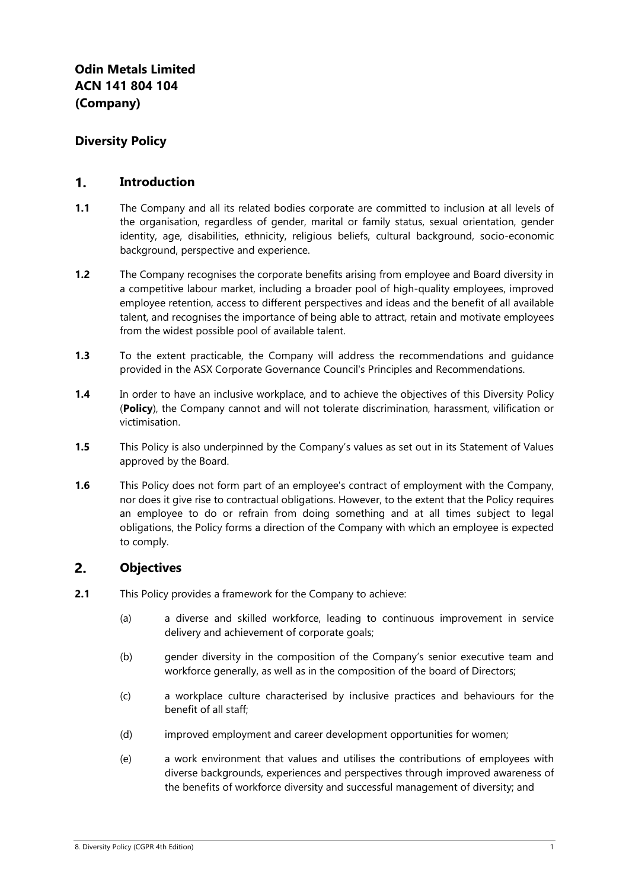**Odin Metals Limited**
**ACN 141 804 104**
**(Company)**

## Diversity Policy

## 1. Introduction

**1.1** The Company and all its related bodies corporate are committed to inclusion at all levels of the organisation, regardless of gender, marital or family status, sexual orientation, gender identity, age, disabilities, ethnicity, religious beliefs, cultural background, socio-economic background, perspective and experience.

**1.2** The Company recognises the corporate benefits arising from employee and Board diversity in a competitive labour market, including a broader pool of high-quality employees, improved employee retention, access to different perspectives and ideas and the benefit of all available talent, and recognises the importance of being able to attract, retain and motivate employees from the widest possible pool of available talent.

**1.3** To the extent practicable, the Company will address the recommendations and guidance provided in the ASX Corporate Governance Council's Principles and Recommendations.

**1.4** In order to have an inclusive workplace, and to achieve the objectives of this Diversity Policy (**Policy**), the Company cannot and will not tolerate discrimination, harassment, vilification or victimisation.

**1.5** This Policy is also underpinned by the Company's values as set out in its Statement of Values approved by the Board.

**1.6** This Policy does not form part of an employee's contract of employment with the Company, nor does it give rise to contractual obligations. However, to the extent that the Policy requires an employee to do or refrain from doing something and at all times subject to legal obligations, the Policy forms a direction of the Company with which an employee is expected to comply.

## 2. Objectives

**2.1** This Policy provides a framework for the Company to achieve:

(a) a diverse and skilled workforce, leading to continuous improvement in service delivery and achievement of corporate goals;

(b) gender diversity in the composition of the Company's senior executive team and workforce generally, as well as in the composition of the board of Directors;

(c) a workplace culture characterised by inclusive practices and behaviours for the benefit of all staff;

(d) improved employment and career development opportunities for women;

(e) a work environment that values and utilises the contributions of employees with diverse backgrounds, experiences and perspectives through improved awareness of the benefits of workforce diversity and successful management of diversity; and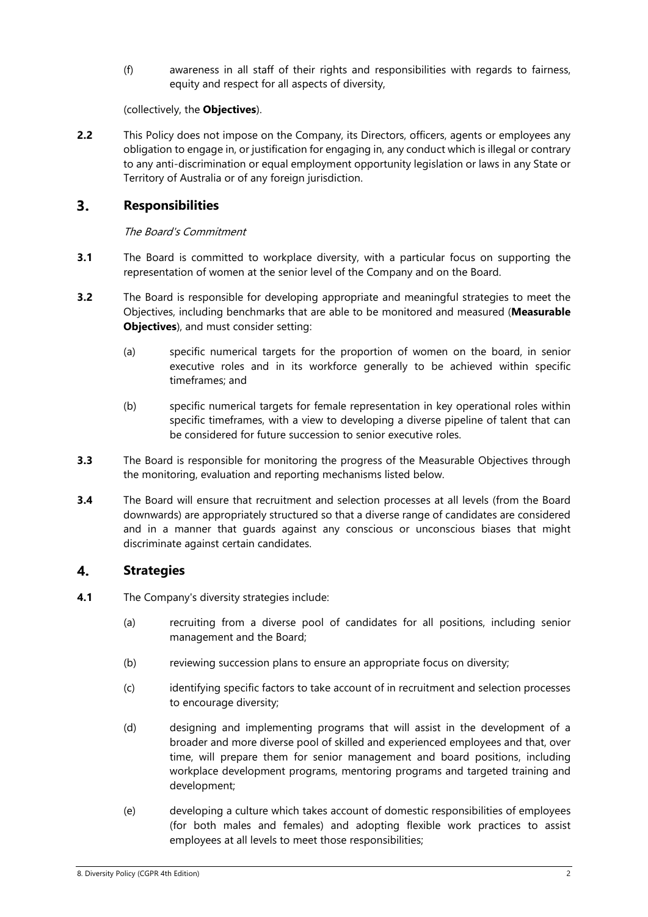(f) awareness in all staff of their rights and responsibilities with regards to fairness, equity and respect for all aspects of diversity,

(collectively, the **Objectives**).

**2.2** This Policy does not impose on the Company, its Directors, officers, agents or employees any obligation to engage in, or justification for engaging in, any conduct which is illegal or contrary to any anti-discrimination or equal employment opportunity legislation or laws in any State or Territory of Australia or of any foreign jurisdiction.

## 3. Responsibilities

*The Board's Commitment*

**3.1** The Board is committed to workplace diversity, with a particular focus on supporting the representation of women at the senior level of the Company and on the Board.

**3.2** The Board is responsible for developing appropriate and meaningful strategies to meet the Objectives, including benchmarks that are able to be monitored and measured (**Measurable Objectives**), and must consider setting:

(a) specific numerical targets for the proportion of women on the board, in senior executive roles and in its workforce generally to be achieved within specific timeframes; and

(b) specific numerical targets for female representation in key operational roles within specific timeframes, with a view to developing a diverse pipeline of talent that can be considered for future succession to senior executive roles.

**3.3** The Board is responsible for monitoring the progress of the Measurable Objectives through the monitoring, evaluation and reporting mechanisms listed below.

**3.4** The Board will ensure that recruitment and selection processes at all levels (from the Board downwards) are appropriately structured so that a diverse range of candidates are considered and in a manner that guards against any conscious or unconscious biases that might discriminate against certain candidates.

## 4. Strategies

**4.1** The Company's diversity strategies include:

(a) recruiting from a diverse pool of candidates for all positions, including senior management and the Board;

(b) reviewing succession plans to ensure an appropriate focus on diversity;

(c) identifying specific factors to take account of in recruitment and selection processes to encourage diversity;

(d) designing and implementing programs that will assist in the development of a broader and more diverse pool of skilled and experienced employees and that, over time, will prepare them for senior management and board positions, including workplace development programs, mentoring programs and targeted training and development;

(e) developing a culture which takes account of domestic responsibilities of employees (for both males and females) and adopting flexible work practices to assist employees at all levels to meet those responsibilities;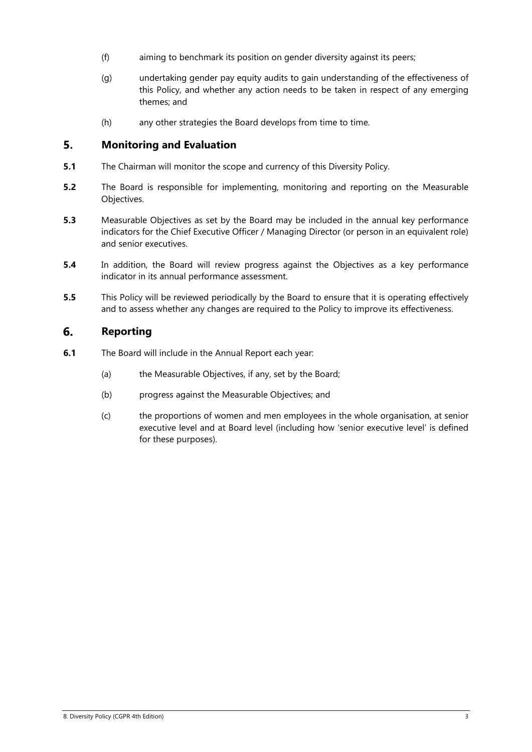(f) aiming to benchmark its position on gender diversity against its peers;

(g) undertaking gender pay equity audits to gain understanding of the effectiveness of this Policy, and whether any action needs to be taken in respect of any emerging themes; and

(h) any other strategies the Board develops from time to time.

## 5. Monitoring and Evaluation

**5.1** The Chairman will monitor the scope and currency of this Diversity Policy.

**5.2** The Board is responsible for implementing, monitoring and reporting on the Measurable Objectives.

**5.3** Measurable Objectives as set by the Board may be included in the annual key performance indicators for the Chief Executive Officer / Managing Director (or person in an equivalent role) and senior executives.

**5.4** In addition, the Board will review progress against the Objectives as a key performance indicator in its annual performance assessment.

**5.5** This Policy will be reviewed periodically by the Board to ensure that it is operating effectively and to assess whether any changes are required to the Policy to improve its effectiveness.

## 6. Reporting

**6.1** The Board will include in the Annual Report each year:

(a) the Measurable Objectives, if any, set by the Board;

(b) progress against the Measurable Objectives; and

(c) the proportions of women and men employees in the whole organisation, at senior executive level and at Board level (including how 'senior executive level' is defined for these purposes).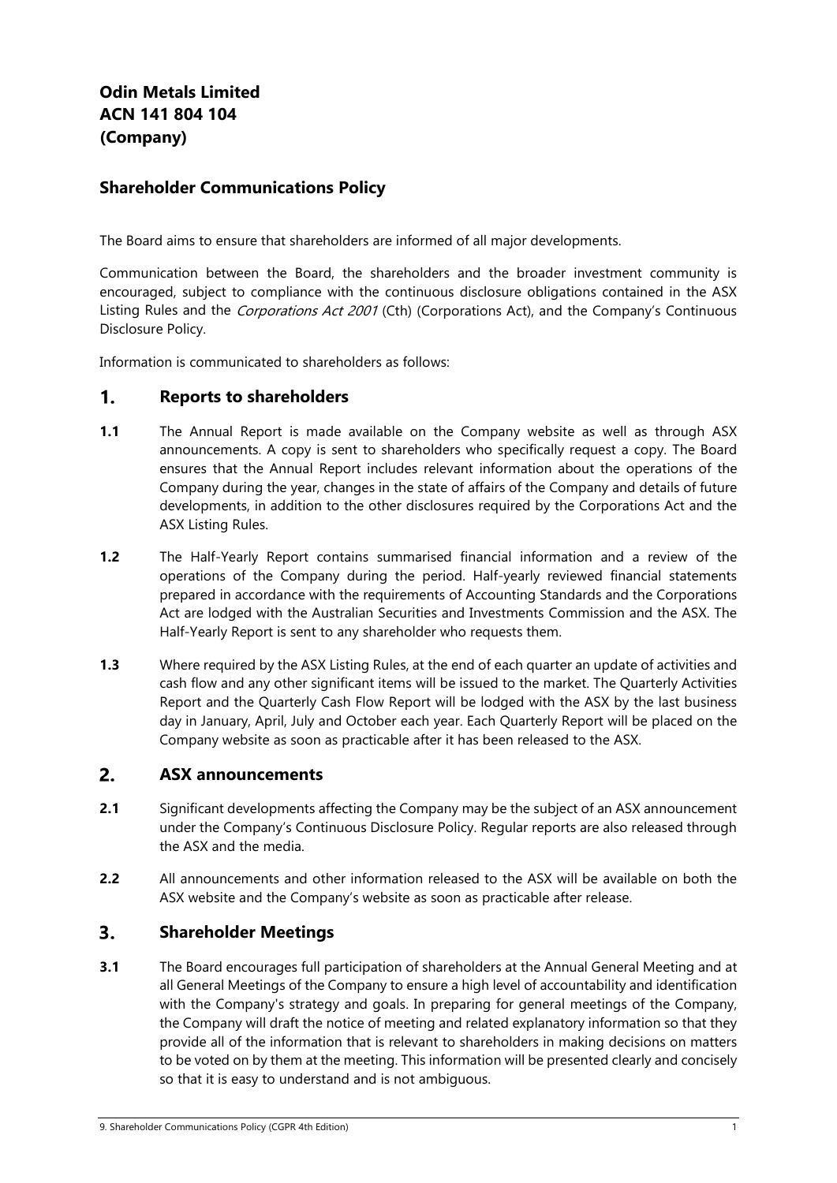**Odin Metals Limited**
**ACN 141 804 104**
**(Company)**

## Shareholder Communications Policy

The Board aims to ensure that shareholders are informed of all major developments.

Communication between the Board, the shareholders and the broader investment community is encouraged, subject to compliance with the continuous disclosure obligations contained in the ASX Listing Rules and the *Corporations Act 2001* (Cth) (Corporations Act), and the Company's Continuous Disclosure Policy.

Information is communicated to shareholders as follows:

## 1. Reports to shareholders

**1.1** The Annual Report is made available on the Company website as well as through ASX announcements. A copy is sent to shareholders who specifically request a copy. The Board ensures that the Annual Report includes relevant information about the operations of the Company during the year, changes in the state of affairs of the Company and details of future developments, in addition to the other disclosures required by the Corporations Act and the ASX Listing Rules.

**1.2** The Half-Yearly Report contains summarised financial information and a review of the operations of the Company during the period. Half-yearly reviewed financial statements prepared in accordance with the requirements of Accounting Standards and the Corporations Act are lodged with the Australian Securities and Investments Commission and the ASX. The Half-Yearly Report is sent to any shareholder who requests them.

**1.3** Where required by the ASX Listing Rules, at the end of each quarter an update of activities and cash flow and any other significant items will be issued to the market. The Quarterly Activities Report and the Quarterly Cash Flow Report will be lodged with the ASX by the last business day in January, April, July and October each year. Each Quarterly Report will be placed on the Company website as soon as practicable after it has been released to the ASX.

## 2. ASX announcements

**2.1** Significant developments affecting the Company may be the subject of an ASX announcement under the Company's Continuous Disclosure Policy. Regular reports are also released through the ASX and the media.

**2.2** All announcements and other information released to the ASX will be available on both the ASX website and the Company's website as soon as practicable after release.

## 3. Shareholder Meetings

**3.1** The Board encourages full participation of shareholders at the Annual General Meeting and at all General Meetings of the Company to ensure a high level of accountability and identification with the Company's strategy and goals. In preparing for general meetings of the Company, the Company will draft the notice of meeting and related explanatory information so that they provide all of the information that is relevant to shareholders in making decisions on matters to be voted on by them at the meeting. This information will be presented clearly and concisely so that it is easy to understand and is not ambiguous.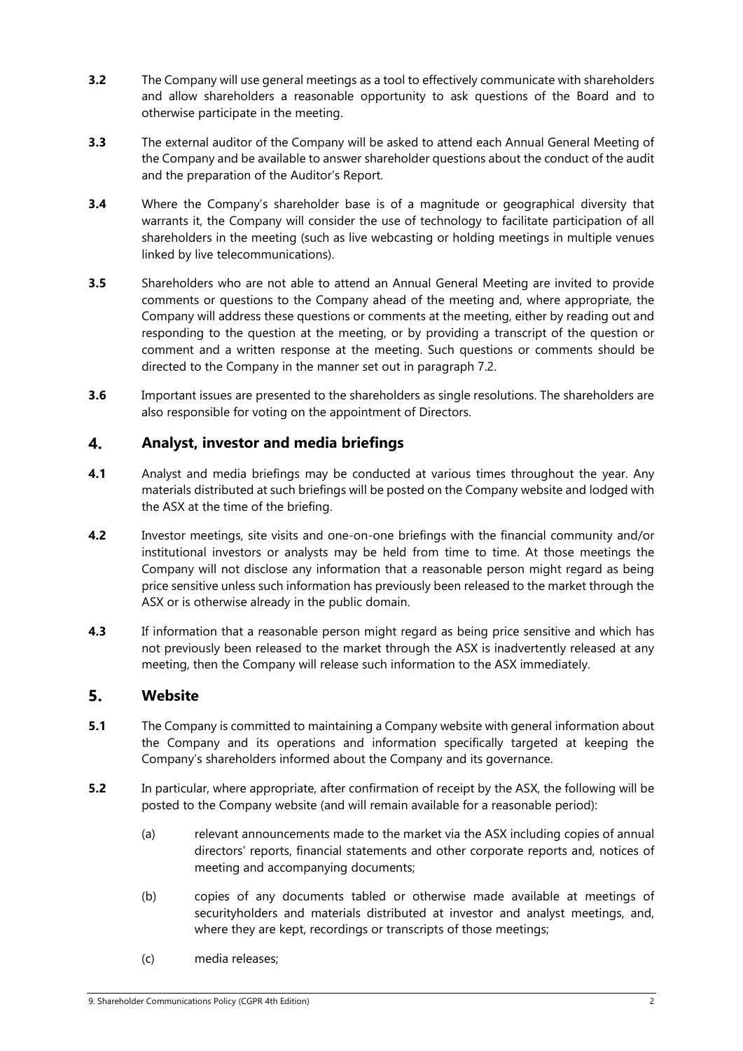**3.2** The Company will use general meetings as a tool to effectively communicate with shareholders and allow shareholders a reasonable opportunity to ask questions of the Board and to otherwise participate in the meeting.

**3.3** The external auditor of the Company will be asked to attend each Annual General Meeting of the Company and be available to answer shareholder questions about the conduct of the audit and the preparation of the Auditor's Report.

**3.4** Where the Company's shareholder base is of a magnitude or geographical diversity that warrants it, the Company will consider the use of technology to facilitate participation of all shareholders in the meeting (such as live webcasting or holding meetings in multiple venues linked by live telecommunications).

**3.5** Shareholders who are not able to attend an Annual General Meeting are invited to provide comments or questions to the Company ahead of the meeting and, where appropriate, the Company will address these questions or comments at the meeting, either by reading out and responding to the question at the meeting, or by providing a transcript of the question or comment and a written response at the meeting. Such questions or comments should be directed to the Company in the manner set out in paragraph 7.2.

**3.6** Important issues are presented to the shareholders as single resolutions. The shareholders are also responsible for voting on the appointment of Directors.

## 4. Analyst, investor and media briefings

**4.1** Analyst and media briefings may be conducted at various times throughout the year. Any materials distributed at such briefings will be posted on the Company website and lodged with the ASX at the time of the briefing.

**4.2** Investor meetings, site visits and one-on-one briefings with the financial community and/or institutional investors or analysts may be held from time to time. At those meetings the Company will not disclose any information that a reasonable person might regard as being price sensitive unless such information has previously been released to the market through the ASX or is otherwise already in the public domain.

**4.3** If information that a reasonable person might regard as being price sensitive and which has not previously been released to the market through the ASX is inadvertently released at any meeting, then the Company will release such information to the ASX immediately.

## 5. Website

**5.1** The Company is committed to maintaining a Company website with general information about the Company and its operations and information specifically targeted at keeping the Company's shareholders informed about the Company and its governance.

**5.2** In particular, where appropriate, after confirmation of receipt by the ASX, the following will be posted to the Company website (and will remain available for a reasonable period):

(a) relevant announcements made to the market via the ASX including copies of annual directors' reports, financial statements and other corporate reports and, notices of meeting and accompanying documents;

(b) copies of any documents tabled or otherwise made available at meetings of securityholders and materials distributed at investor and analyst meetings, and, where they are kept, recordings or transcripts of those meetings;

(c) media releases;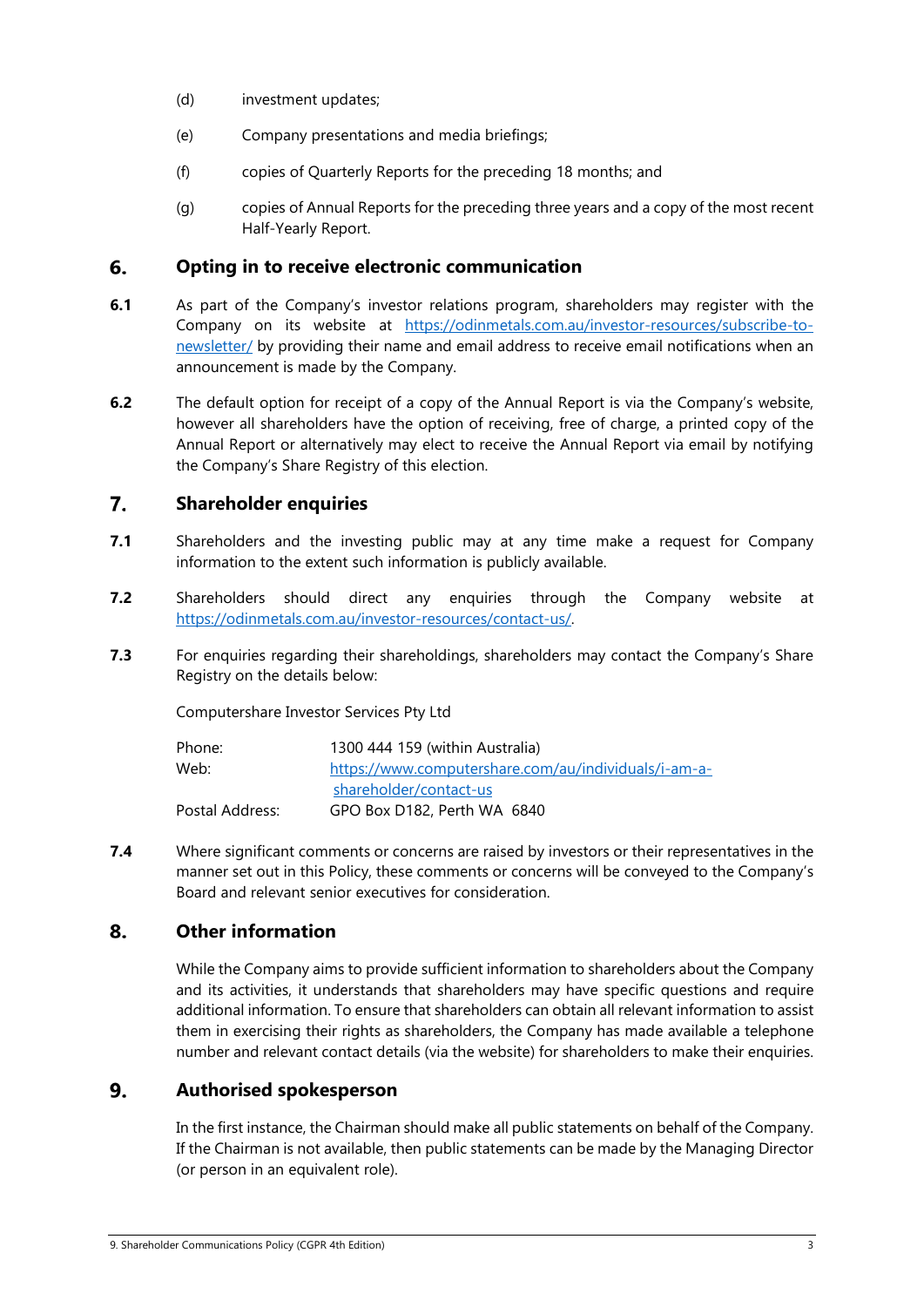(d) investment updates;

(e) Company presentations and media briefings;

(f) copies of Quarterly Reports for the preceding 18 months; and

(g) copies of Annual Reports for the preceding three years and a copy of the most recent Half-Yearly Report.

## 6. Opting in to receive electronic communication

**6.1** As part of the Company's investor relations program, shareholders may register with the Company on its website at https://odinmetals.com.au/investor-resources/subscribe-to-newsletter/ by providing their name and email address to receive email notifications when an announcement is made by the Company.

**6.2** The default option for receipt of a copy of the Annual Report is via the Company's website, however all shareholders have the option of receiving, free of charge, a printed copy of the Annual Report or alternatively may elect to receive the Annual Report via email by notifying the Company's Share Registry of this election.

## 7. Shareholder enquiries

**7.1** Shareholders and the investing public may at any time make a request for Company information to the extent such information is publicly available.

**7.2** Shareholders should direct any enquiries through the Company website at https://odinmetals.com.au/investor-resources/contact-us/.

**7.3** For enquiries regarding their shareholdings, shareholders may contact the Company's Share Registry on the details below:

Computershare Investor Services Pty Ltd

| | |
|---|---|
| Phone: | 1300 444 159 (within Australia) |
| Web: | https://www.computershare.com/au/individuals/i-am-a-shareholder/contact-us |
| Postal Address: | GPO Box D182, Perth WA 6840 |

**7.4** Where significant comments or concerns are raised by investors or their representatives in the manner set out in this Policy, these comments or concerns will be conveyed to the Company's Board and relevant senior executives for consideration.

## 8. Other information

While the Company aims to provide sufficient information to shareholders about the Company and its activities, it understands that shareholders may have specific questions and require additional information. To ensure that shareholders can obtain all relevant information to assist them in exercising their rights as shareholders, the Company has made available a telephone number and relevant contact details (via the website) for shareholders to make their enquiries.

## 9. Authorised spokesperson

In the first instance, the Chairman should make all public statements on behalf of the Company. If the Chairman is not available, then public statements can be made by the Managing Director (or person in an equivalent role).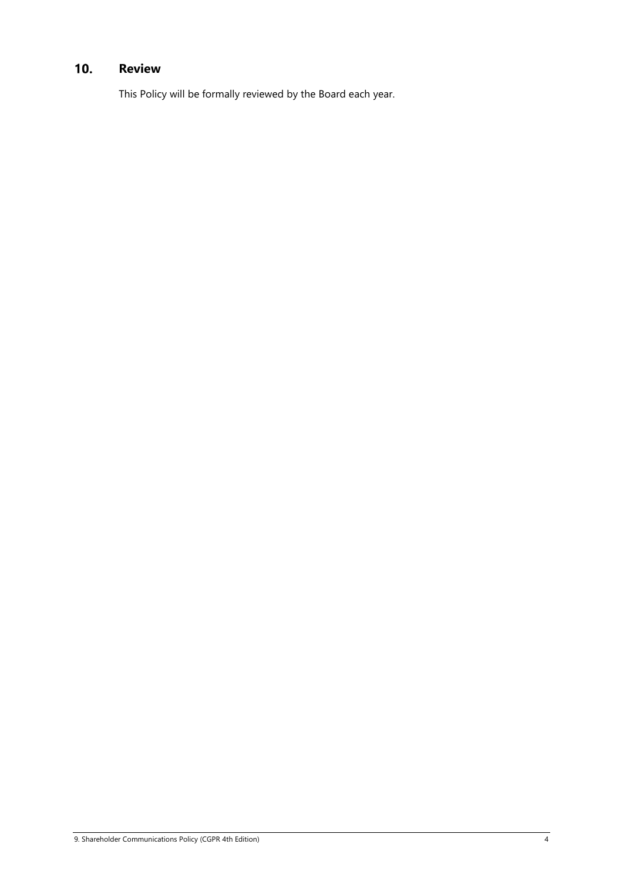## 10. Review

This Policy will be formally reviewed by the Board each year.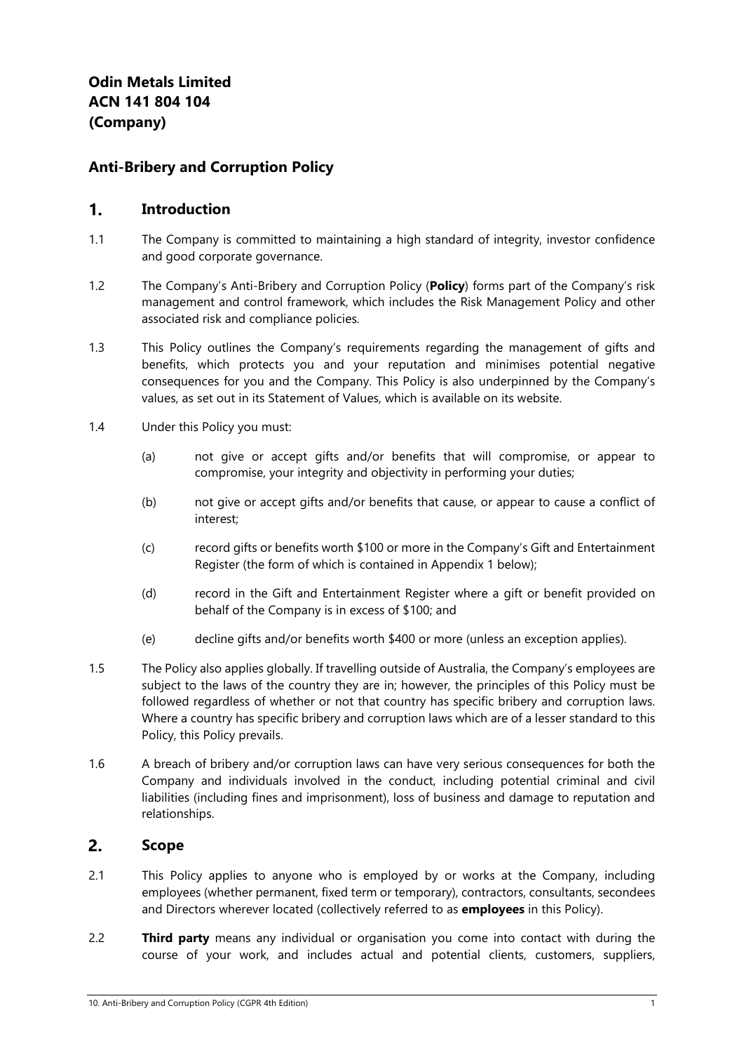**Odin Metals Limited**
**ACN 141 804 104**
**(Company)**

## Anti-Bribery and Corruption Policy

### 1. Introduction

1.1 The Company is committed to maintaining a high standard of integrity, investor confidence and good corporate governance.

1.2 The Company's Anti-Bribery and Corruption Policy (**Policy**) forms part of the Company's risk management and control framework, which includes the Risk Management Policy and other associated risk and compliance policies.

1.3 This Policy outlines the Company's requirements regarding the management of gifts and benefits, which protects you and your reputation and minimises potential negative consequences for you and the Company. This Policy is also underpinned by the Company's values, as set out in its Statement of Values, which is available on its website.

1.4 Under this Policy you must:

(a) not give or accept gifts and/or benefits that will compromise, or appear to compromise, your integrity and objectivity in performing your duties;

(b) not give or accept gifts and/or benefits that cause, or appear to cause a conflict of interest;

(c) record gifts or benefits worth $100 or more in the Company's Gift and Entertainment Register (the form of which is contained in Appendix 1 below);

(d) record in the Gift and Entertainment Register where a gift or benefit provided on behalf of the Company is in excess of $100; and

(e) decline gifts and/or benefits worth $400 or more (unless an exception applies).

1.5 The Policy also applies globally. If travelling outside of Australia, the Company's employees are subject to the laws of the country they are in; however, the principles of this Policy must be followed regardless of whether or not that country has specific bribery and corruption laws. Where a country has specific bribery and corruption laws which are of a lesser standard to this Policy, this Policy prevails.

1.6 A breach of bribery and/or corruption laws can have very serious consequences for both the Company and individuals involved in the conduct, including potential criminal and civil liabilities (including fines and imprisonment), loss of business and damage to reputation and relationships.

### 2. Scope

2.1 This Policy applies to anyone who is employed by or works at the Company, including employees (whether permanent, fixed term or temporary), contractors, consultants, secondees and Directors wherever located (collectively referred to as **employees** in this Policy).

2.2 **Third party** means any individual or organisation you come into contact with during the course of your work, and includes actual and potential clients, customers, suppliers,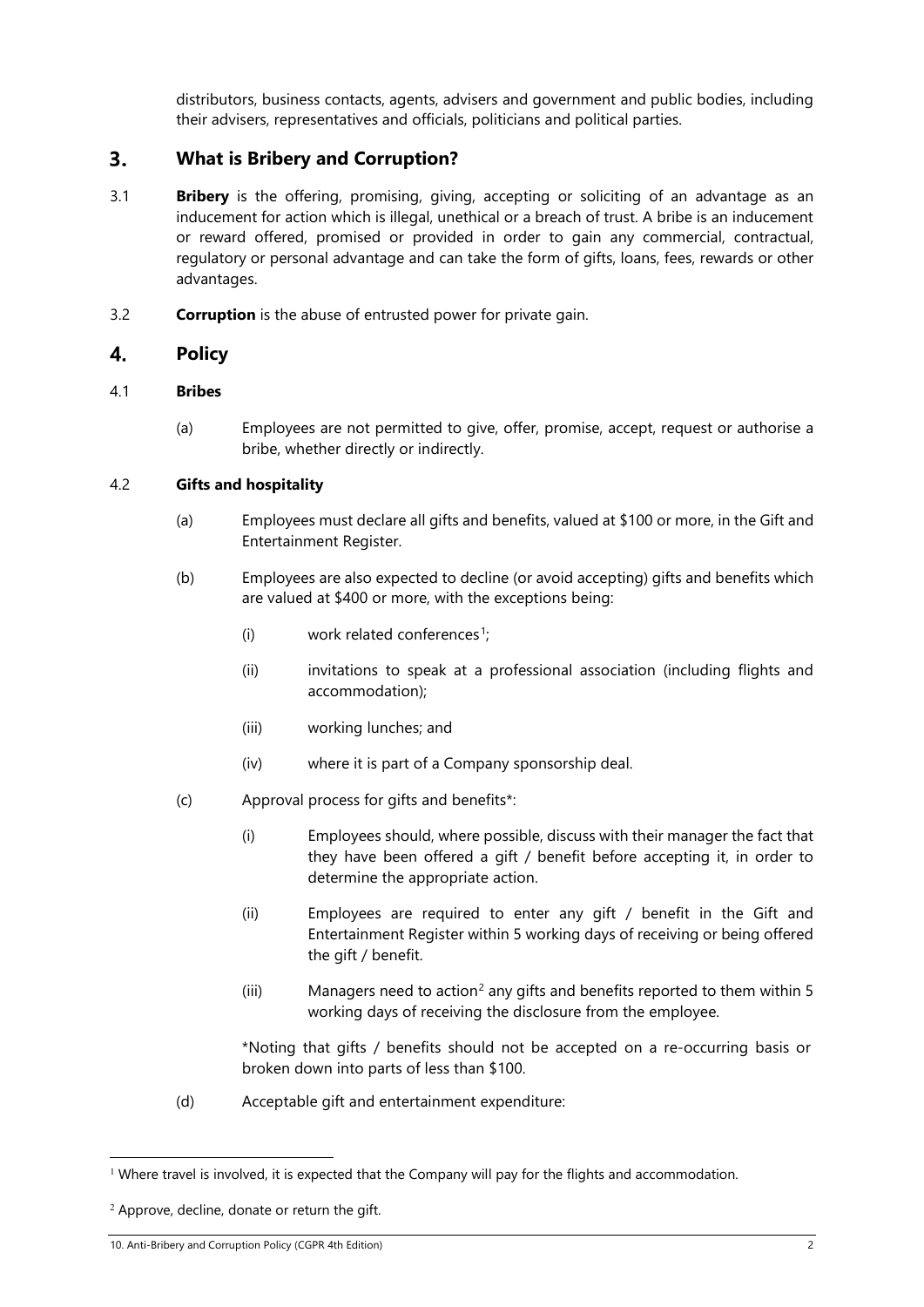distributors, business contacts, agents, advisers and government and public bodies, including their advisers, representatives and officials, politicians and political parties.

## 3. What is Bribery and Corruption?

3.1 **Bribery** is the offering, promising, giving, accepting or soliciting of an advantage as an inducement for action which is illegal, unethical or a breach of trust. A bribe is an inducement or reward offered, promised or provided in order to gain any commercial, contractual, regulatory or personal advantage and can take the form of gifts, loans, fees, rewards or other advantages.

3.2 **Corruption** is the abuse of entrusted power for private gain.

## 4. Policy

4.1 **Bribes**

(a) Employees are not permitted to give, offer, promise, accept, request or authorise a bribe, whether directly or indirectly.

4.2 **Gifts and hospitality**

(a) Employees must declare all gifts and benefits, valued at $100 or more, in the Gift and Entertainment Register.

(b) Employees are also expected to decline (or avoid accepting) gifts and benefits which are valued at $400 or more, with the exceptions being:

(i) work related conferences[1];

(ii) invitations to speak at a professional association (including flights and accommodation);

(iii) working lunches; and

(iv) where it is part of a Company sponsorship deal.

(c) Approval process for gifts and benefits*:

(i) Employees should, where possible, discuss with their manager the fact that they have been offered a gift / benefit before accepting it, in order to determine the appropriate action.

(ii) Employees are required to enter any gift / benefit in the Gift and Entertainment Register within 5 working days of receiving or being offered the gift / benefit.

(iii) Managers need to action[2] any gifts and benefits reported to them within 5 working days of receiving the disclosure from the employee.

*Noting that gifts / benefits should not be accepted on a re-occurring basis or broken down into parts of less than $100.

(d) Acceptable gift and entertainment expenditure:

---

[1] Where travel is involved, it is expected that the Company will pay for the flights and accommodation.

[2] Approve, decline, donate or return the gift.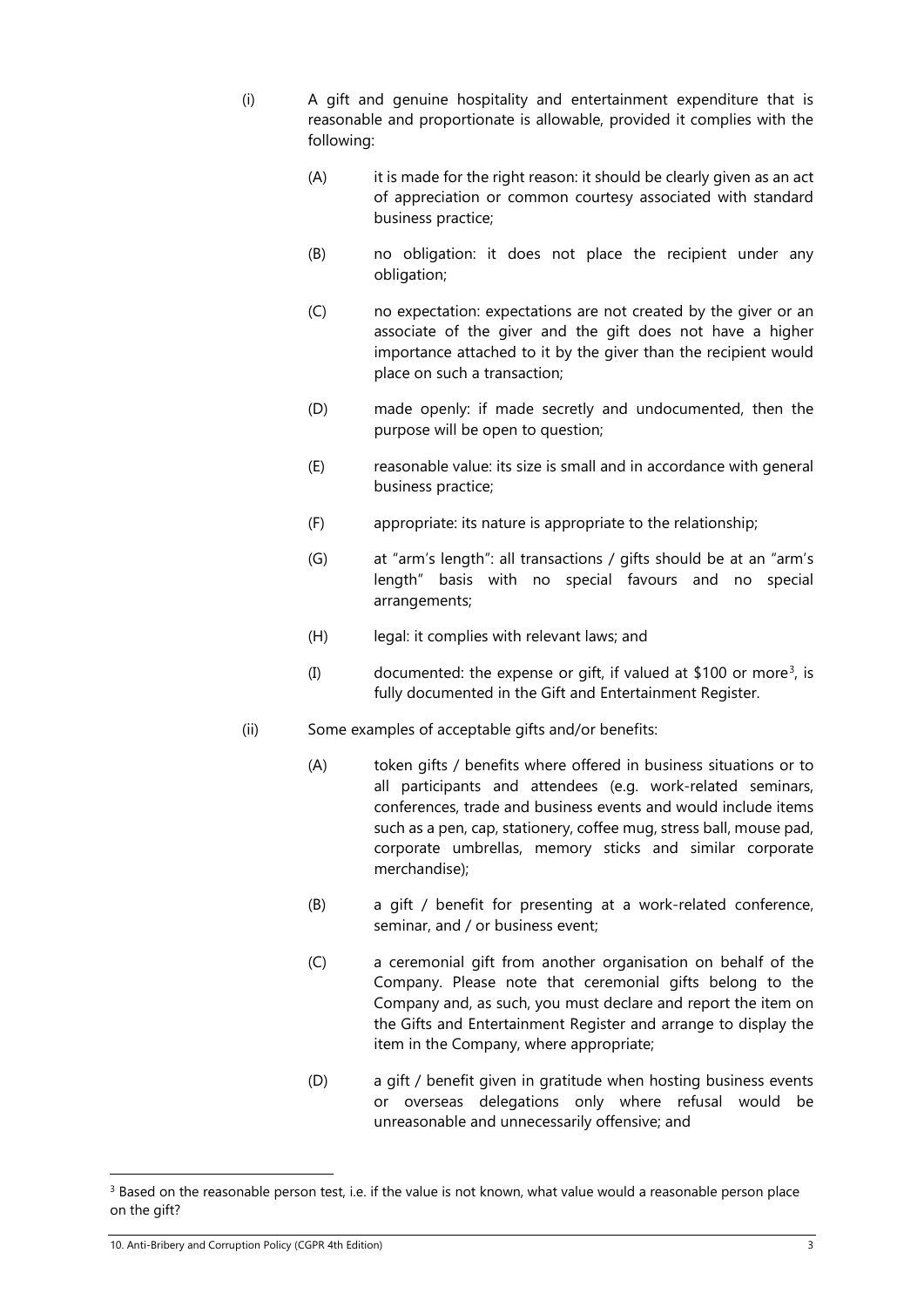(i) A gift and genuine hospitality and entertainment expenditure that is reasonable and proportionate is allowable, provided it complies with the following:

   (A) it is made for the right reason: it should be clearly given as an act of appreciation or common courtesy associated with standard business practice;

   (B) no obligation: it does not place the recipient under any obligation;

   (C) no expectation: expectations are not created by the giver or an associate of the giver and the gift does not have a higher importance attached to it by the giver than the recipient would place on such a transaction;

   (D) made openly: if made secretly and undocumented, then the purpose will be open to question;

   (E) reasonable value: its size is small and in accordance with general business practice;

   (F) appropriate: its nature is appropriate to the relationship;

   (G) at "arm's length": all transactions / gifts should be at an "arm's length" basis with no special favours and no special arrangements;

   (H) legal: it complies with relevant laws; and

   (I) documented: the expense or gift, if valued at $100 or more[3], is fully documented in the Gift and Entertainment Register.

(ii) Some examples of acceptable gifts and/or benefits:

   (A) token gifts / benefits where offered in business situations or to all participants and attendees (e.g. work-related seminars, conferences, trade and business events and would include items such as a pen, cap, stationery, coffee mug, stress ball, mouse pad, corporate umbrellas, memory sticks and similar corporate merchandise);

   (B) a gift / benefit for presenting at a work-related conference, seminar, and / or business event;

   (C) a ceremonial gift from another organisation on behalf of the Company. Please note that ceremonial gifts belong to the Company and, as such, you must declare and report the item on the Gifts and Entertainment Register and arrange to display the item in the Company, where appropriate;

   (D) a gift / benefit given in gratitude when hosting business events or overseas delegations only where refusal would be unreasonable and unnecessarily offensive; and

---

[3] Based on the reasonable person test, i.e. if the value is not known, what value would a reasonable person place on the gift?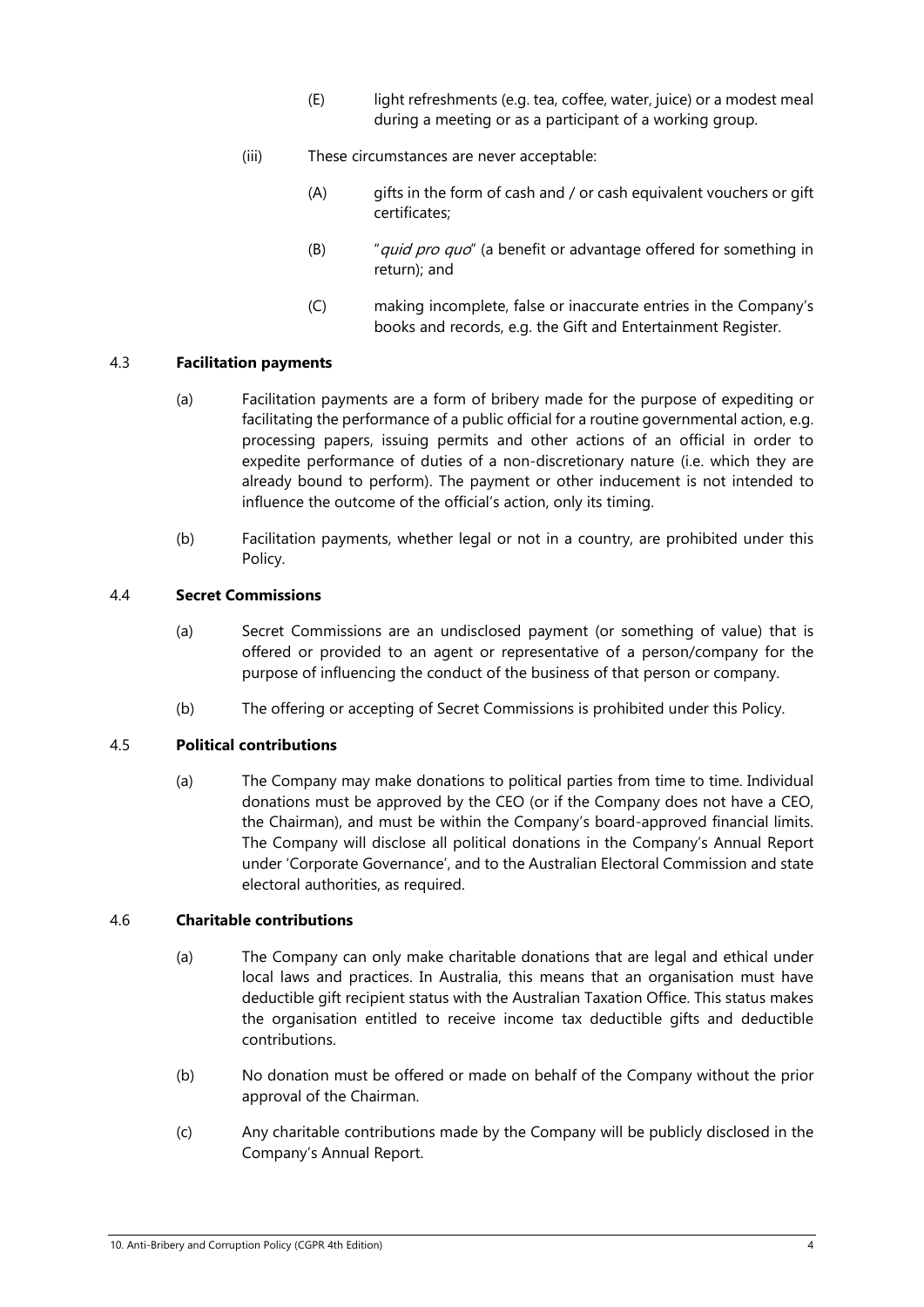(E) light refreshments (e.g. tea, coffee, water, juice) or a modest meal during a meeting or as a participant of a working group.

(iii) These circumstances are never acceptable:

(A) gifts in the form of cash and / or cash equivalent vouchers or gift certificates;

(B) "*quid pro quo*" (a benefit or advantage offered for something in return); and

(C) making incomplete, false or inaccurate entries in the Company's books and records, e.g. the Gift and Entertainment Register.

### 4.3 Facilitation payments

(a) Facilitation payments are a form of bribery made for the purpose of expediting or facilitating the performance of a public official for a routine governmental action, e.g. processing papers, issuing permits and other actions of an official in order to expedite performance of duties of a non-discretionary nature (i.e. which they are already bound to perform). The payment or other inducement is not intended to influence the outcome of the official's action, only its timing.

(b) Facilitation payments, whether legal or not in a country, are prohibited under this Policy.

### 4.4 Secret Commissions

(a) Secret Commissions are an undisclosed payment (or something of value) that is offered or provided to an agent or representative of a person/company for the purpose of influencing the conduct of the business of that person or company.

(b) The offering or accepting of Secret Commissions is prohibited under this Policy.

### 4.5 Political contributions

(a) The Company may make donations to political parties from time to time. Individual donations must be approved by the CEO (or if the Company does not have a CEO, the Chairman), and must be within the Company's board-approved financial limits. The Company will disclose all political donations in the Company's Annual Report under 'Corporate Governance', and to the Australian Electoral Commission and state electoral authorities, as required.

### 4.6 Charitable contributions

(a) The Company can only make charitable donations that are legal and ethical under local laws and practices. In Australia, this means that an organisation must have deductible gift recipient status with the Australian Taxation Office. This status makes the organisation entitled to receive income tax deductible gifts and deductible contributions.

(b) No donation must be offered or made on behalf of the Company without the prior approval of the Chairman.

(c) Any charitable contributions made by the Company will be publicly disclosed in the Company's Annual Report.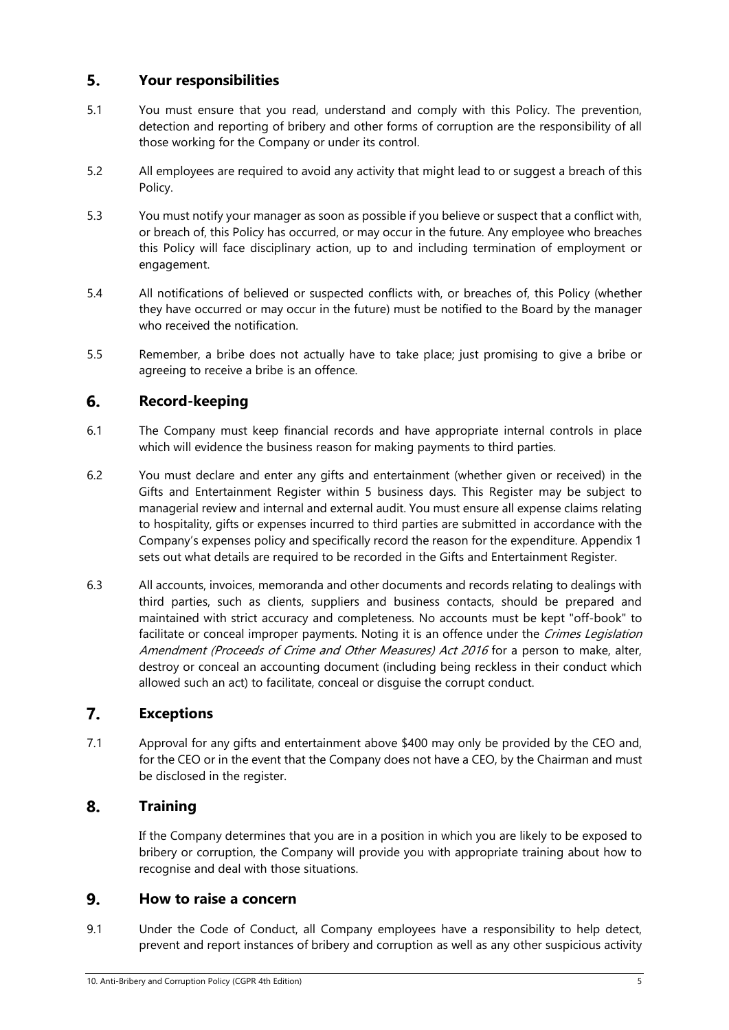## 5. Your responsibilities

5.1 You must ensure that you read, understand and comply with this Policy. The prevention, detection and reporting of bribery and other forms of corruption are the responsibility of all those working for the Company or under its control.

5.2 All employees are required to avoid any activity that might lead to or suggest a breach of this Policy.

5.3 You must notify your manager as soon as possible if you believe or suspect that a conflict with, or breach of, this Policy has occurred, or may occur in the future. Any employee who breaches this Policy will face disciplinary action, up to and including termination of employment or engagement.

5.4 All notifications of believed or suspected conflicts with, or breaches of, this Policy (whether they have occurred or may occur in the future) must be notified to the Board by the manager who received the notification.

5.5 Remember, a bribe does not actually have to take place; just promising to give a bribe or agreeing to receive a bribe is an offence.

## 6. Record-keeping

6.1 The Company must keep financial records and have appropriate internal controls in place which will evidence the business reason for making payments to third parties.

6.2 You must declare and enter any gifts and entertainment (whether given or received) in the Gifts and Entertainment Register within 5 business days. This Register may be subject to managerial review and internal and external audit. You must ensure all expense claims relating to hospitality, gifts or expenses incurred to third parties are submitted in accordance with the Company's expenses policy and specifically record the reason for the expenditure. Appendix 1 sets out what details are required to be recorded in the Gifts and Entertainment Register.

6.3 All accounts, invoices, memoranda and other documents and records relating to dealings with third parties, such as clients, suppliers and business contacts, should be prepared and maintained with strict accuracy and completeness. No accounts must be kept "off-book" to facilitate or conceal improper payments. Noting it is an offence under the *Crimes Legislation Amendment (Proceeds of Crime and Other Measures) Act 2016* for a person to make, alter, destroy or conceal an accounting document (including being reckless in their conduct which allowed such an act) to facilitate, conceal or disguise the corrupt conduct.

## 7. Exceptions

7.1 Approval for any gifts and entertainment above $400 may only be provided by the CEO and, for the CEO or in the event that the Company does not have a CEO, by the Chairman and must be disclosed in the register.

## 8. Training

If the Company determines that you are in a position in which you are likely to be exposed to bribery or corruption, the Company will provide you with appropriate training about how to recognise and deal with those situations.

## 9. How to raise a concern

9.1 Under the Code of Conduct, all Company employees have a responsibility to help detect, prevent and report instances of bribery and corruption as well as any other suspicious activity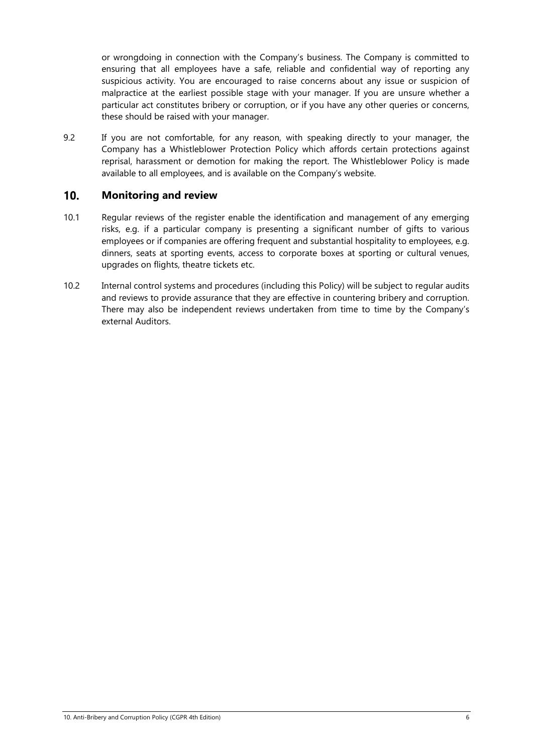or wrongdoing in connection with the Company's business. The Company is committed to ensuring that all employees have a safe, reliable and confidential way of reporting any suspicious activity. You are encouraged to raise concerns about any issue or suspicion of malpractice at the earliest possible stage with your manager. If you are unsure whether a particular act constitutes bribery or corruption, or if you have any other queries or concerns, these should be raised with your manager.

9.2 If you are not comfortable, for any reason, with speaking directly to your manager, the Company has a Whistleblower Protection Policy which affords certain protections against reprisal, harassment or demotion for making the report. The Whistleblower Policy is made available to all employees, and is available on the Company's website.

## 10. Monitoring and review

10.1 Regular reviews of the register enable the identification and management of any emerging risks, e.g. if a particular company is presenting a significant number of gifts to various employees or if companies are offering frequent and substantial hospitality to employees, e.g. dinners, seats at sporting events, access to corporate boxes at sporting or cultural venues, upgrades on flights, theatre tickets etc.

10.2 Internal control systems and procedures (including this Policy) will be subject to regular audits and reviews to provide assurance that they are effective in countering bribery and corruption. There may also be independent reviews undertaken from time to time by the Company's external Auditors.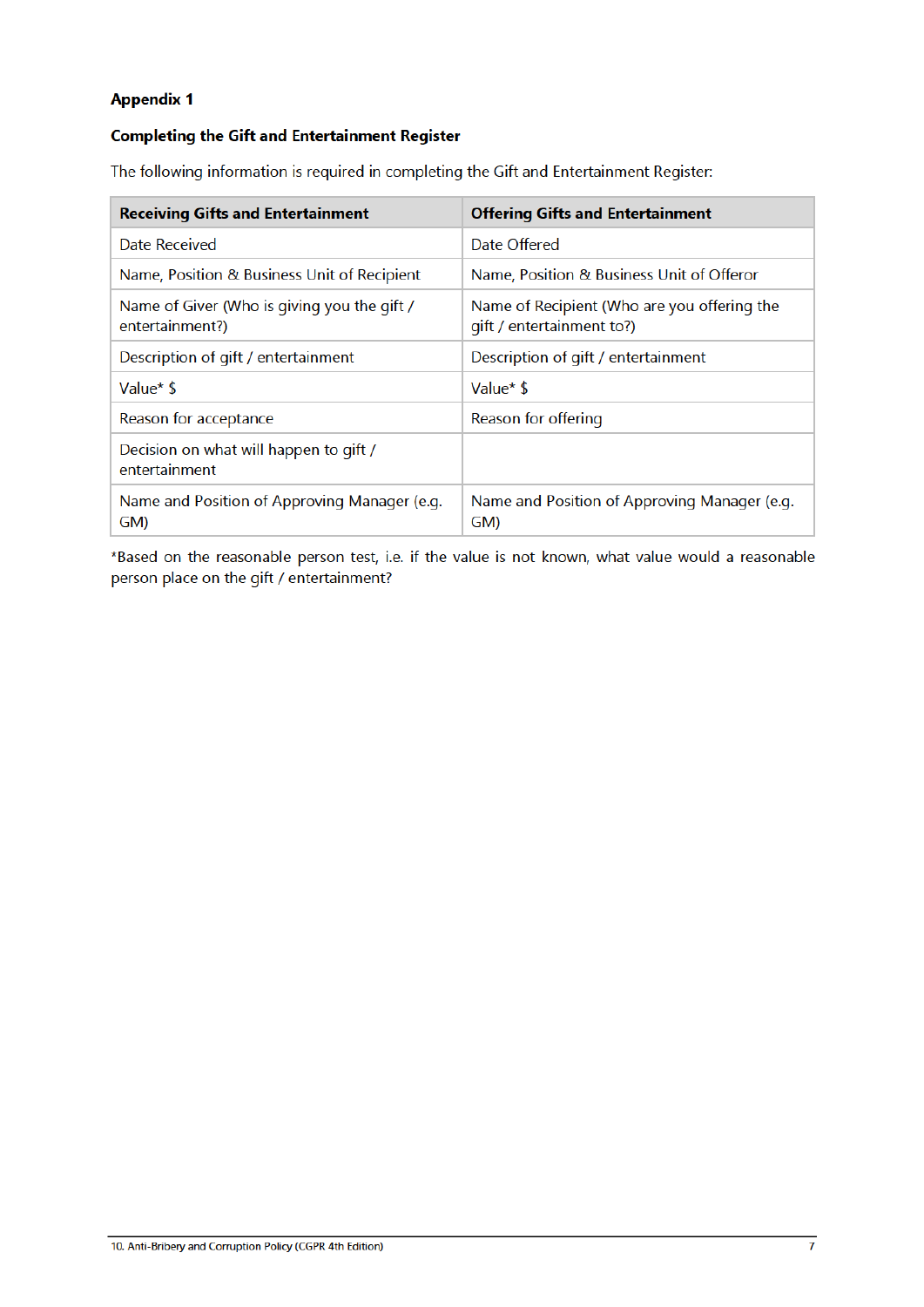## Appendix 1

### Completing the Gift and Entertainment Register

The following information is required in completing the Gift and Entertainment Register:

| Receiving Gifts and Entertainment | Offering Gifts and Entertainment |
|---|---|
| Date Received | Date Offered |
| Name, Position & Business Unit of Recipient | Name, Position & Business Unit of Offeror |
| Name of Giver (Who is giving you the gift / entertainment?) | Name of Recipient (Who are you offering the gift / entertainment to?) |
| Description of gift / entertainment | Description of gift / entertainment |
| Value* $ | Value* $ |
| Reason for acceptance | Reason for offering |
| Decision on what will happen to gift / entertainment | |
| Name and Position of Approving Manager (e.g. GM) | Name and Position of Approving Manager (e.g. GM) |

*Based on the reasonable person test, i.e. if the value is not known, what value would a reasonable person place on the gift / entertainment?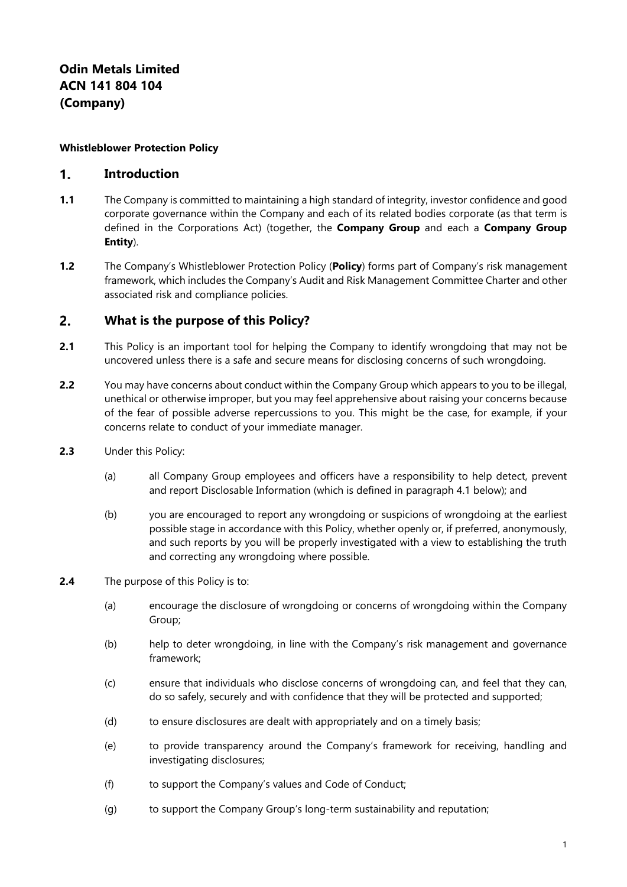**Odin Metals Limited**
**ACN 141 804 104**
**(Company)**

**Whistleblower Protection Policy**

## 1. Introduction

**1.1** The Company is committed to maintaining a high standard of integrity, investor confidence and good corporate governance within the Company and each of its related bodies corporate (as that term is defined in the Corporations Act) (together, the **Company Group** and each a **Company Group Entity**).

**1.2** The Company's Whistleblower Protection Policy (**Policy**) forms part of Company's risk management framework, which includes the Company's Audit and Risk Management Committee Charter and other associated risk and compliance policies.

## 2. What is the purpose of this Policy?

**2.1** This Policy is an important tool for helping the Company to identify wrongdoing that may not be uncovered unless there is a safe and secure means for disclosing concerns of such wrongdoing.

**2.2** You may have concerns about conduct within the Company Group which appears to you to be illegal, unethical or otherwise improper, but you may feel apprehensive about raising your concerns because of the fear of possible adverse repercussions to you. This might be the case, for example, if your concerns relate to conduct of your immediate manager.

**2.3** Under this Policy:

(a) all Company Group employees and officers have a responsibility to help detect, prevent and report Disclosable Information (which is defined in paragraph 4.1 below); and

(b) you are encouraged to report any wrongdoing or suspicions of wrongdoing at the earliest possible stage in accordance with this Policy, whether openly or, if preferred, anonymously, and such reports by you will be properly investigated with a view to establishing the truth and correcting any wrongdoing where possible.

**2.4** The purpose of this Policy is to:

(a) encourage the disclosure of wrongdoing or concerns of wrongdoing within the Company Group;

(b) help to deter wrongdoing, in line with the Company's risk management and governance framework;

(c) ensure that individuals who disclose concerns of wrongdoing can, and feel that they can, do so safely, securely and with confidence that they will be protected and supported;

(d) to ensure disclosures are dealt with appropriately and on a timely basis;

(e) to provide transparency around the Company's framework for receiving, handling and investigating disclosures;

(f) to support the Company's values and Code of Conduct;

(g) to support the Company Group's long-term sustainability and reputation;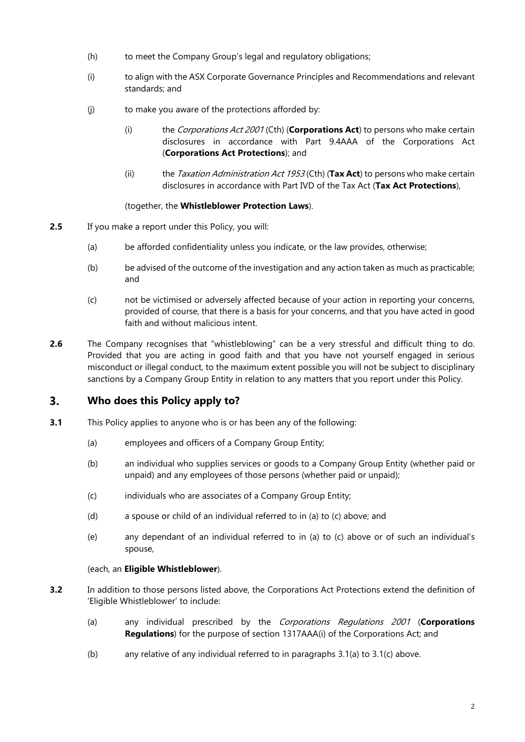(h) to meet the Company Group's legal and regulatory obligations;

(i) to align with the ASX Corporate Governance Principles and Recommendations and relevant standards; and

(j) to make you aware of the protections afforded by:

   (i) the *Corporations Act 2001* (Cth) (**Corporations Act**) to persons who make certain disclosures in accordance with Part 9.4AAA of the Corporations Act (**Corporations Act Protections**); and

   (ii) the *Taxation Administration Act 1953* (Cth) (**Tax Act**) to persons who make certain disclosures in accordance with Part IVD of the Tax Act (**Tax Act Protections**),

   (together, the **Whistleblower Protection Laws**).

**2.5** If you make a report under this Policy, you will:

(a) be afforded confidentiality unless you indicate, or the law provides, otherwise;

(b) be advised of the outcome of the investigation and any action taken as much as practicable; and

(c) not be victimised or adversely affected because of your action in reporting your concerns, provided of course, that there is a basis for your concerns, and that you have acted in good faith and without malicious intent.

**2.6** The Company recognises that "whistleblowing" can be a very stressful and difficult thing to do. Provided that you are acting in good faith and that you have not yourself engaged in serious misconduct or illegal conduct, to the maximum extent possible you will not be subject to disciplinary sanctions by a Company Group Entity in relation to any matters that you report under this Policy.

## 3. Who does this Policy apply to?

**3.1** This Policy applies to anyone who is or has been any of the following:

(a) employees and officers of a Company Group Entity;

(b) an individual who supplies services or goods to a Company Group Entity (whether paid or unpaid) and any employees of those persons (whether paid or unpaid);

(c) individuals who are associates of a Company Group Entity;

(d) a spouse or child of an individual referred to in (a) to (c) above; and

(e) any dependant of an individual referred to in (a) to (c) above or of such an individual's spouse,

(each, an **Eligible Whistleblower**).

**3.2** In addition to those persons listed above, the Corporations Act Protections extend the definition of 'Eligible Whistleblower' to include:

(a) any individual prescribed by the *Corporations Regulations 2001* (**Corporations Regulations**) for the purpose of section 1317AAA(i) of the Corporations Act; and

(b) any relative of any individual referred to in paragraphs 3.1(a) to 3.1(c) above.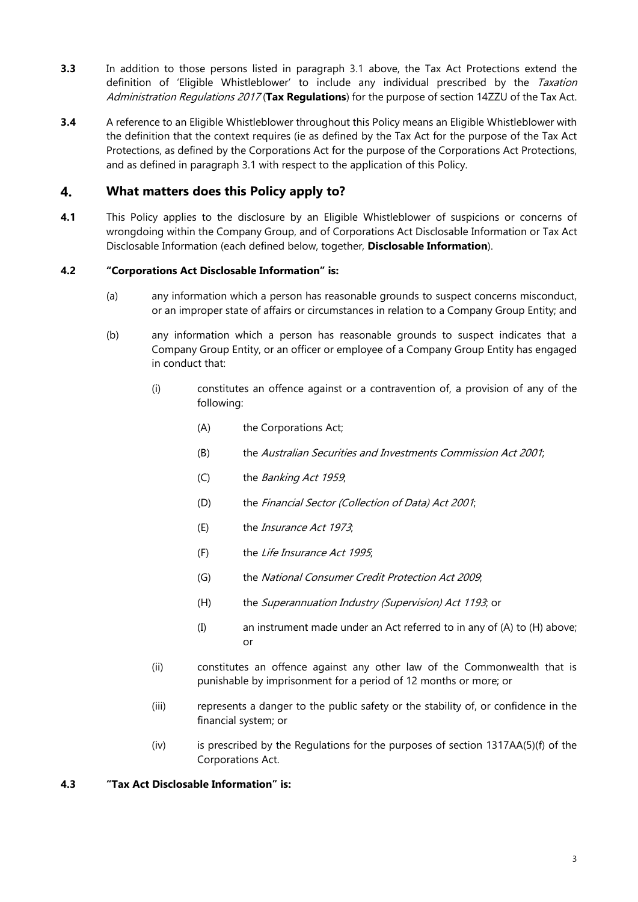**3.3** In addition to those persons listed in paragraph 3.1 above, the Tax Act Protections extend the definition of 'Eligible Whistleblower' to include any individual prescribed by the *Taxation Administration Regulations 2017* (**Tax Regulations**) for the purpose of section 14ZZU of the Tax Act.

**3.4** A reference to an Eligible Whistleblower throughout this Policy means an Eligible Whistleblower with the definition that the context requires (ie as defined by the Tax Act for the purpose of the Tax Act Protections, as defined by the Corporations Act for the purpose of the Corporations Act Protections, and as defined in paragraph 3.1 with respect to the application of this Policy.

## 4. What matters does this Policy apply to?

**4.1** This Policy applies to the disclosure by an Eligible Whistleblower of suspicions or concerns of wrongdoing within the Company Group, and of Corporations Act Disclosable Information or Tax Act Disclosable Information (each defined below, together, **Disclosable Information**).

**4.2 "Corporations Act Disclosable Information" is:**

(a) any information which a person has reasonable grounds to suspect concerns misconduct, or an improper state of affairs or circumstances in relation to a Company Group Entity; and

(b) any information which a person has reasonable grounds to suspect indicates that a Company Group Entity, or an officer or employee of a Company Group Entity has engaged in conduct that:

(i) constitutes an offence against or a contravention of, a provision of any of the following:

(A) the Corporations Act;

(B) the *Australian Securities and Investments Commission Act 2001*;

(C) the *Banking Act 1959*;

(D) the *Financial Sector (Collection of Data) Act 2001*;

(E) the *Insurance Act 1973*;

(F) the *Life Insurance Act 1995*;

(G) the *National Consumer Credit Protection Act 2009*;

(H) the *Superannuation Industry (Supervision) Act 1193*; or

(I) an instrument made under an Act referred to in any of (A) to (H) above; or

(ii) constitutes an offence against any other law of the Commonwealth that is punishable by imprisonment for a period of 12 months or more; or

(iii) represents a danger to the public safety or the stability of, or confidence in the financial system; or

(iv) is prescribed by the Regulations for the purposes of section 1317AA(5)(f) of the Corporations Act.

**4.3 "Tax Act Disclosable Information" is:**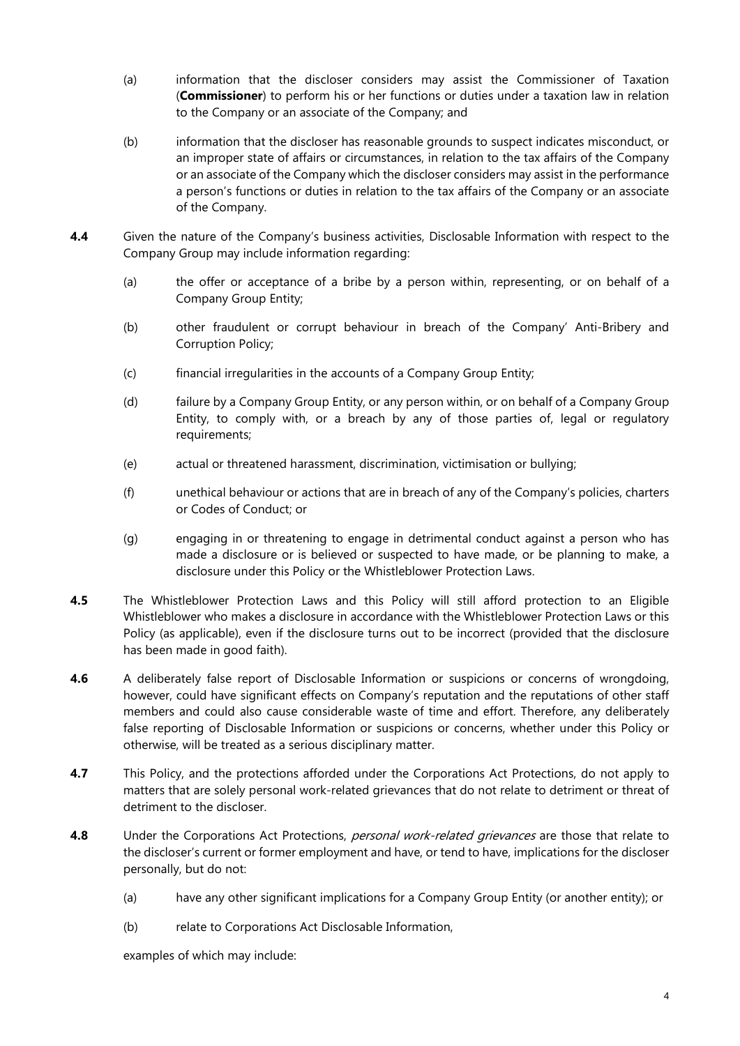(a) information that the discloser considers may assist the Commissioner of Taxation (**Commissioner**) to perform his or her functions or duties under a taxation law in relation to the Company or an associate of the Company; and

(b) information that the discloser has reasonable grounds to suspect indicates misconduct, or an improper state of affairs or circumstances, in relation to the tax affairs of the Company or an associate of the Company which the discloser considers may assist in the performance a person's functions or duties in relation to the tax affairs of the Company or an associate of the Company.

**4.4** Given the nature of the Company's business activities, Disclosable Information with respect to the Company Group may include information regarding:

(a) the offer or acceptance of a bribe by a person within, representing, or on behalf of a Company Group Entity;

(b) other fraudulent or corrupt behaviour in breach of the Company' Anti-Bribery and Corruption Policy;

(c) financial irregularities in the accounts of a Company Group Entity;

(d) failure by a Company Group Entity, or any person within, or on behalf of a Company Group Entity, to comply with, or a breach by any of those parties of, legal or regulatory requirements;

(e) actual or threatened harassment, discrimination, victimisation or bullying;

(f) unethical behaviour or actions that are in breach of any of the Company's policies, charters or Codes of Conduct; or

(g) engaging in or threatening to engage in detrimental conduct against a person who has made a disclosure or is believed or suspected to have made, or be planning to make, a disclosure under this Policy or the Whistleblower Protection Laws.

**4.5** The Whistleblower Protection Laws and this Policy will still afford protection to an Eligible Whistleblower who makes a disclosure in accordance with the Whistleblower Protection Laws or this Policy (as applicable), even if the disclosure turns out to be incorrect (provided that the disclosure has been made in good faith).

**4.6** A deliberately false report of Disclosable Information or suspicions or concerns of wrongdoing, however, could have significant effects on Company's reputation and the reputations of other staff members and could also cause considerable waste of time and effort. Therefore, any deliberately false reporting of Disclosable Information or suspicions or concerns, whether under this Policy or otherwise, will be treated as a serious disciplinary matter.

**4.7** This Policy, and the protections afforded under the Corporations Act Protections, do not apply to matters that are solely personal work-related grievances that do not relate to detriment or threat of detriment to the discloser.

**4.8** Under the Corporations Act Protections, *personal work-related grievances* are those that relate to the discloser's current or former employment and have, or tend to have, implications for the discloser personally, but do not:

(a) have any other significant implications for a Company Group Entity (or another entity); or

(b) relate to Corporations Act Disclosable Information,

examples of which may include: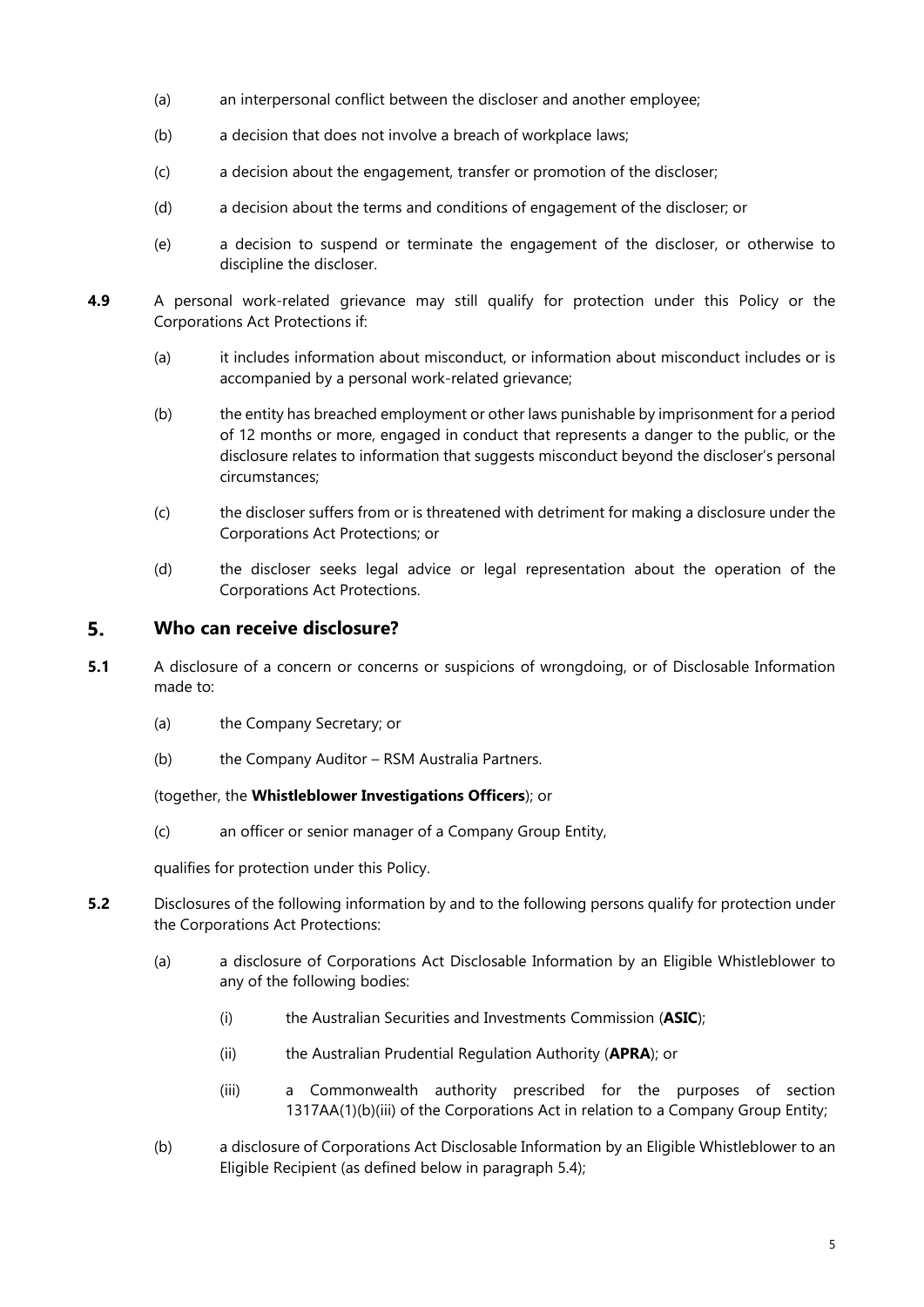(a) an interpersonal conflict between the discloser and another employee;

(b) a decision that does not involve a breach of workplace laws;

(c) a decision about the engagement, transfer or promotion of the discloser;

(d) a decision about the terms and conditions of engagement of the discloser; or

(e) a decision to suspend or terminate the engagement of the discloser, or otherwise to discipline the discloser.

**4.9** A personal work-related grievance may still qualify for protection under this Policy or the Corporations Act Protections if:

(a) it includes information about misconduct, or information about misconduct includes or is accompanied by a personal work-related grievance;

(b) the entity has breached employment or other laws punishable by imprisonment for a period of 12 months or more, engaged in conduct that represents a danger to the public, or the disclosure relates to information that suggests misconduct beyond the discloser's personal circumstances;

(c) the discloser suffers from or is threatened with detriment for making a disclosure under the Corporations Act Protections; or

(d) the discloser seeks legal advice or legal representation about the operation of the Corporations Act Protections.

## 5. Who can receive disclosure?

**5.1** A disclosure of a concern or concerns or suspicions of wrongdoing, or of Disclosable Information made to:

(a) the Company Secretary; or

(b) the Company Auditor – RSM Australia Partners.

(together, the **Whistleblower Investigations Officers**); or

(c) an officer or senior manager of a Company Group Entity,

qualifies for protection under this Policy.

**5.2** Disclosures of the following information by and to the following persons qualify for protection under the Corporations Act Protections:

(a) a disclosure of Corporations Act Disclosable Information by an Eligible Whistleblower to any of the following bodies:

(i) the Australian Securities and Investments Commission (**ASIC**);

(ii) the Australian Prudential Regulation Authority (**APRA**); or

(iii) a Commonwealth authority prescribed for the purposes of section 1317AA(1)(b)(iii) of the Corporations Act in relation to a Company Group Entity;

(b) a disclosure of Corporations Act Disclosable Information by an Eligible Whistleblower to an Eligible Recipient (as defined below in paragraph 5.4);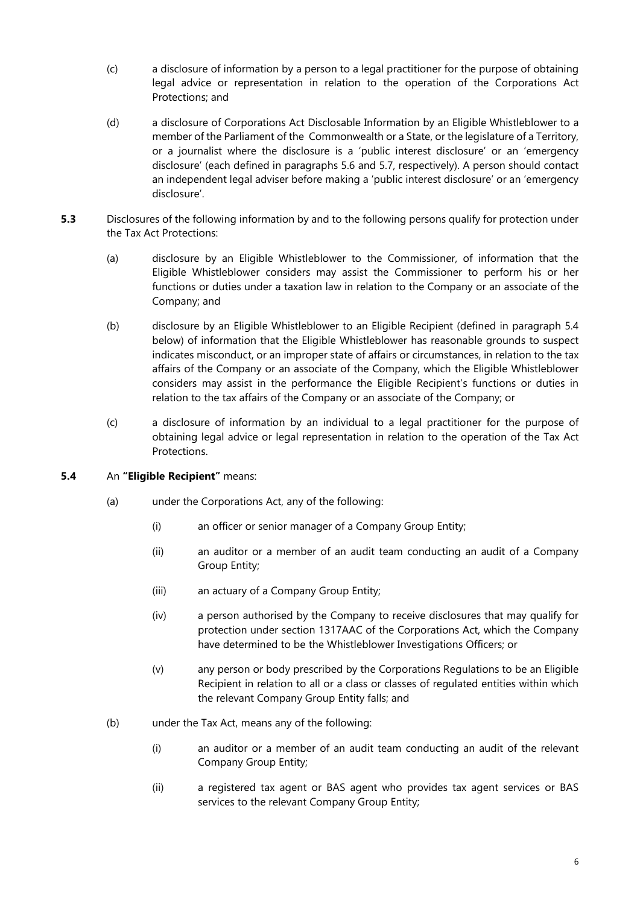(c) a disclosure of information by a person to a legal practitioner for the purpose of obtaining legal advice or representation in relation to the operation of the Corporations Act Protections; and

(d) a disclosure of Corporations Act Disclosable Information by an Eligible Whistleblower to a member of the Parliament of the Commonwealth or a State, or the legislature of a Territory, or a journalist where the disclosure is a 'public interest disclosure' or an 'emergency disclosure' (each defined in paragraphs 5.6 and 5.7, respectively). A person should contact an independent legal adviser before making a 'public interest disclosure' or an 'emergency disclosure'.

**5.3** Disclosures of the following information by and to the following persons qualify for protection under the Tax Act Protections:

(a) disclosure by an Eligible Whistleblower to the Commissioner, of information that the Eligible Whistleblower considers may assist the Commissioner to perform his or her functions or duties under a taxation law in relation to the Company or an associate of the Company; and

(b) disclosure by an Eligible Whistleblower to an Eligible Recipient (defined in paragraph 5.4 below) of information that the Eligible Whistleblower has reasonable grounds to suspect indicates misconduct, or an improper state of affairs or circumstances, in relation to the tax affairs of the Company or an associate of the Company, which the Eligible Whistleblower considers may assist in the performance the Eligible Recipient's functions or duties in relation to the tax affairs of the Company or an associate of the Company; or

(c) a disclosure of information by an individual to a legal practitioner for the purpose of obtaining legal advice or legal representation in relation to the operation of the Tax Act Protections.

**5.4** An **"Eligible Recipient"** means:

(a) under the Corporations Act, any of the following:

(i) an officer or senior manager of a Company Group Entity;

(ii) an auditor or a member of an audit team conducting an audit of a Company Group Entity;

(iii) an actuary of a Company Group Entity;

(iv) a person authorised by the Company to receive disclosures that may qualify for protection under section 1317AAC of the Corporations Act, which the Company have determined to be the Whistleblower Investigations Officers; or

(v) any person or body prescribed by the Corporations Regulations to be an Eligible Recipient in relation to all or a class or classes of regulated entities within which the relevant Company Group Entity falls; and

(b) under the Tax Act, means any of the following:

(i) an auditor or a member of an audit team conducting an audit of the relevant Company Group Entity;

(ii) a registered tax agent or BAS agent who provides tax agent services or BAS services to the relevant Company Group Entity;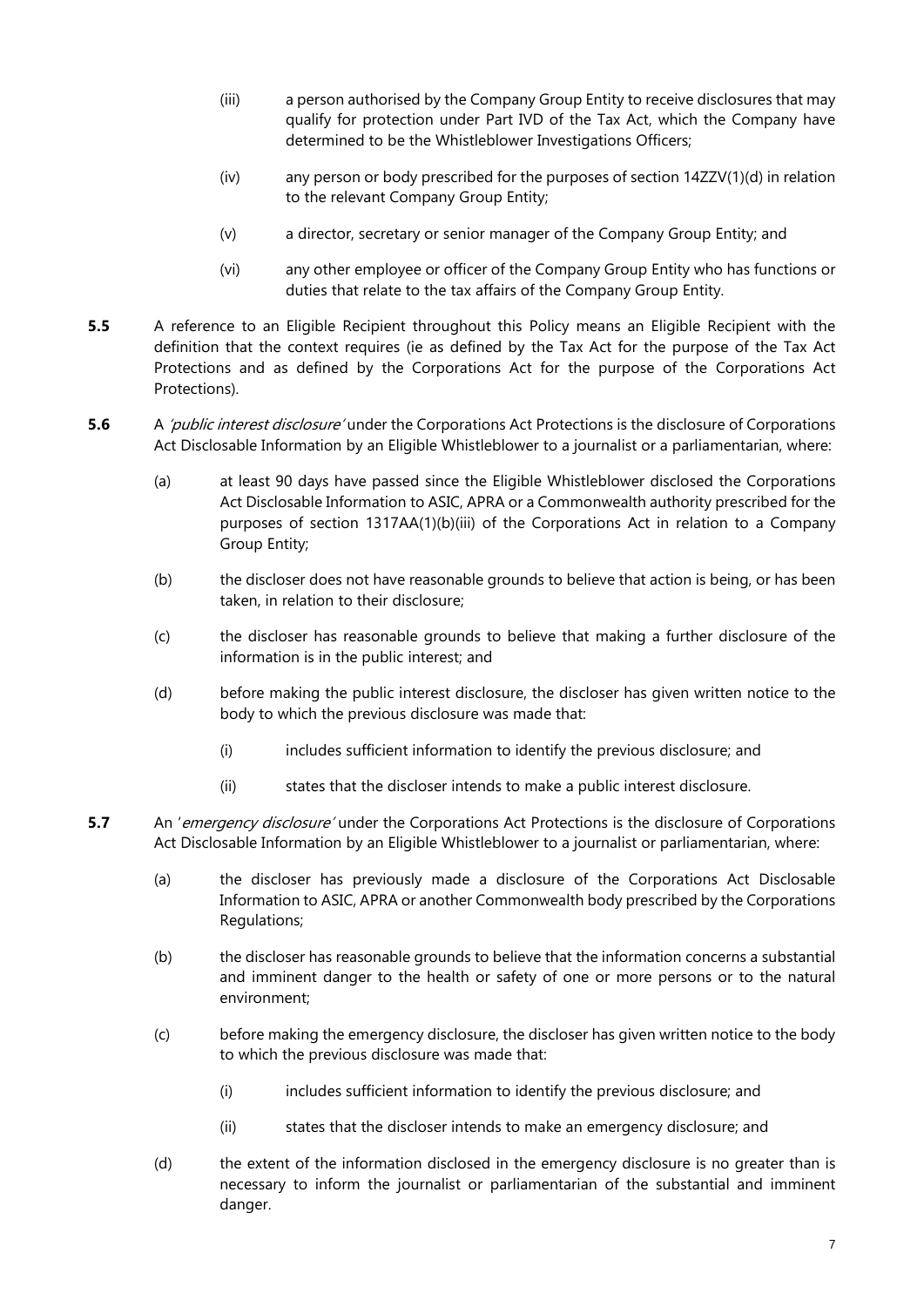(iii) a person authorised by the Company Group Entity to receive disclosures that may qualify for protection under Part IVD of the Tax Act, which the Company have determined to be the Whistleblower Investigations Officers;

(iv) any person or body prescribed for the purposes of section 14ZZV(1)(d) in relation to the relevant Company Group Entity;

(v) a director, secretary or senior manager of the Company Group Entity; and

(vi) any other employee or officer of the Company Group Entity who has functions or duties that relate to the tax affairs of the Company Group Entity.

**5.5** A reference to an Eligible Recipient throughout this Policy means an Eligible Recipient with the definition that the context requires (ie as defined by the Tax Act for the purpose of the Tax Act Protections and as defined by the Corporations Act for the purpose of the Corporations Act Protections).

**5.6** A *'public interest disclosure'* under the Corporations Act Protections is the disclosure of Corporations Act Disclosable Information by an Eligible Whistleblower to a journalist or a parliamentarian, where:

(a) at least 90 days have passed since the Eligible Whistleblower disclosed the Corporations Act Disclosable Information to ASIC, APRA or a Commonwealth authority prescribed for the purposes of section 1317AA(1)(b)(iii) of the Corporations Act in relation to a Company Group Entity;

(b) the discloser does not have reasonable grounds to believe that action is being, or has been taken, in relation to their disclosure;

(c) the discloser has reasonable grounds to believe that making a further disclosure of the information is in the public interest; and

(d) before making the public interest disclosure, the discloser has given written notice to the body to which the previous disclosure was made that:

(i) includes sufficient information to identify the previous disclosure; and

(ii) states that the discloser intends to make a public interest disclosure.

**5.7** An '*emergency disclosure'* under the Corporations Act Protections is the disclosure of Corporations Act Disclosable Information by an Eligible Whistleblower to a journalist or parliamentarian, where:

(a) the discloser has previously made a disclosure of the Corporations Act Disclosable Information to ASIC, APRA or another Commonwealth body prescribed by the Corporations Regulations;

(b) the discloser has reasonable grounds to believe that the information concerns a substantial and imminent danger to the health or safety of one or more persons or to the natural environment;

(c) before making the emergency disclosure, the discloser has given written notice to the body to which the previous disclosure was made that:

(i) includes sufficient information to identify the previous disclosure; and

(ii) states that the discloser intends to make an emergency disclosure; and

(d) the extent of the information disclosed in the emergency disclosure is no greater than is necessary to inform the journalist or parliamentarian of the substantial and imminent danger.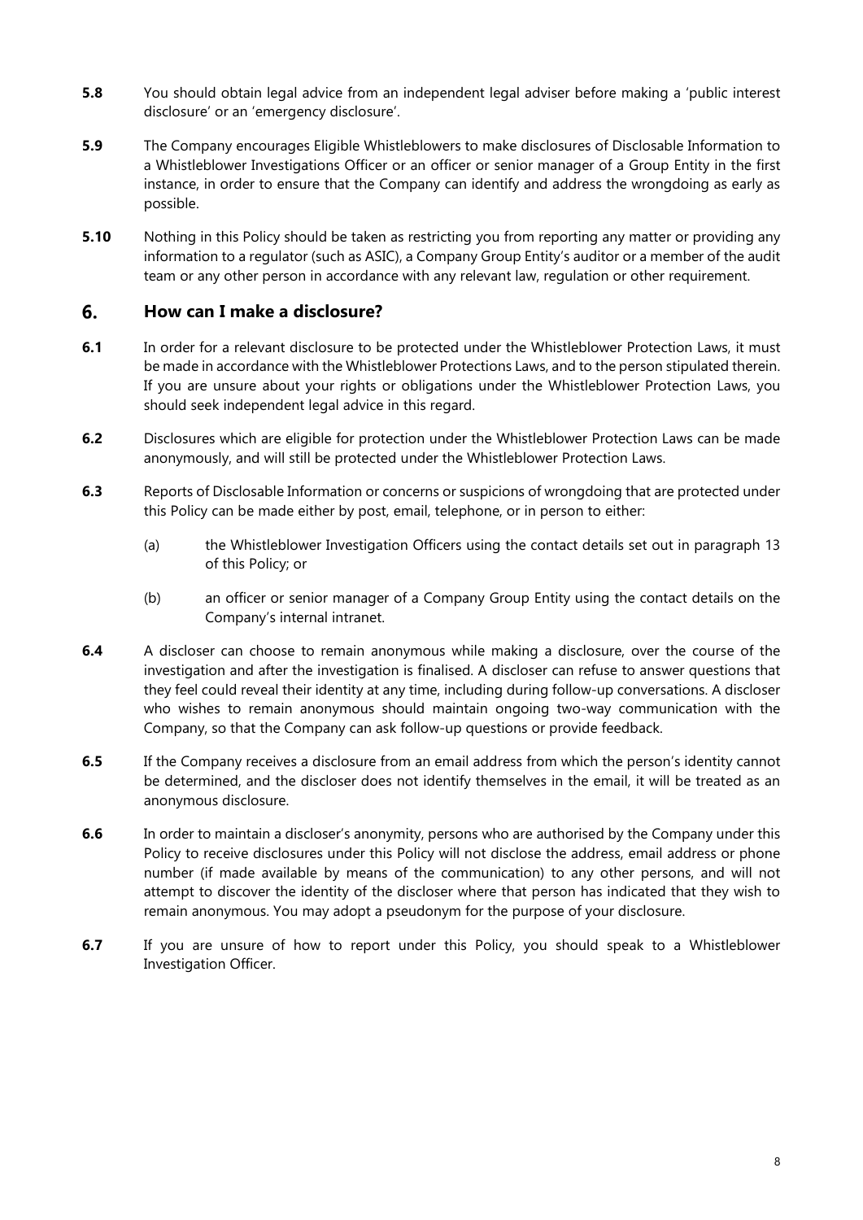**5.8** You should obtain legal advice from an independent legal adviser before making a 'public interest disclosure' or an 'emergency disclosure'.

**5.9** The Company encourages Eligible Whistleblowers to make disclosures of Disclosable Information to a Whistleblower Investigations Officer or an officer or senior manager of a Group Entity in the first instance, in order to ensure that the Company can identify and address the wrongdoing as early as possible.

**5.10** Nothing in this Policy should be taken as restricting you from reporting any matter or providing any information to a regulator (such as ASIC), a Company Group Entity's auditor or a member of the audit team or any other person in accordance with any relevant law, regulation or other requirement.

## 6. How can I make a disclosure?

**6.1** In order for a relevant disclosure to be protected under the Whistleblower Protection Laws, it must be made in accordance with the Whistleblower Protections Laws, and to the person stipulated therein. If you are unsure about your rights or obligations under the Whistleblower Protection Laws, you should seek independent legal advice in this regard.

**6.2** Disclosures which are eligible for protection under the Whistleblower Protection Laws can be made anonymously, and will still be protected under the Whistleblower Protection Laws.

**6.3** Reports of Disclosable Information or concerns or suspicions of wrongdoing that are protected under this Policy can be made either by post, email, telephone, or in person to either:

(a) the Whistleblower Investigation Officers using the contact details set out in paragraph 13 of this Policy; or

(b) an officer or senior manager of a Company Group Entity using the contact details on the Company's internal intranet.

**6.4** A discloser can choose to remain anonymous while making a disclosure, over the course of the investigation and after the investigation is finalised. A discloser can refuse to answer questions that they feel could reveal their identity at any time, including during follow-up conversations. A discloser who wishes to remain anonymous should maintain ongoing two-way communication with the Company, so that the Company can ask follow-up questions or provide feedback.

**6.5** If the Company receives a disclosure from an email address from which the person's identity cannot be determined, and the discloser does not identify themselves in the email, it will be treated as an anonymous disclosure.

**6.6** In order to maintain a discloser's anonymity, persons who are authorised by the Company under this Policy to receive disclosures under this Policy will not disclose the address, email address or phone number (if made available by means of the communication) to any other persons, and will not attempt to discover the identity of the discloser where that person has indicated that they wish to remain anonymous. You may adopt a pseudonym for the purpose of your disclosure.

**6.7** If you are unsure of how to report under this Policy, you should speak to a Whistleblower Investigation Officer.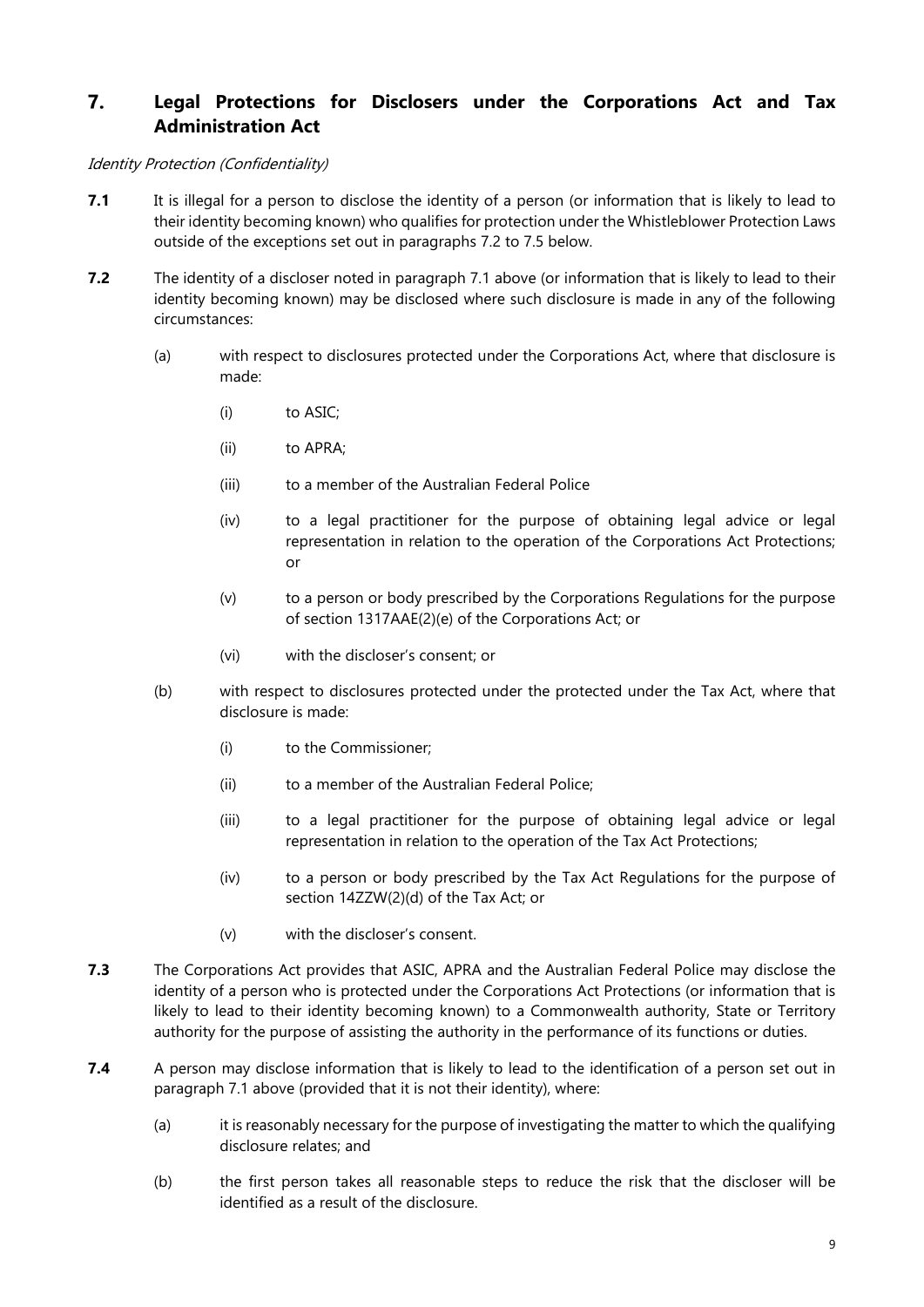## 7. Legal Protections for Disclosers under the Corporations Act and Tax Administration Act

*Identity Protection (Confidentiality)*

**7.1** It is illegal for a person to disclose the identity of a person (or information that is likely to lead to their identity becoming known) who qualifies for protection under the Whistleblower Protection Laws outside of the exceptions set out in paragraphs 7.2 to 7.5 below.

**7.2** The identity of a discloser noted in paragraph 7.1 above (or information that is likely to lead to their identity becoming known) may be disclosed where such disclosure is made in any of the following circumstances:

(a) with respect to disclosures protected under the Corporations Act, where that disclosure is made:

(i) to ASIC;

(ii) to APRA;

(iii) to a member of the Australian Federal Police

(iv) to a legal practitioner for the purpose of obtaining legal advice or legal representation in relation to the operation of the Corporations Act Protections; or

(v) to a person or body prescribed by the Corporations Regulations for the purpose of section 1317AAE(2)(e) of the Corporations Act; or

(vi) with the discloser's consent; or

(b) with respect to disclosures protected under the protected under the Tax Act, where that disclosure is made:

(i) to the Commissioner;

(ii) to a member of the Australian Federal Police;

(iii) to a legal practitioner for the purpose of obtaining legal advice or legal representation in relation to the operation of the Tax Act Protections;

(iv) to a person or body prescribed by the Tax Act Regulations for the purpose of section 14ZZW(2)(d) of the Tax Act; or

(v) with the discloser's consent.

**7.3** The Corporations Act provides that ASIC, APRA and the Australian Federal Police may disclose the identity of a person who is protected under the Corporations Act Protections (or information that is likely to lead to their identity becoming known) to a Commonwealth authority, State or Territory authority for the purpose of assisting the authority in the performance of its functions or duties.

**7.4** A person may disclose information that is likely to lead to the identification of a person set out in paragraph 7.1 above (provided that it is not their identity), where:

(a) it is reasonably necessary for the purpose of investigating the matter to which the qualifying disclosure relates; and

(b) the first person takes all reasonable steps to reduce the risk that the discloser will be identified as a result of the disclosure.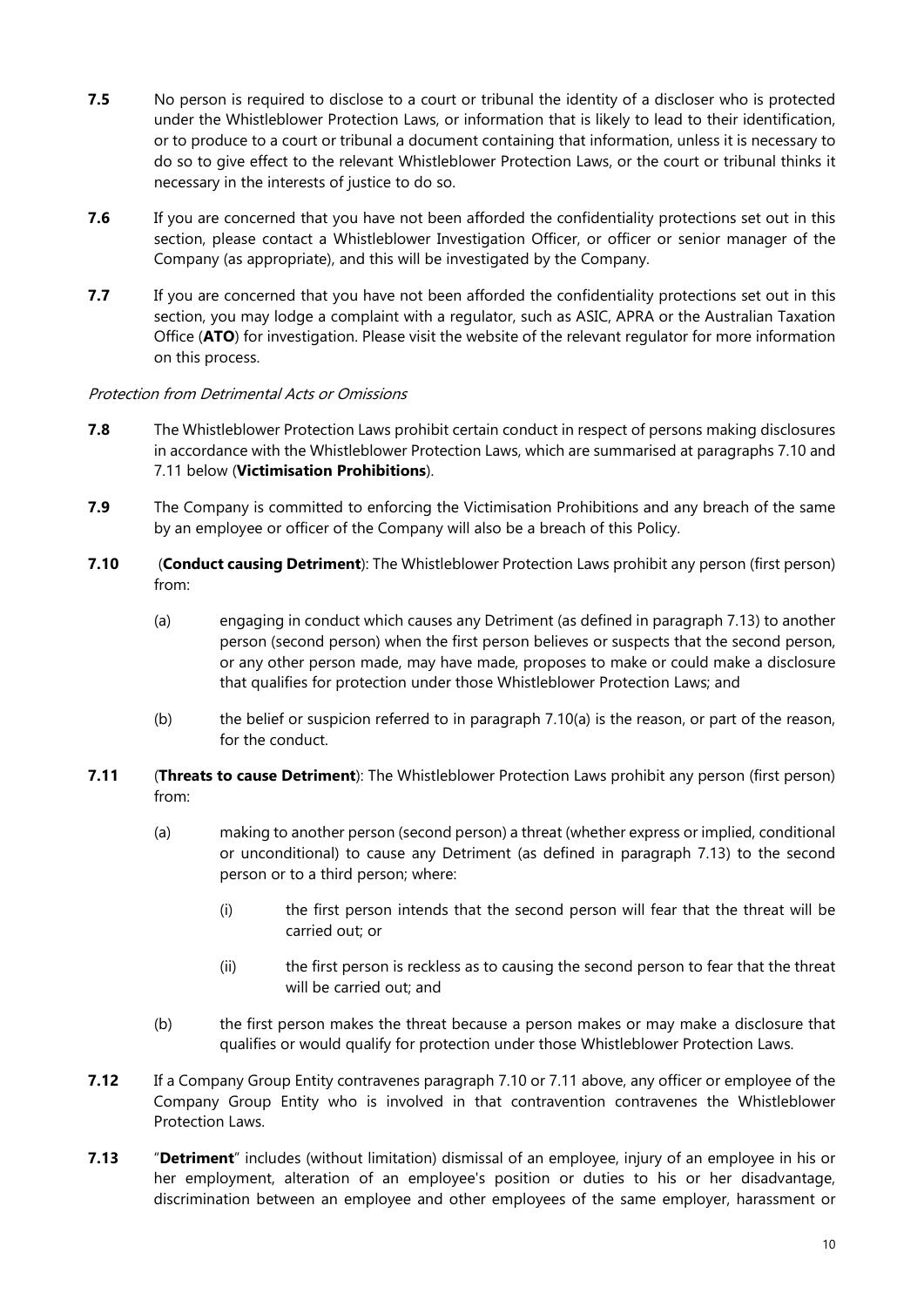**7.5** No person is required to disclose to a court or tribunal the identity of a discloser who is protected under the Whistleblower Protection Laws, or information that is likely to lead to their identification, or to produce to a court or tribunal a document containing that information, unless it is necessary to do so to give effect to the relevant Whistleblower Protection Laws, or the court or tribunal thinks it necessary in the interests of justice to do so.

**7.6** If you are concerned that you have not been afforded the confidentiality protections set out in this section, please contact a Whistleblower Investigation Officer, or officer or senior manager of the Company (as appropriate), and this will be investigated by the Company.

**7.7** If you are concerned that you have not been afforded the confidentiality protections set out in this section, you may lodge a complaint with a regulator, such as ASIC, APRA or the Australian Taxation Office (**ATO**) for investigation. Please visit the website of the relevant regulator for more information on this process.

*Protection from Detrimental Acts or Omissions*

**7.8** The Whistleblower Protection Laws prohibit certain conduct in respect of persons making disclosures in accordance with the Whistleblower Protection Laws, which are summarised at paragraphs 7.10 and 7.11 below (**Victimisation Prohibitions**).

**7.9** The Company is committed to enforcing the Victimisation Prohibitions and any breach of the same by an employee or officer of the Company will also be a breach of this Policy.

**7.10** (**Conduct causing Detriment**): The Whistleblower Protection Laws prohibit any person (first person) from:

(a) engaging in conduct which causes any Detriment (as defined in paragraph 7.13) to another person (second person) when the first person believes or suspects that the second person, or any other person made, may have made, proposes to make or could make a disclosure that qualifies for protection under those Whistleblower Protection Laws; and

(b) the belief or suspicion referred to in paragraph 7.10(a) is the reason, or part of the reason, for the conduct.

**7.11** (**Threats to cause Detriment**): The Whistleblower Protection Laws prohibit any person (first person) from:

(a) making to another person (second person) a threat (whether express or implied, conditional or unconditional) to cause any Detriment (as defined in paragraph 7.13) to the second person or to a third person; where:

(i) the first person intends that the second person will fear that the threat will be carried out; or

(ii) the first person is reckless as to causing the second person to fear that the threat will be carried out; and

(b) the first person makes the threat because a person makes or may make a disclosure that qualifies or would qualify for protection under those Whistleblower Protection Laws.

**7.12** If a Company Group Entity contravenes paragraph 7.10 or 7.11 above, any officer or employee of the Company Group Entity who is involved in that contravention contravenes the Whistleblower Protection Laws.

**7.13** "**Detriment**" includes (without limitation) dismissal of an employee, injury of an employee in his or her employment, alteration of an employee's position or duties to his or her disadvantage, discrimination between an employee and other employees of the same employer, harassment or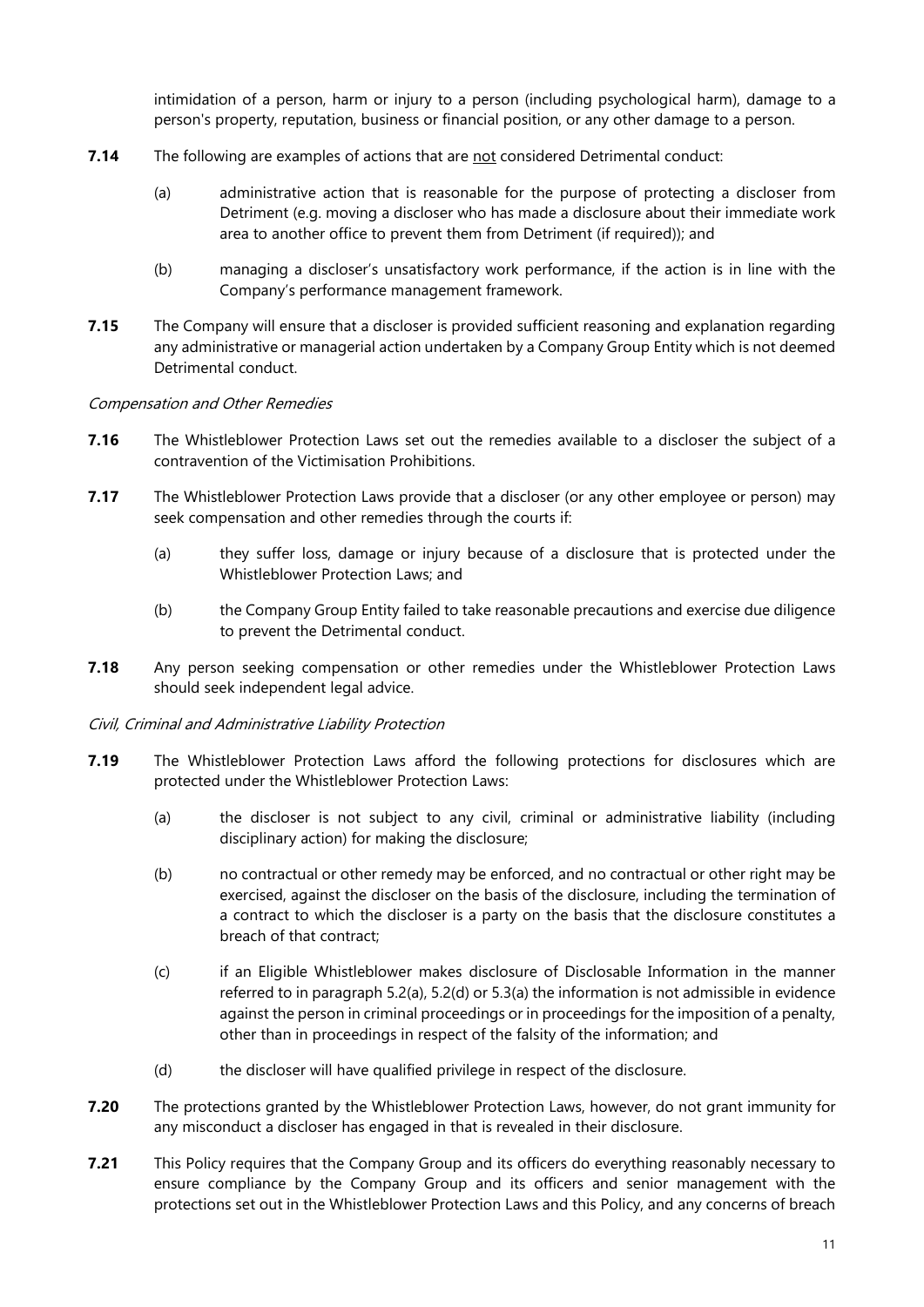intimidation of a person, harm or injury to a person (including psychological harm), damage to a person's property, reputation, business or financial position, or any other damage to a person.

**7.14** The following are examples of actions that are not considered Detrimental conduct:

(a) administrative action that is reasonable for the purpose of protecting a discloser from Detriment (e.g. moving a discloser who has made a disclosure about their immediate work area to another office to prevent them from Detriment (if required)); and

(b) managing a discloser's unsatisfactory work performance, if the action is in line with the Company's performance management framework.

**7.15** The Company will ensure that a discloser is provided sufficient reasoning and explanation regarding any administrative or managerial action undertaken by a Company Group Entity which is not deemed Detrimental conduct.

*Compensation and Other Remedies*

**7.16** The Whistleblower Protection Laws set out the remedies available to a discloser the subject of a contravention of the Victimisation Prohibitions.

**7.17** The Whistleblower Protection Laws provide that a discloser (or any other employee or person) may seek compensation and other remedies through the courts if:

(a) they suffer loss, damage or injury because of a disclosure that is protected under the Whistleblower Protection Laws; and

(b) the Company Group Entity failed to take reasonable precautions and exercise due diligence to prevent the Detrimental conduct.

**7.18** Any person seeking compensation or other remedies under the Whistleblower Protection Laws should seek independent legal advice.

*Civil, Criminal and Administrative Liability Protection*

**7.19** The Whistleblower Protection Laws afford the following protections for disclosures which are protected under the Whistleblower Protection Laws:

(a) the discloser is not subject to any civil, criminal or administrative liability (including disciplinary action) for making the disclosure;

(b) no contractual or other remedy may be enforced, and no contractual or other right may be exercised, against the discloser on the basis of the disclosure, including the termination of a contract to which the discloser is a party on the basis that the disclosure constitutes a breach of that contract;

(c) if an Eligible Whistleblower makes disclosure of Disclosable Information in the manner referred to in paragraph 5.2(a), 5.2(d) or 5.3(a) the information is not admissible in evidence against the person in criminal proceedings or in proceedings for the imposition of a penalty, other than in proceedings in respect of the falsity of the information; and

(d) the discloser will have qualified privilege in respect of the disclosure.

**7.20** The protections granted by the Whistleblower Protection Laws, however, do not grant immunity for any misconduct a discloser has engaged in that is revealed in their disclosure.

**7.21** This Policy requires that the Company Group and its officers do everything reasonably necessary to ensure compliance by the Company Group and its officers and senior management with the protections set out in the Whistleblower Protection Laws and this Policy, and any concerns of breach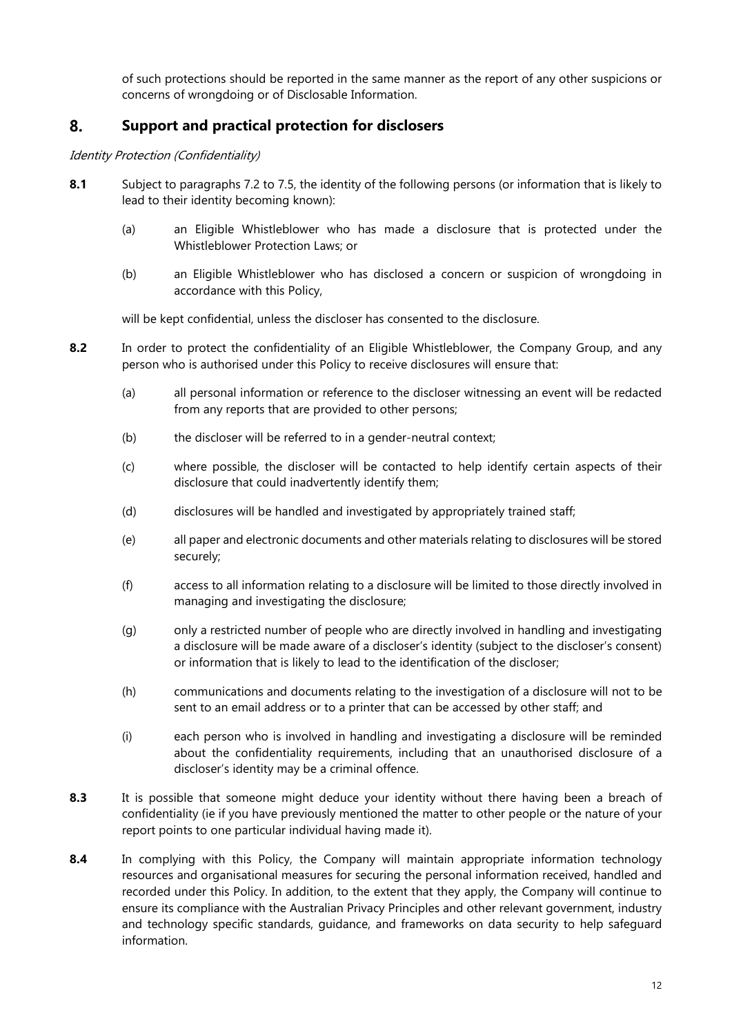of such protections should be reported in the same manner as the report of any other suspicions or concerns of wrongdoing or of Disclosable Information.

## 8. Support and practical protection for disclosers

*Identity Protection (Confidentiality)*

**8.1** Subject to paragraphs 7.2 to 7.5, the identity of the following persons (or information that is likely to lead to their identity becoming known):

(a) an Eligible Whistleblower who has made a disclosure that is protected under the Whistleblower Protection Laws; or

(b) an Eligible Whistleblower who has disclosed a concern or suspicion of wrongdoing in accordance with this Policy,

will be kept confidential, unless the discloser has consented to the disclosure.

**8.2** In order to protect the confidentiality of an Eligible Whistleblower, the Company Group, and any person who is authorised under this Policy to receive disclosures will ensure that:

(a) all personal information or reference to the discloser witnessing an event will be redacted from any reports that are provided to other persons;

(b) the discloser will be referred to in a gender-neutral context;

(c) where possible, the discloser will be contacted to help identify certain aspects of their disclosure that could inadvertently identify them;

(d) disclosures will be handled and investigated by appropriately trained staff;

(e) all paper and electronic documents and other materials relating to disclosures will be stored securely;

(f) access to all information relating to a disclosure will be limited to those directly involved in managing and investigating the disclosure;

(g) only a restricted number of people who are directly involved in handling and investigating a disclosure will be made aware of a discloser's identity (subject to the discloser's consent) or information that is likely to lead to the identification of the discloser;

(h) communications and documents relating to the investigation of a disclosure will not to be sent to an email address or to a printer that can be accessed by other staff; and

(i) each person who is involved in handling and investigating a disclosure will be reminded about the confidentiality requirements, including that an unauthorised disclosure of a discloser's identity may be a criminal offence.

**8.3** It is possible that someone might deduce your identity without there having been a breach of confidentiality (ie if you have previously mentioned the matter to other people or the nature of your report points to one particular individual having made it).

**8.4** In complying with this Policy, the Company will maintain appropriate information technology resources and organisational measures for securing the personal information received, handled and recorded under this Policy. In addition, to the extent that they apply, the Company will continue to ensure its compliance with the Australian Privacy Principles and other relevant government, industry and technology specific standards, guidance, and frameworks on data security to help safeguard information.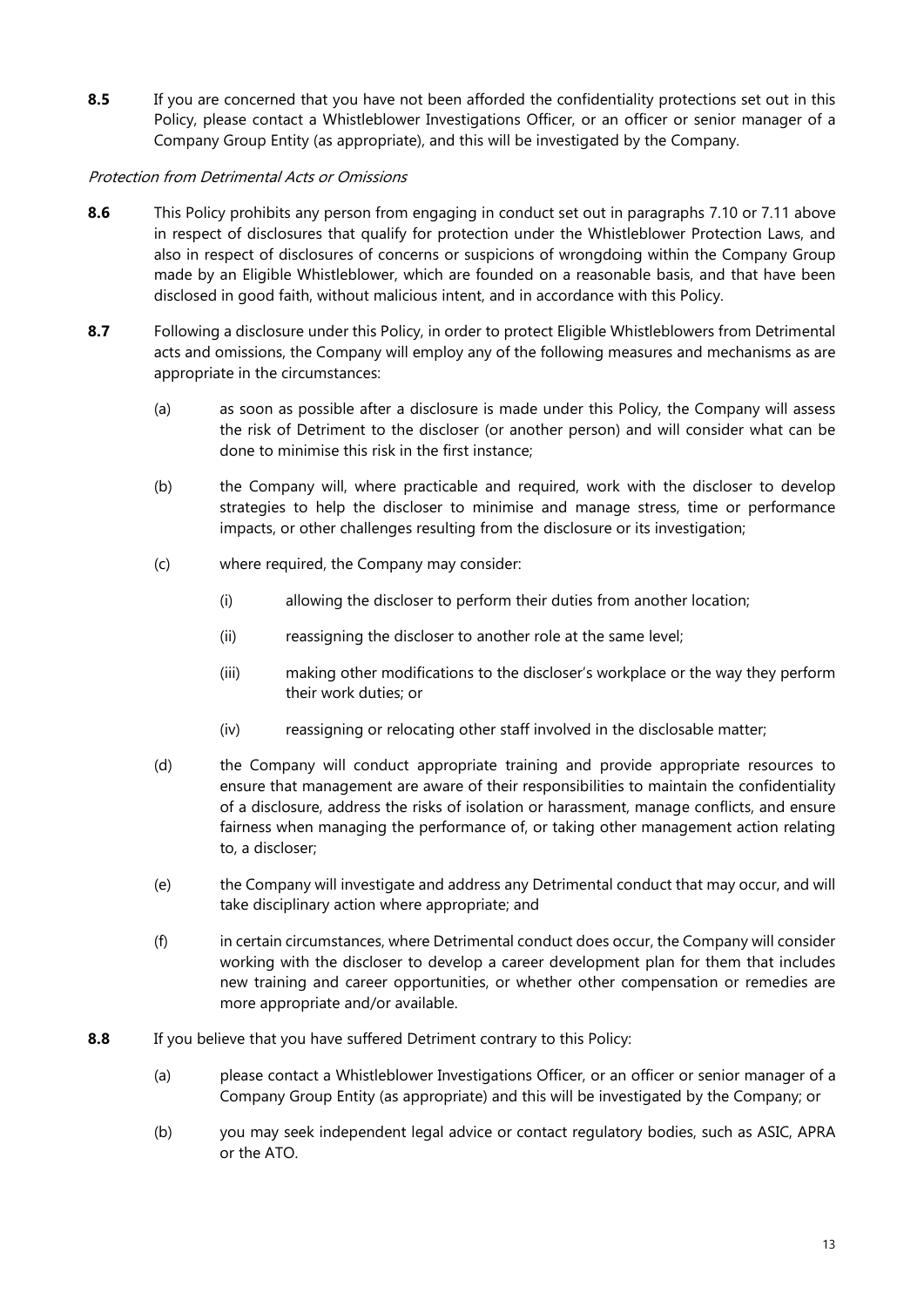**8.5** If you are concerned that you have not been afforded the confidentiality protections set out in this Policy, please contact a Whistleblower Investigations Officer, or an officer or senior manager of a Company Group Entity (as appropriate), and this will be investigated by the Company.

*Protection from Detrimental Acts or Omissions*

**8.6** This Policy prohibits any person from engaging in conduct set out in paragraphs 7.10 or 7.11 above in respect of disclosures that qualify for protection under the Whistleblower Protection Laws, and also in respect of disclosures of concerns or suspicions of wrongdoing within the Company Group made by an Eligible Whistleblower, which are founded on a reasonable basis, and that have been disclosed in good faith, without malicious intent, and in accordance with this Policy.

**8.7** Following a disclosure under this Policy, in order to protect Eligible Whistleblowers from Detrimental acts and omissions, the Company will employ any of the following measures and mechanisms as are appropriate in the circumstances:

(a) as soon as possible after a disclosure is made under this Policy, the Company will assess the risk of Detriment to the discloser (or another person) and will consider what can be done to minimise this risk in the first instance;

(b) the Company will, where practicable and required, work with the discloser to develop strategies to help the discloser to minimise and manage stress, time or performance impacts, or other challenges resulting from the disclosure or its investigation;

(c) where required, the Company may consider:

(i) allowing the discloser to perform their duties from another location;

(ii) reassigning the discloser to another role at the same level;

(iii) making other modifications to the discloser's workplace or the way they perform their work duties; or

(iv) reassigning or relocating other staff involved in the disclosable matter;

(d) the Company will conduct appropriate training and provide appropriate resources to ensure that management are aware of their responsibilities to maintain the confidentiality of a disclosure, address the risks of isolation or harassment, manage conflicts, and ensure fairness when managing the performance of, or taking other management action relating to, a discloser;

(e) the Company will investigate and address any Detrimental conduct that may occur, and will take disciplinary action where appropriate; and

(f) in certain circumstances, where Detrimental conduct does occur, the Company will consider working with the discloser to develop a career development plan for them that includes new training and career opportunities, or whether other compensation or remedies are more appropriate and/or available.

**8.8** If you believe that you have suffered Detriment contrary to this Policy:

(a) please contact a Whistleblower Investigations Officer, or an officer or senior manager of a Company Group Entity (as appropriate) and this will be investigated by the Company; or

(b) you may seek independent legal advice or contact regulatory bodies, such as ASIC, APRA or the ATO.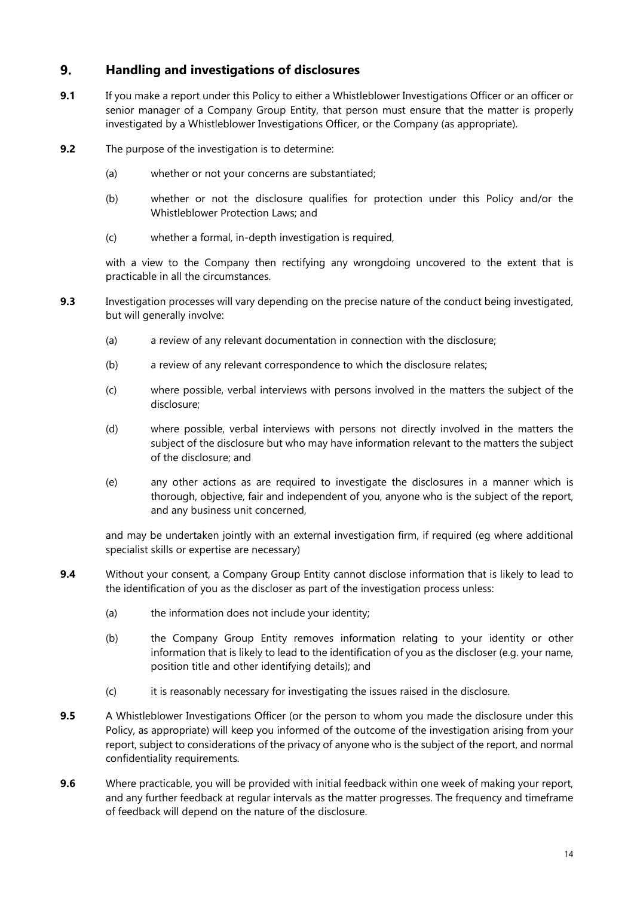## 9. Handling and investigations of disclosures

**9.1** If you make a report under this Policy to either a Whistleblower Investigations Officer or an officer or senior manager of a Company Group Entity, that person must ensure that the matter is properly investigated by a Whistleblower Investigations Officer, or the Company (as appropriate).

**9.2** The purpose of the investigation is to determine:

(a) whether or not your concerns are substantiated;

(b) whether or not the disclosure qualifies for protection under this Policy and/or the Whistleblower Protection Laws; and

(c) whether a formal, in-depth investigation is required,

with a view to the Company then rectifying any wrongdoing uncovered to the extent that is practicable in all the circumstances.

**9.3** Investigation processes will vary depending on the precise nature of the conduct being investigated, but will generally involve:

(a) a review of any relevant documentation in connection with the disclosure;

(b) a review of any relevant correspondence to which the disclosure relates;

(c) where possible, verbal interviews with persons involved in the matters the subject of the disclosure;

(d) where possible, verbal interviews with persons not directly involved in the matters the subject of the disclosure but who may have information relevant to the matters the subject of the disclosure; and

(e) any other actions as are required to investigate the disclosures in a manner which is thorough, objective, fair and independent of you, anyone who is the subject of the report, and any business unit concerned,

and may be undertaken jointly with an external investigation firm, if required (eg where additional specialist skills or expertise are necessary)

**9.4** Without your consent, a Company Group Entity cannot disclose information that is likely to lead to the identification of you as the discloser as part of the investigation process unless:

(a) the information does not include your identity;

(b) the Company Group Entity removes information relating to your identity or other information that is likely to lead to the identification of you as the discloser (e.g. your name, position title and other identifying details); and

(c) it is reasonably necessary for investigating the issues raised in the disclosure.

**9.5** A Whistleblower Investigations Officer (or the person to whom you made the disclosure under this Policy, as appropriate) will keep you informed of the outcome of the investigation arising from your report, subject to considerations of the privacy of anyone who is the subject of the report, and normal confidentiality requirements.

**9.6** Where practicable, you will be provided with initial feedback within one week of making your report, and any further feedback at regular intervals as the matter progresses. The frequency and timeframe of feedback will depend on the nature of the disclosure.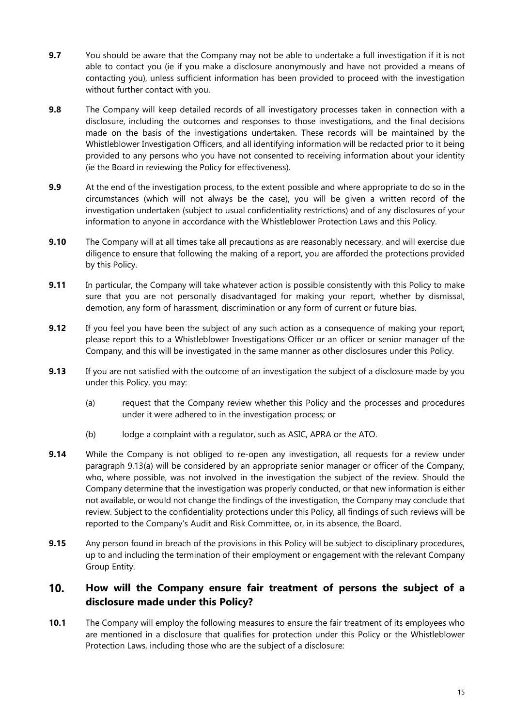**9.7** You should be aware that the Company may not be able to undertake a full investigation if it is not able to contact you (ie if you make a disclosure anonymously and have not provided a means of contacting you), unless sufficient information has been provided to proceed with the investigation without further contact with you.

**9.8** The Company will keep detailed records of all investigatory processes taken in connection with a disclosure, including the outcomes and responses to those investigations, and the final decisions made on the basis of the investigations undertaken. These records will be maintained by the Whistleblower Investigation Officers, and all identifying information will be redacted prior to it being provided to any persons who you have not consented to receiving information about your identity (ie the Board in reviewing the Policy for effectiveness).

**9.9** At the end of the investigation process, to the extent possible and where appropriate to do so in the circumstances (which will not always be the case), you will be given a written record of the investigation undertaken (subject to usual confidentiality restrictions) and of any disclosures of your information to anyone in accordance with the Whistleblower Protection Laws and this Policy.

**9.10** The Company will at all times take all precautions as are reasonably necessary, and will exercise due diligence to ensure that following the making of a report, you are afforded the protections provided by this Policy.

**9.11** In particular, the Company will take whatever action is possible consistently with this Policy to make sure that you are not personally disadvantaged for making your report, whether by dismissal, demotion, any form of harassment, discrimination or any form of current or future bias.

**9.12** If you feel you have been the subject of any such action as a consequence of making your report, please report this to a Whistleblower Investigations Officer or an officer or senior manager of the Company, and this will be investigated in the same manner as other disclosures under this Policy.

**9.13** If you are not satisfied with the outcome of an investigation the subject of a disclosure made by you under this Policy, you may:

(a) request that the Company review whether this Policy and the processes and procedures under it were adhered to in the investigation process; or

(b) lodge a complaint with a regulator, such as ASIC, APRA or the ATO.

**9.14** While the Company is not obliged to re-open any investigation, all requests for a review under paragraph 9.13(a) will be considered by an appropriate senior manager or officer of the Company, who, where possible, was not involved in the investigation the subject of the review. Should the Company determine that the investigation was properly conducted, or that new information is either not available, or would not change the findings of the investigation, the Company may conclude that review. Subject to the confidentiality protections under this Policy, all findings of such reviews will be reported to the Company's Audit and Risk Committee, or, in its absence, the Board.

**9.15** Any person found in breach of the provisions in this Policy will be subject to disciplinary procedures, up to and including the termination of their employment or engagement with the relevant Company Group Entity.

## 10. How will the Company ensure fair treatment of persons the subject of a disclosure made under this Policy?

**10.1** The Company will employ the following measures to ensure the fair treatment of its employees who are mentioned in a disclosure that qualifies for protection under this Policy or the Whistleblower Protection Laws, including those who are the subject of a disclosure: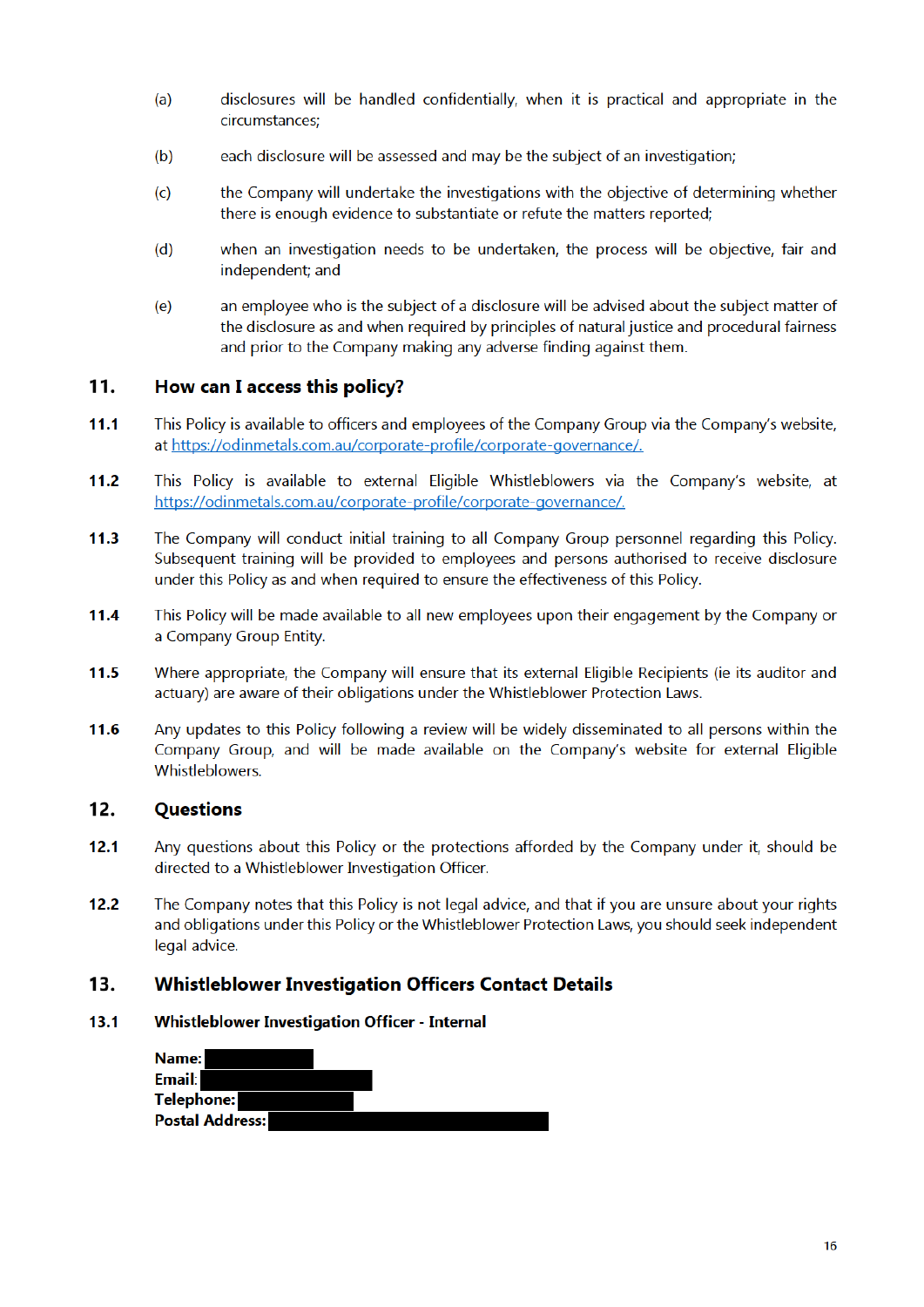(a) disclosures will be handled confidentially, when it is practical and appropriate in the circumstances;

(b) each disclosure will be assessed and may be the subject of an investigation;

(c) the Company will undertake the investigations with the objective of determining whether there is enough evidence to substantiate or refute the matters reported;

(d) when an investigation needs to be undertaken, the process will be objective, fair and independent; and

(e) an employee who is the subject of a disclosure will be advised about the subject matter of the disclosure as and when required by principles of natural justice and procedural fairness and prior to the Company making any adverse finding against them.

## 11. How can I access this policy?

**11.1** This Policy is available to officers and employees of the Company Group via the Company's website, at https://odinmetals.com.au/corporate-profile/corporate-governance/.

**11.2** This Policy is available to external Eligible Whistleblowers via the Company's website, at https://odinmetals.com.au/corporate-profile/corporate-governance/.

**11.3** The Company will conduct initial training to all Company Group personnel regarding this Policy. Subsequent training will be provided to employees and persons authorised to receive disclosure under this Policy as and when required to ensure the effectiveness of this Policy.

**11.4** This Policy will be made available to all new employees upon their engagement by the Company or a Company Group Entity.

**11.5** Where appropriate, the Company will ensure that its external Eligible Recipients (ie its auditor and actuary) are aware of their obligations under the Whistleblower Protection Laws.

**11.6** Any updates to this Policy following a review will be widely disseminated to all persons within the Company Group, and will be made available on the Company's website for external Eligible Whistleblowers.

## 12. Questions

**12.1** Any questions about this Policy or the protections afforded by the Company under it, should be directed to a Whistleblower Investigation Officer.

**12.2** The Company notes that this Policy is not legal advice, and that if you are unsure about your rights and obligations under this Policy or the Whistleblower Protection Laws, you should seek independent legal advice.

## 13. Whistleblower Investigation Officers Contact Details

### 13.1 Whistleblower Investigation Officer - Internal

**Name:** [redacted]
**Email:** [redacted]
**Telephone:** [redacted]
**Postal Address:** [redacted]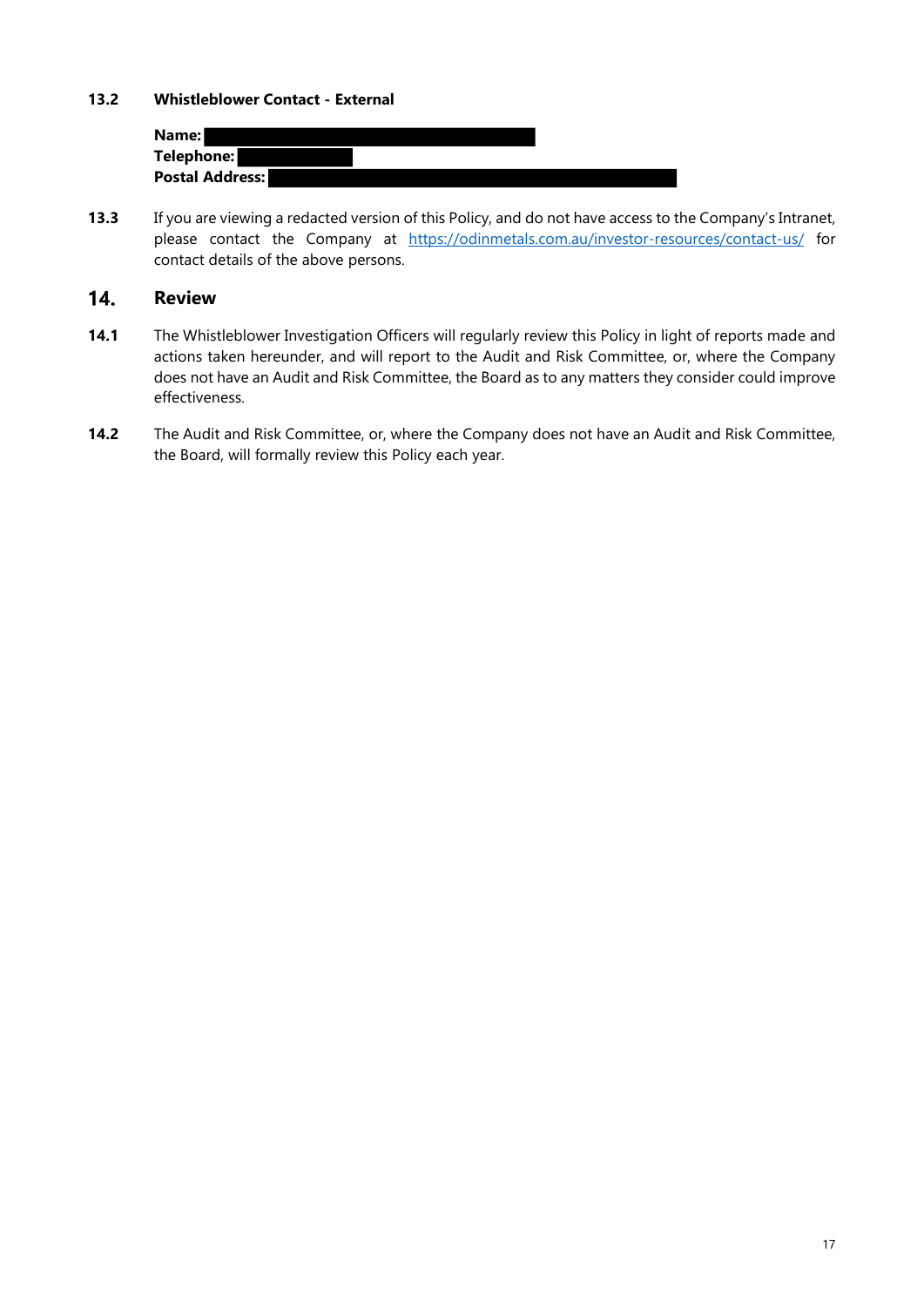**13.2 Whistleblower Contact - External**

**Name:** 
**Telephone:** 
**Postal Address:** 

**13.3** If you are viewing a redacted version of this Policy, and do not have access to the Company's Intranet, please contact the Company at [https://odinmetals.com.au/investor-resources/contact-us/](https://odinmetals.com.au/investor-resources/contact-us/) for contact details of the above persons.

## 14. Review

**14.1** The Whistleblower Investigation Officers will regularly review this Policy in light of reports made and actions taken hereunder, and will report to the Audit and Risk Committee, or, where the Company does not have an Audit and Risk Committee, the Board as to any matters they consider could improve effectiveness.

**14.2** The Audit and Risk Committee, or, where the Company does not have an Audit and Risk Committee, the Board, will formally review this Policy each year.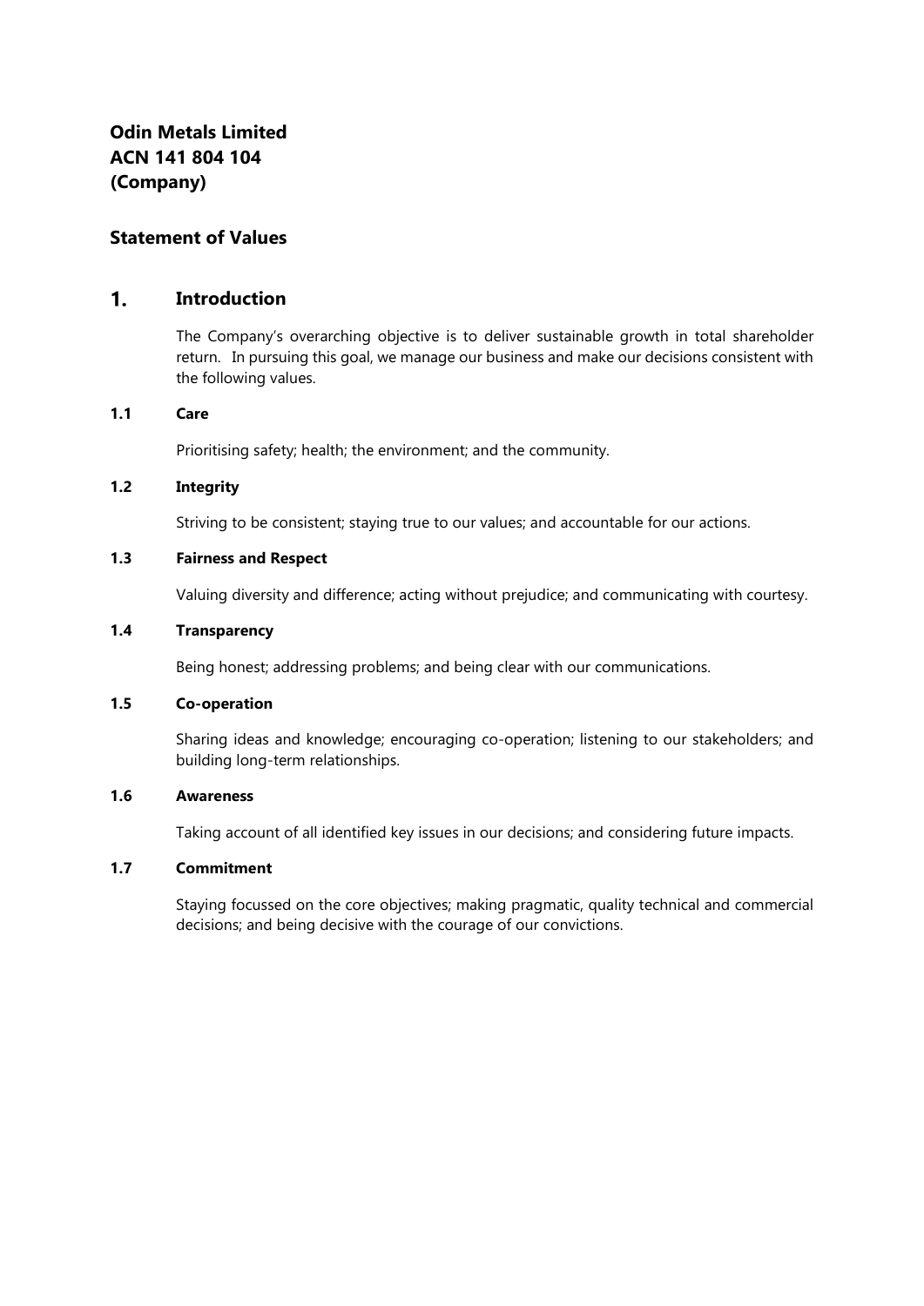**Odin Metals Limited**
**ACN 141 804 104**
**(Company)**

## Statement of Values

## 1. Introduction

The Company's overarching objective is to deliver sustainable growth in total shareholder return. In pursuing this goal, we manage our business and make our decisions consistent with the following values.

### 1.1 Care

Prioritising safety; health; the environment; and the community.

### 1.2 Integrity

Striving to be consistent; staying true to our values; and accountable for our actions.

### 1.3 Fairness and Respect

Valuing diversity and difference; acting without prejudice; and communicating with courtesy.

### 1.4 Transparency

Being honest; addressing problems; and being clear with our communications.

### 1.5 Co-operation

Sharing ideas and knowledge; encouraging co-operation; listening to our stakeholders; and building long-term relationships.

### 1.6 Awareness

Taking account of all identified key issues in our decisions; and considering future impacts.

### 1.7 Commitment

Staying focussed on the core objectives; making pragmatic, quality technical and commercial decisions; and being decisive with the courage of our convictions.